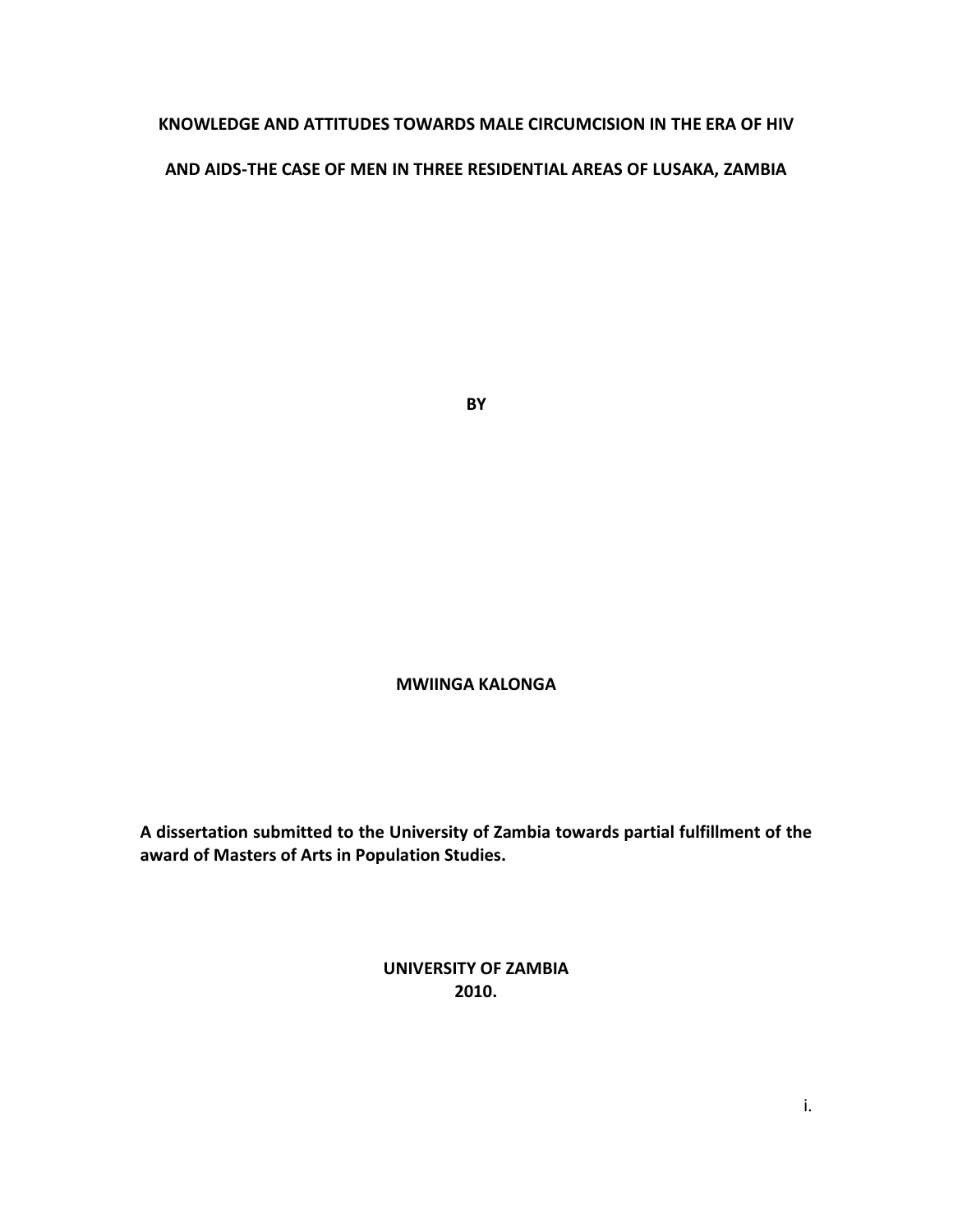# KNOWLEDGE AND ATTITUDES TOWARDS MALE CIRCUMCISION IN THE ERA OF HIV AND AIDS-THE CASE OF MEN IN THREE RESIDENTIAL AREAS OF LUSAKA, ZAMBIA

**BY**

**MWIINGA KALONGA**

**A dissertation submitted to the University of Zambia towards partial fulfillment of the award of Masters of Arts in Population Studies.**

**UNIVERSITY OF ZAMBIA**
**2010.**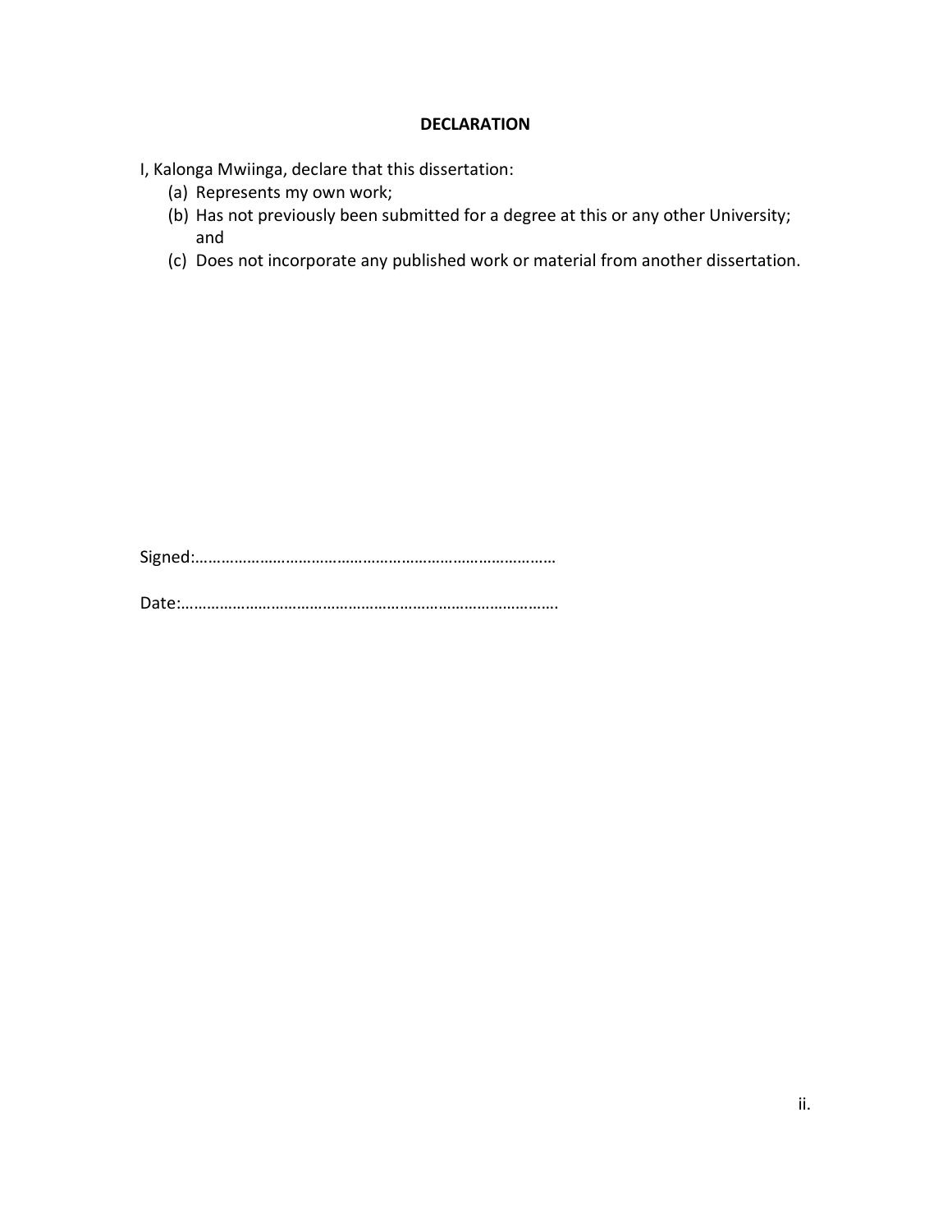## DECLARATION

I, Kalonga Mwiinga, declare that this dissertation:

(a) Represents my own work;
(b) Has not previously been submitted for a degree at this or any other University; and
(c) Does not incorporate any published work or material from another dissertation.

Signed:…………………………………………………………………………

Date:……………………………………………………………………………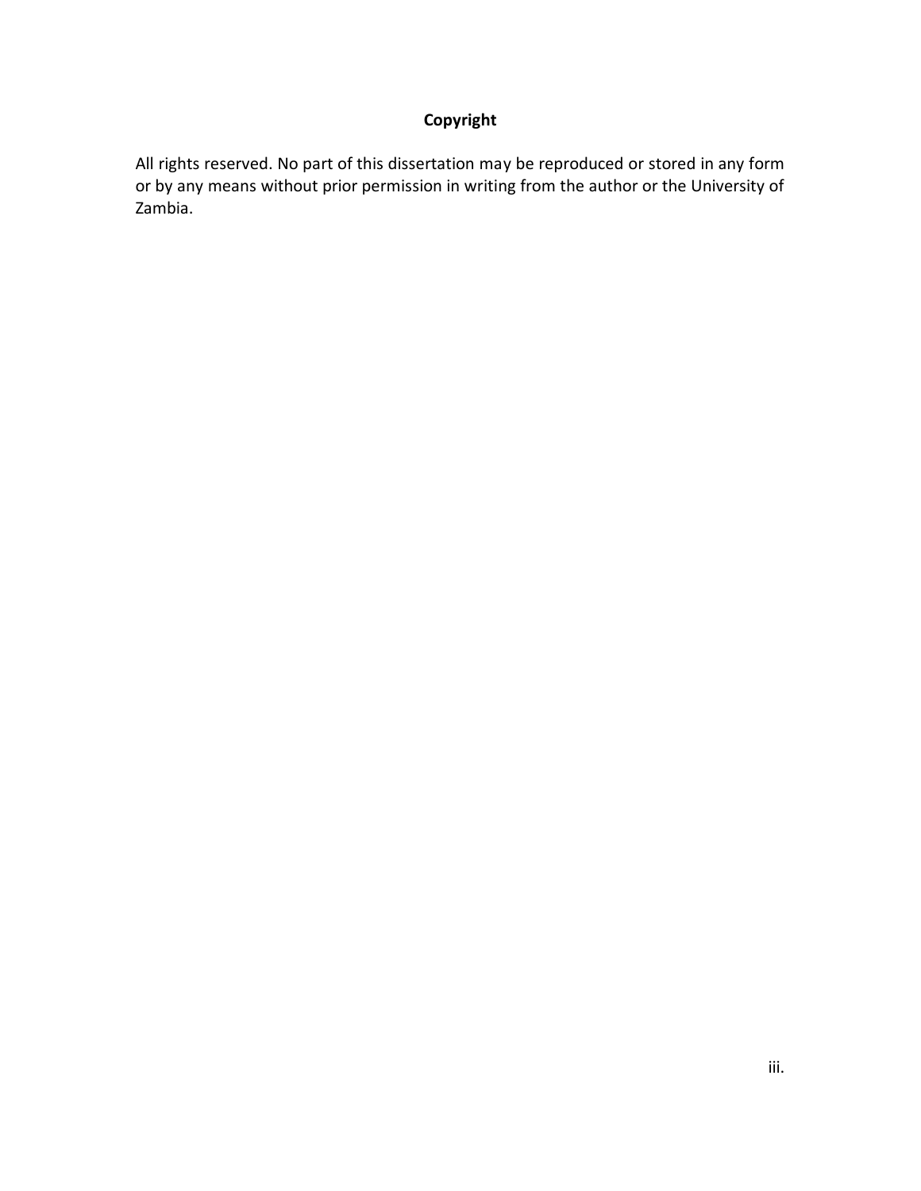## Copyright

All rights reserved. No part of this dissertation may be reproduced or stored in any form or by any means without prior permission in writing from the author or the University of Zambia.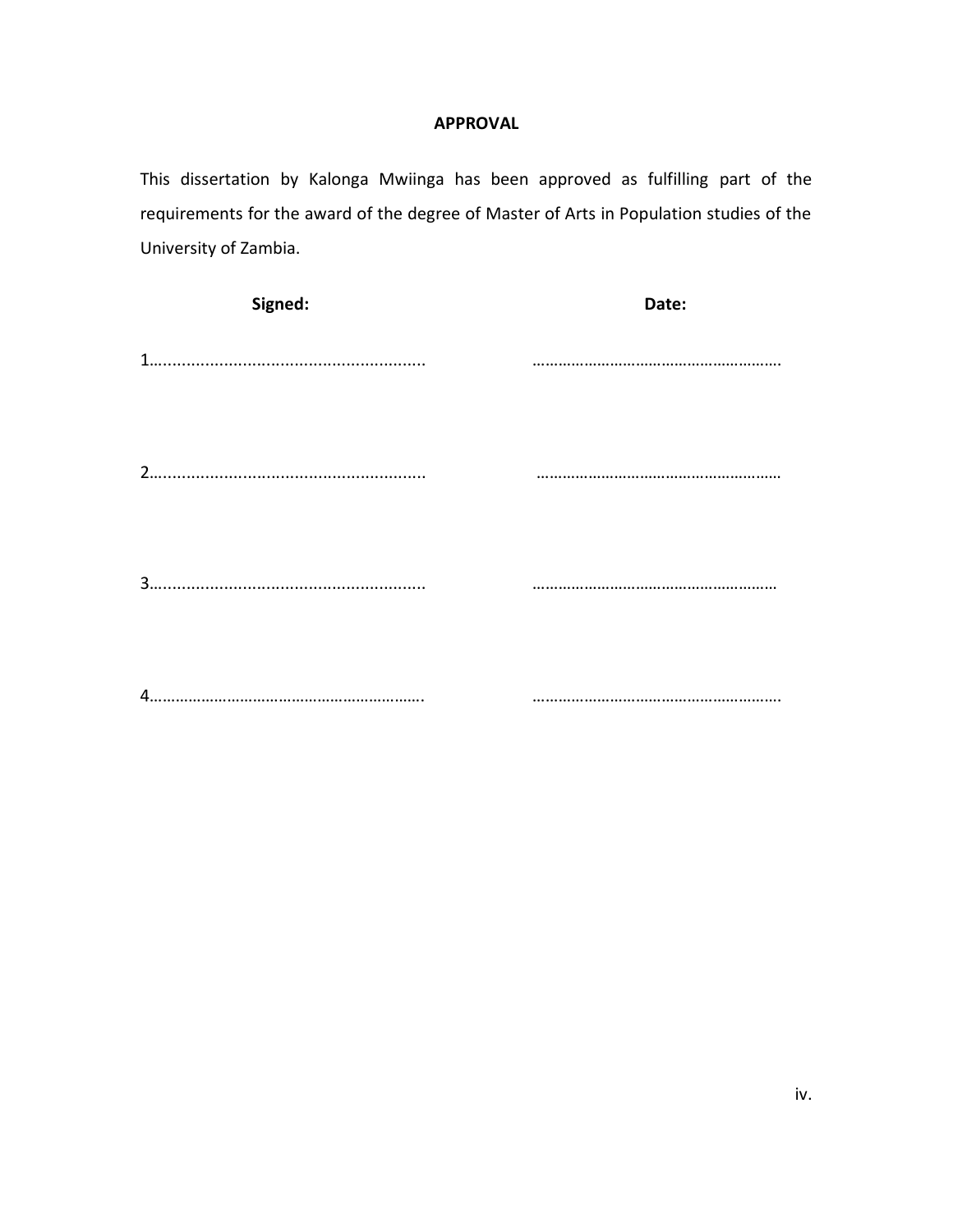## APPROVAL

This dissertation by Kalonga Mwiinga has been approved as fulfilling part of the requirements for the award of the degree of Master of Arts in Population studies of the University of Zambia.

| **Signed:** | **Date:** |
|---|---|
| 1........................................................ | ........................................................ |
| 2........................................................ | ........................................................ |
| 3........................................................ | ........................................................ |
| 4........................................................ | ........................................................ |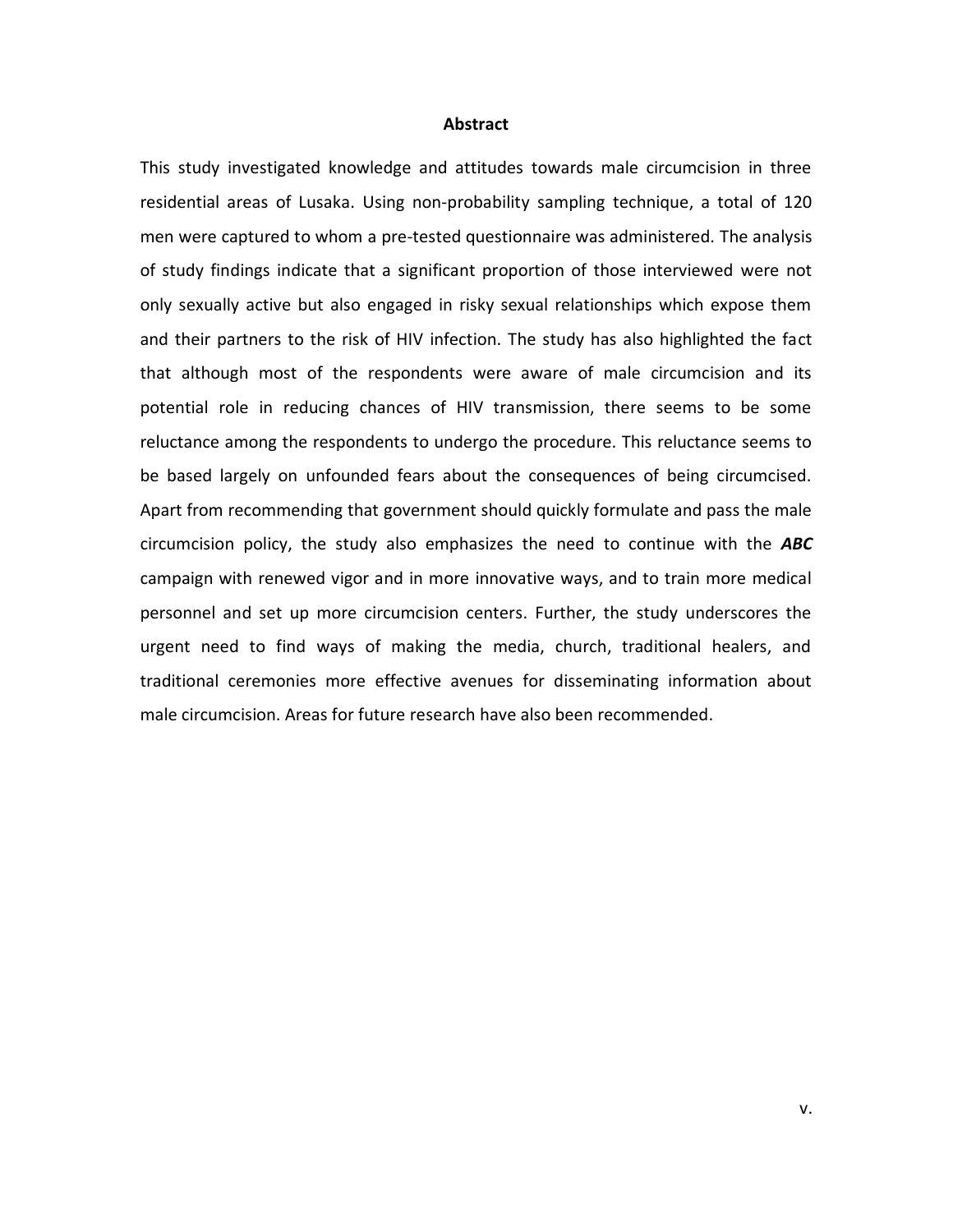## Abstract

This study investigated knowledge and attitudes towards male circumcision in three residential areas of Lusaka. Using non-probability sampling technique, a total of 120 men were captured to whom a pre-tested questionnaire was administered. The analysis of study findings indicate that a significant proportion of those interviewed were not only sexually active but also engaged in risky sexual relationships which expose them and their partners to the risk of HIV infection. The study has also highlighted the fact that although most of the respondents were aware of male circumcision and its potential role in reducing chances of HIV transmission, there seems to be some reluctance among the respondents to undergo the procedure. This reluctance seems to be based largely on unfounded fears about the consequences of being circumcised. Apart from recommending that government should quickly formulate and pass the male circumcision policy, the study also emphasizes the need to continue with the ***ABC*** campaign with renewed vigor and in more innovative ways, and to train more medical personnel and set up more circumcision centers. Further, the study underscores the urgent need to find ways of making the media, church, traditional healers, and traditional ceremonies more effective avenues for disseminating information about male circumcision. Areas for future research have also been recommended.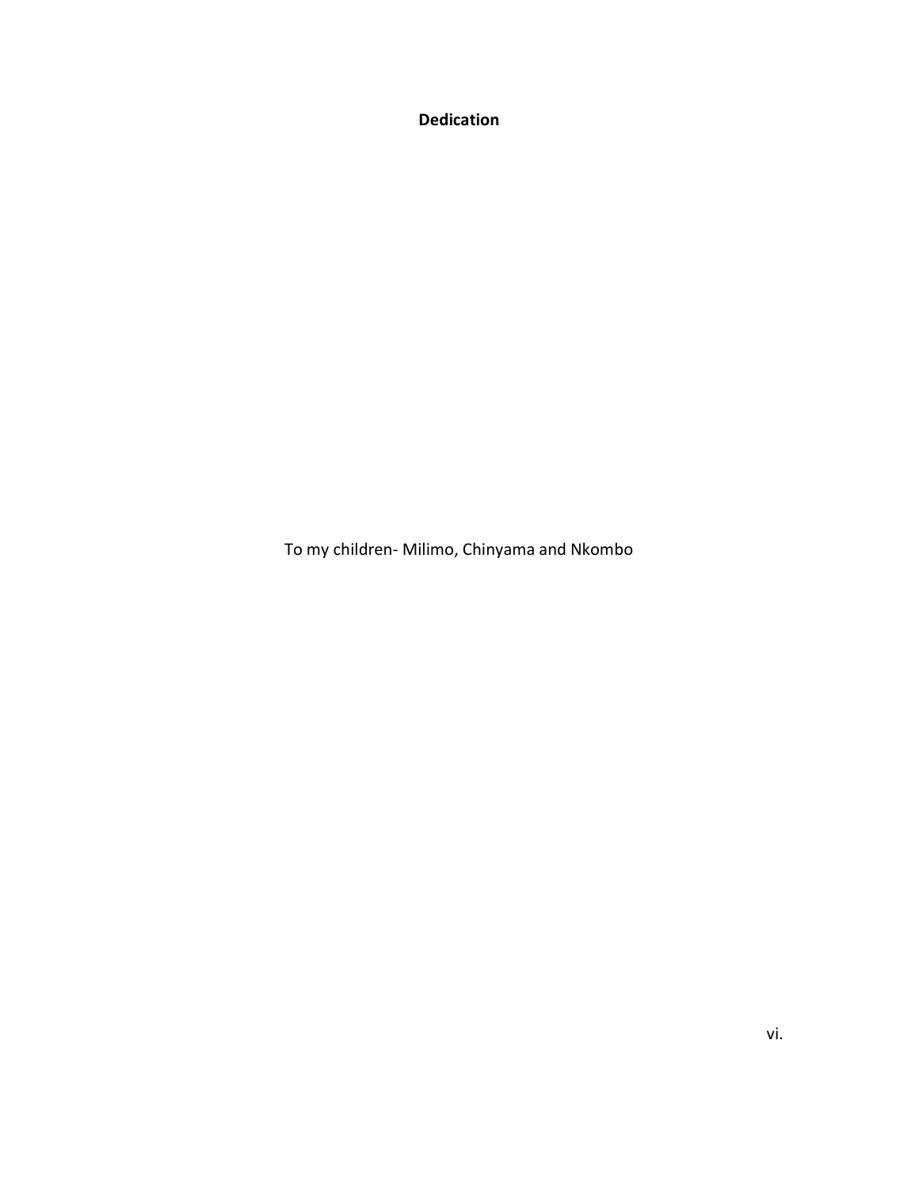# Dedication

To my children- Milimo, Chinyama and Nkombo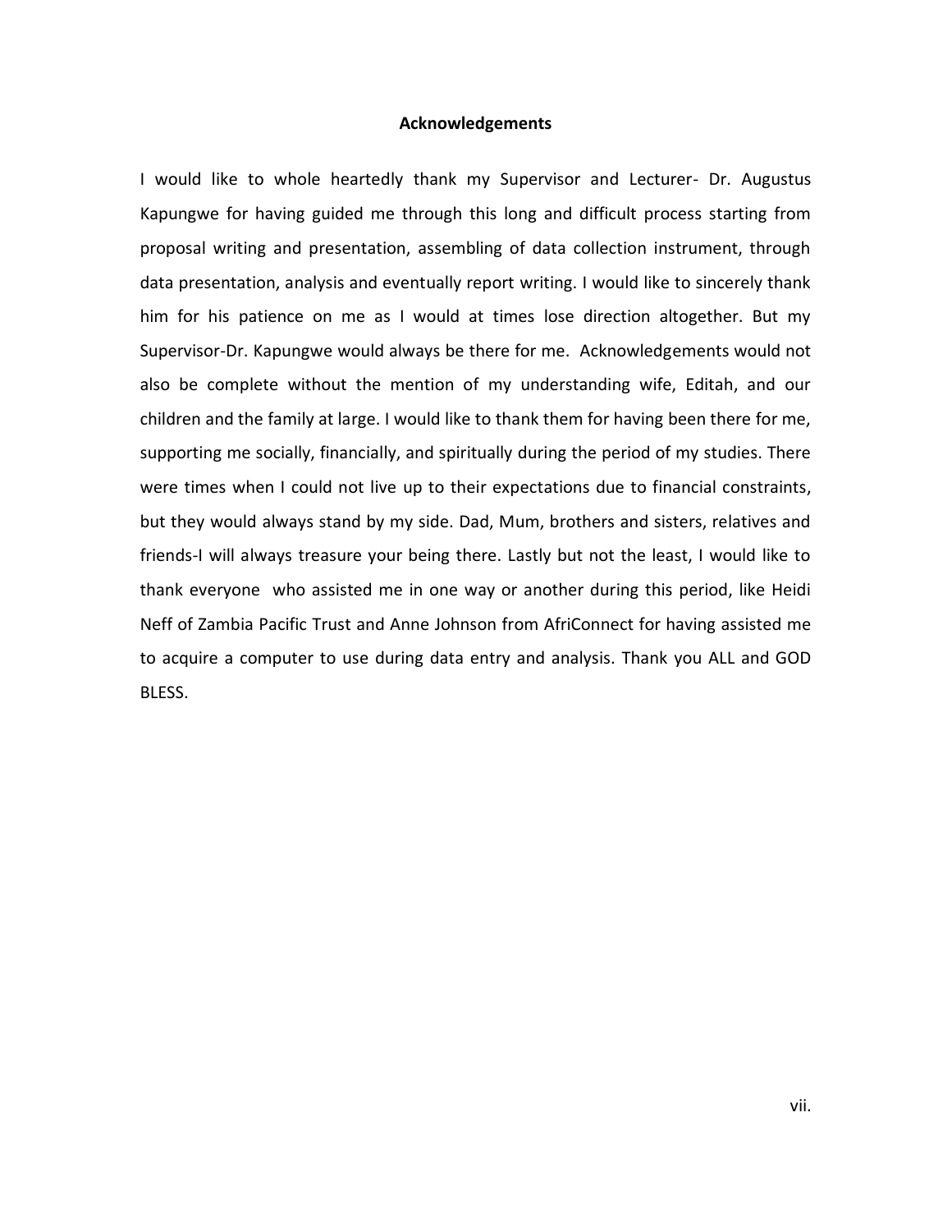## Acknowledgements

I would like to whole heartedly thank my Supervisor and Lecturer- Dr. Augustus Kapungwe for having guided me through this long and difficult process starting from proposal writing and presentation, assembling of data collection instrument, through data presentation, analysis and eventually report writing. I would like to sincerely thank him for his patience on me as I would at times lose direction altogether. But my Supervisor-Dr. Kapungwe would always be there for me. Acknowledgements would not also be complete without the mention of my understanding wife, Editah, and our children and the family at large. I would like to thank them for having been there for me, supporting me socially, financially, and spiritually during the period of my studies. There were times when I could not live up to their expectations due to financial constraints, but they would always stand by my side. Dad, Mum, brothers and sisters, relatives and friends-I will always treasure your being there. Lastly but not the least, I would like to thank everyone who assisted me in one way or another during this period, like Heidi Neff of Zambia Pacific Trust and Anne Johnson from AfriConnect for having assisted me to acquire a computer to use during data entry and analysis. Thank you ALL and GOD BLESS.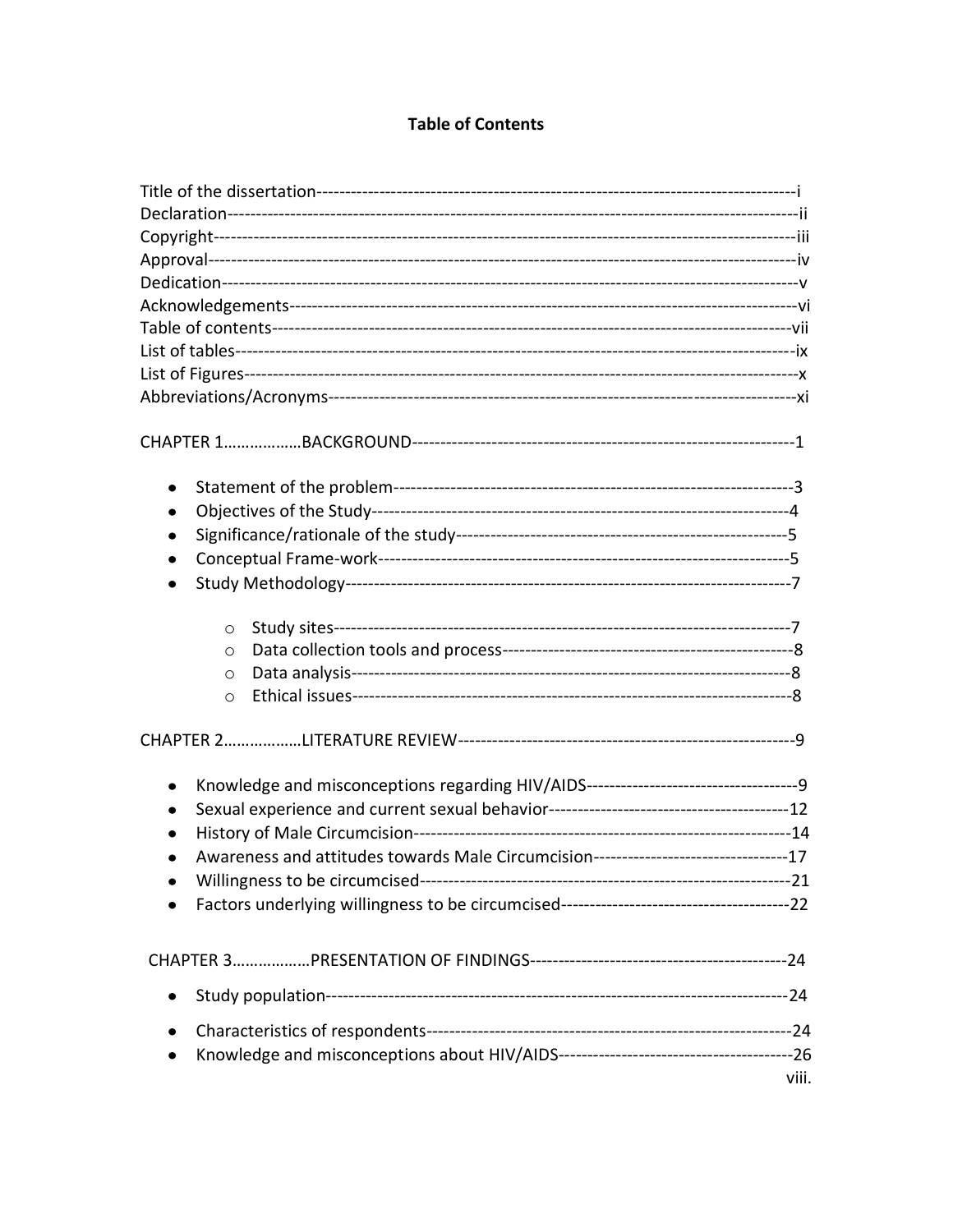## Table of Contents

Title of the dissertation-------------------------------------------------------------------------------i
Declaration--------------------------------------------------------------------------------------------------ii
Copyright---------------------------------------------------------------------------------------------------iii
Approval-----------------------------------------------------------------------------------------------------iv
Dedication---------------------------------------------------------------------------------------------------v
Acknowledgements----------------------------------------------------------------------------------------vi
Table of contents------------------------------------------------------------------------------------------vii
List of tables------------------------------------------------------------------------------------------------ix
List of Figures-----------------------------------------------------------------------------------------------x
Abbreviations/Acronyms----------------------------------------------------------------------------------xi

CHAPTER 1………………BACKGROUND------------------------------------------------------------------1

- Statement of the problem---------------------------------------------------------------------3
- Objectives of the Study------------------------------------------------------------------------4
- Significance/rationale of the study---------------------------------------------------------5
- Conceptual Frame-work-----------------------------------------------------------------------5
- Study Methodology----------------------------------------------------------------------------7
    - Study sites-------------------------------------------------------------------------------7
    - Data collection tools and process--------------------------------------------------8
    - Data analysis----------------------------------------------------------------------------8
    - Ethical issues----------------------------------------------------------------------------8

CHAPTER 2………………LITERATURE REVIEW----------------------------------------------------------9

- Knowledge and misconceptions regarding HIV/AIDS-------------------------------------9
- Sexual experience and current sexual behavior-----------------------------------------12
- History of Male Circumcision-----------------------------------------------------------------14
- Awareness and attitudes towards Male Circumcision---------------------------------17
- Willingness to be circumcised---------------------------------------------------------------21
- Factors underlying willingness to be circumcised---------------------------------------22

CHAPTER 3………………PRESENTATION OF FINDINGS--------------------------------------------24

- Study population-------------------------------------------------------------------------------24
- Characteristics of respondents--------------------------------------------------------------24
- Knowledge and misconceptions about HIV/AIDS----------------------------------------26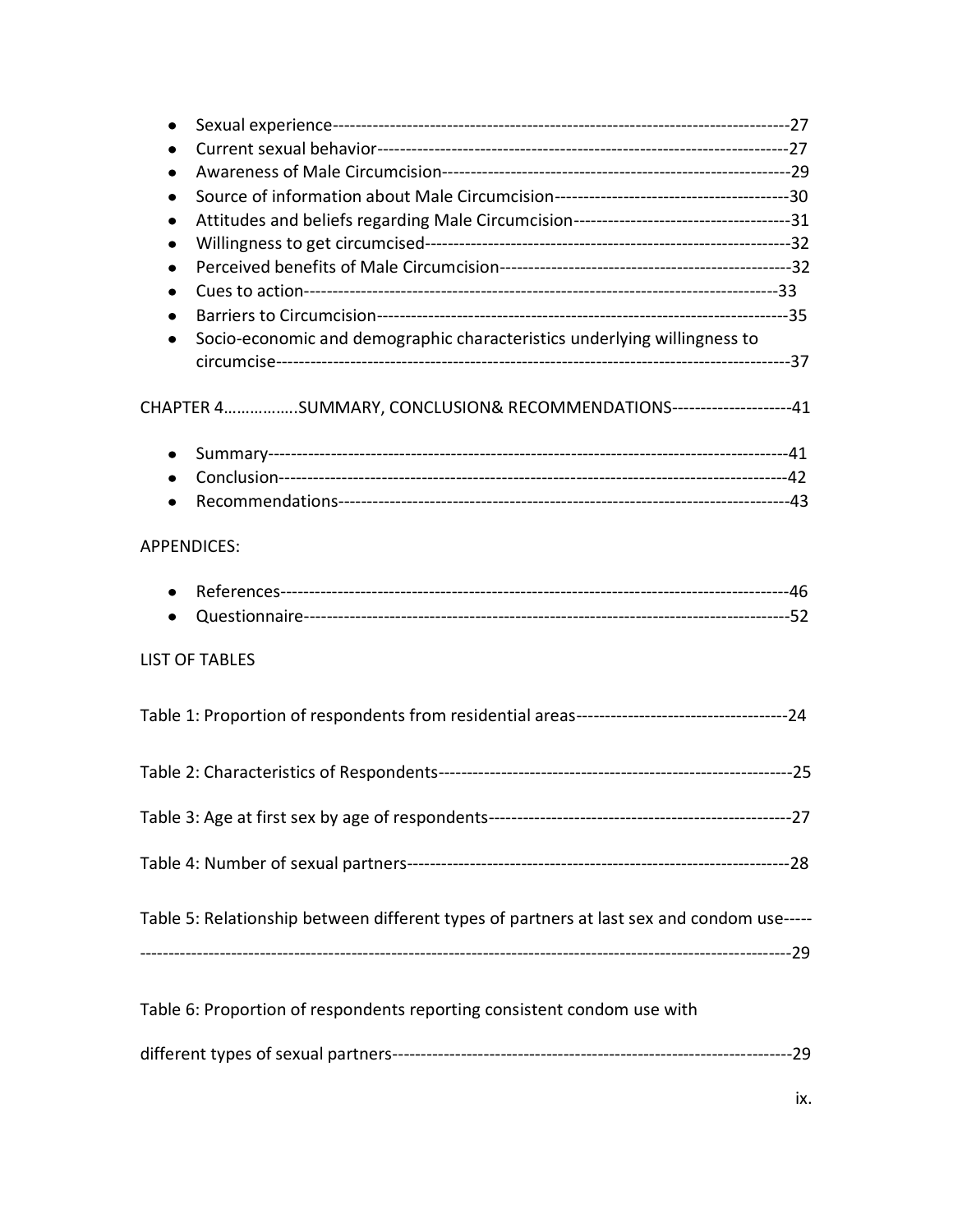- Sexual experience-------------------------------------------------------------------------------27
- Current sexual behavior------------------------------------------------------------------------27
- Awareness of Male Circumcision------------------------------------------------------------29
- Source of information about Male Circumcision----------------------------------------30
- Attitudes and beliefs regarding Male Circumcision--------------------------------------31
- Willingness to get circumcised---------------------------------------------------------------32
- Perceived benefits of Male Circumcision--------------------------------------------------32
- Cues to action-------------------------------------------------------------------------------33
- Barriers to Circumcision----------------------------------------------------------------------35
- Socio-economic and demographic characteristics underlying willingness to circumcise-------------------------------------------------------------------------------------37

CHAPTER 4……………..SUMMARY, CONCLUSION& RECOMMENDATIONS---------------------41

- Summary-------------------------------------------------------------------------------------------41
- Conclusion-----------------------------------------------------------------------------------------42
- Recommendations-------------------------------------------------------------------------------43

APPENDICES:

- References-----------------------------------------------------------------------------------------46
- Questionnaire--------------------------------------------------------------------------------------52

LIST OF TABLES

Table 1: Proportion of respondents from residential areas------------------------------------24

Table 2: Characteristics of Respondents-------------------------------------------------------------25

Table 3: Age at first sex by age of respondents----------------------------------------------------27

Table 4: Number of sexual partners-------------------------------------------------------------------28

Table 5: Relationship between different types of partners at last sex and condom use-----
----------------------------------------------------------------------------------------------------------------29

Table 6: Proportion of respondents reporting consistent condom use with different types of sexual partners--------------------------------------------------------------------29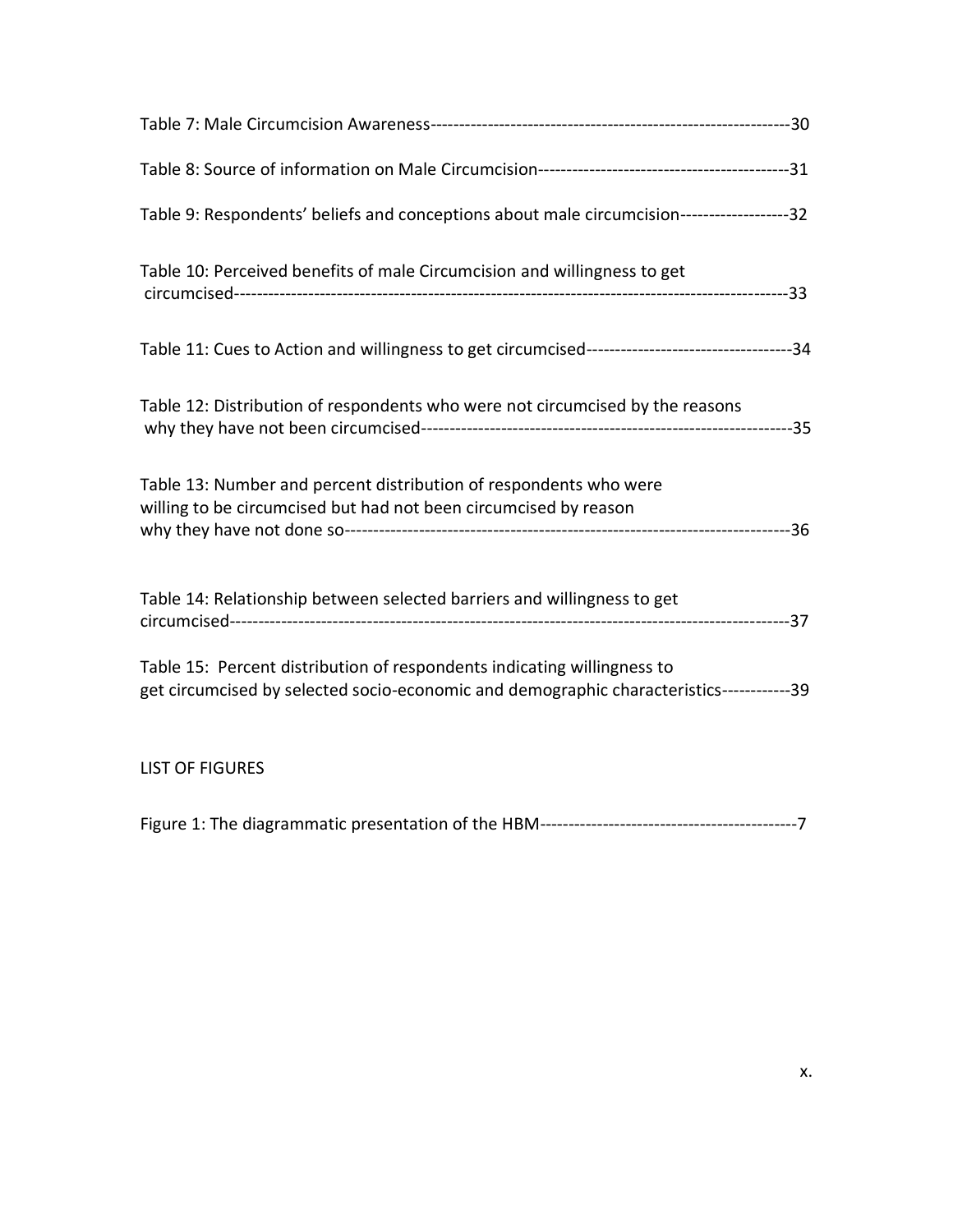Table 7: Male Circumcision Awareness---------------------------------------------------------------30

Table 8: Source of information on Male Circumcision--------------------------------------------31

Table 9: Respondents' beliefs and conceptions about male circumcision-------------------32

Table 10: Perceived benefits of male Circumcision and willingness to get circumcised-----------------------------------------------------------------------------------------------33

Table 11: Cues to Action and willingness to get circumcised-----------------------------------34

Table 12: Distribution of respondents who were not circumcised by the reasons why they have not been circumcised--------------------------------------------------------------35

Table 13: Number and percent distribution of respondents who were willing to be circumcised but had not been circumcised by reason why they have not done so---------------------------------------------------------------------------36

Table 14: Relationship between selected barriers and willingness to get circumcised-----------------------------------------------------------------------------------------------37

Table 15: Percent distribution of respondents indicating willingness to get circumcised by selected socio-economic and demographic characteristics------------39

LIST OF FIGURES

Figure 1: The diagrammatic presentation of the HBM--------------------------------------------7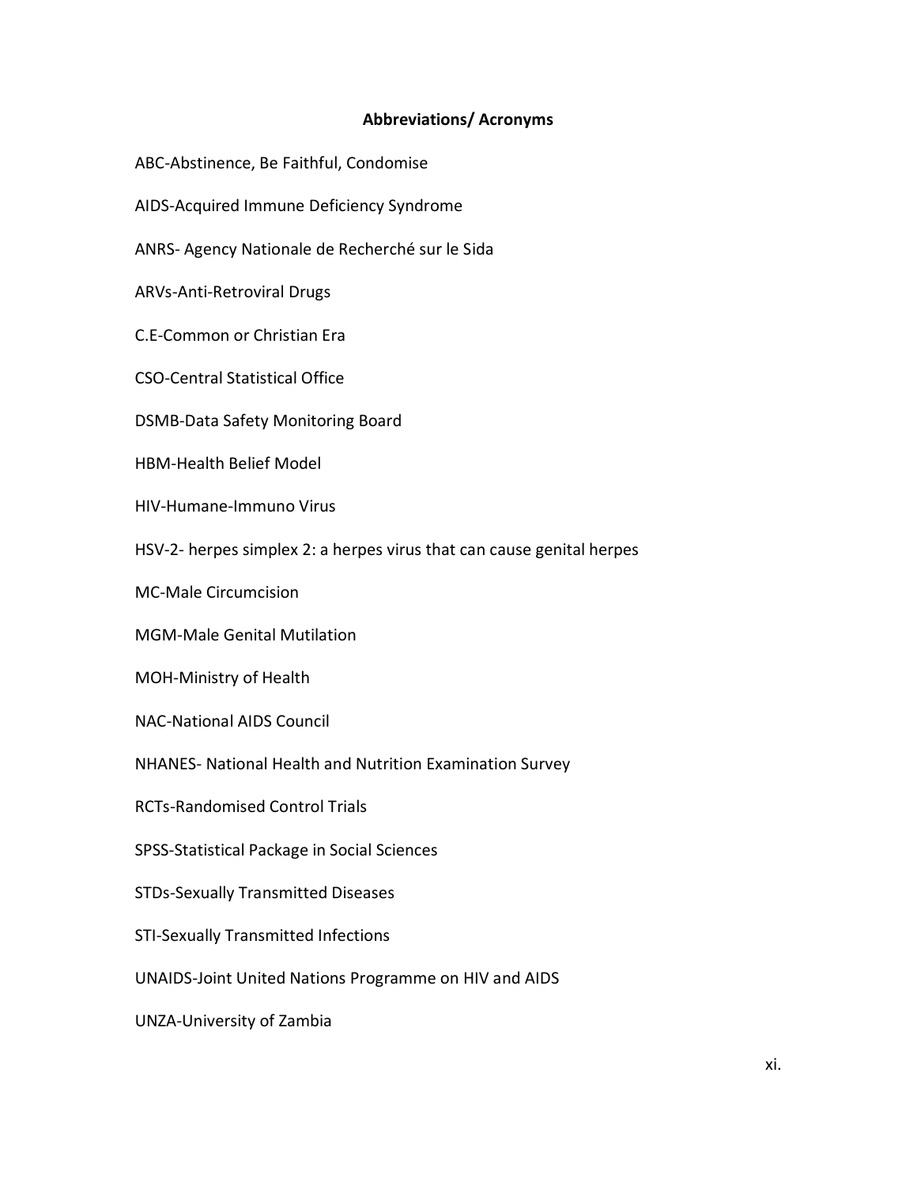## Abbreviations/ Acronyms

ABC-Abstinence, Be Faithful, Condomise

AIDS-Acquired Immune Deficiency Syndrome

ANRS- Agency Nationale de Recherché sur le Sida

ARVs-Anti-Retroviral Drugs

C.E-Common or Christian Era

CSO-Central Statistical Office

DSMB-Data Safety Monitoring Board

HBM-Health Belief Model

HIV-Humane-Immuno Virus

HSV-2- herpes simplex 2: a herpes virus that can cause genital herpes

MC-Male Circumcision

MGM-Male Genital Mutilation

MOH-Ministry of Health

NAC-National AIDS Council

NHANES- National Health and Nutrition Examination Survey

RCTs-Randomised Control Trials

SPSS-Statistical Package in Social Sciences

STDs-Sexually Transmitted Diseases

STI-Sexually Transmitted Infections

UNAIDS-Joint United Nations Programme on HIV and AIDS

UNZA-University of Zambia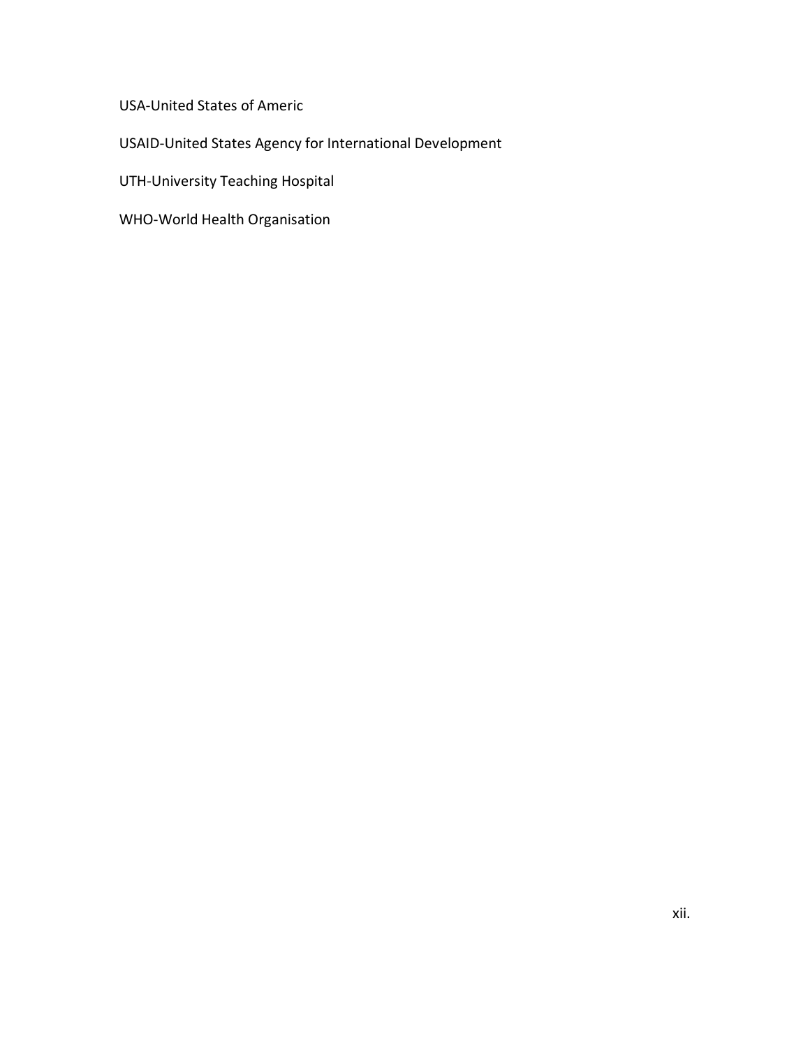USA-United States of Americ

USAID-United States Agency for International Development

UTH-University Teaching Hospital

WHO-World Health Organisation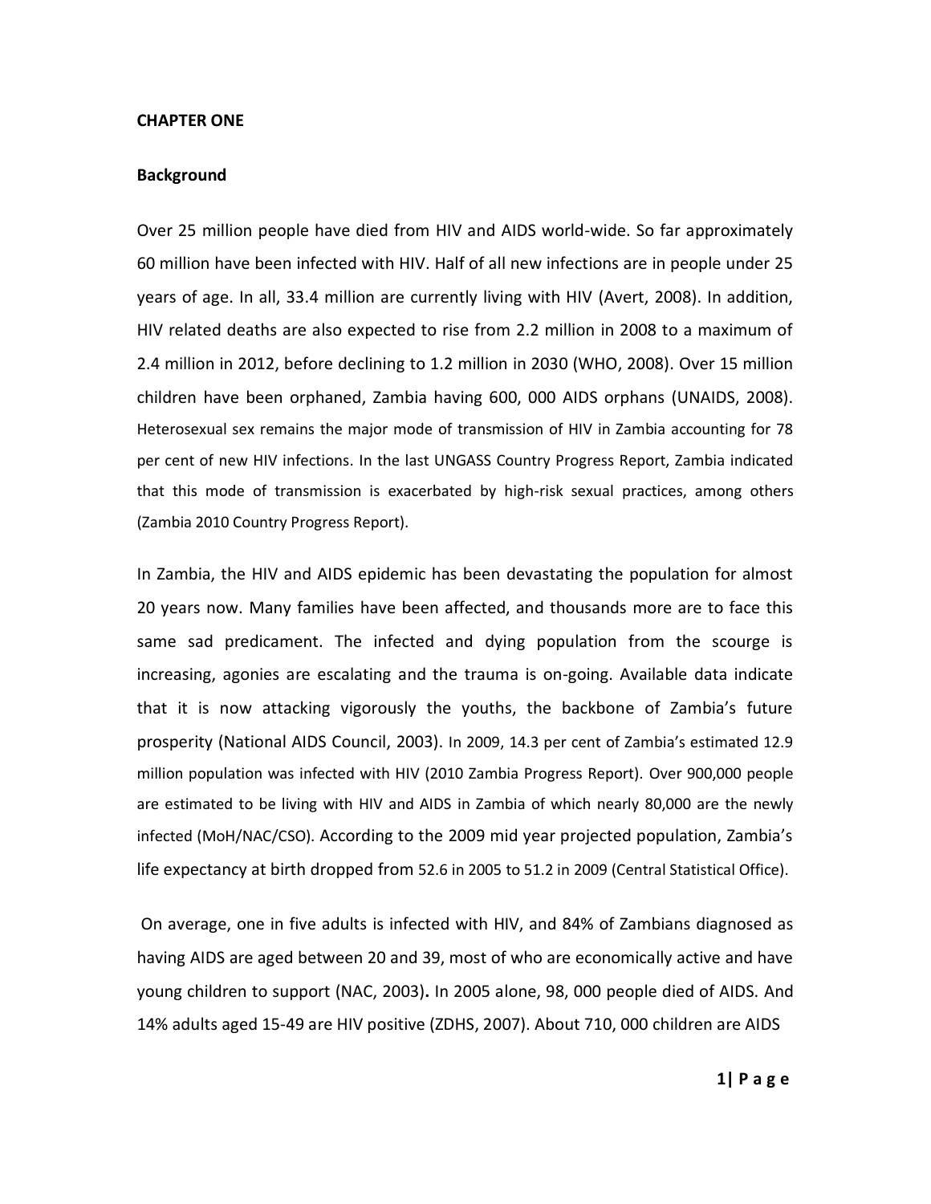**CHAPTER ONE**

**Background**

Over 25 million people have died from HIV and AIDS world-wide. So far approximately 60 million have been infected with HIV. Half of all new infections are in people under 25 years of age. In all, 33.4 million are currently living with HIV (Avert, 2008). In addition, HIV related deaths are also expected to rise from 2.2 million in 2008 to a maximum of 2.4 million in 2012, before declining to 1.2 million in 2030 (WHO, 2008). Over 15 million children have been orphaned, Zambia having 600, 000 AIDS orphans (UNAIDS, 2008). Heterosexual sex remains the major mode of transmission of HIV in Zambia accounting for 78 per cent of new HIV infections. In the last UNGASS Country Progress Report, Zambia indicated that this mode of transmission is exacerbated by high-risk sexual practices, among others (Zambia 2010 Country Progress Report).

In Zambia, the HIV and AIDS epidemic has been devastating the population for almost 20 years now. Many families have been affected, and thousands more are to face this same sad predicament. The infected and dying population from the scourge is increasing, agonies are escalating and the trauma is on-going. Available data indicate that it is now attacking vigorously the youths, the backbone of Zambia's future prosperity (National AIDS Council, 2003). In 2009, 14.3 per cent of Zambia's estimated 12.9 million population was infected with HIV (2010 Zambia Progress Report). Over 900,000 people are estimated to be living with HIV and AIDS in Zambia of which nearly 80,000 are the newly infected (MoH/NAC/CSO). According to the 2009 mid year projected population, Zambia's life expectancy at birth dropped from 52.6 in 2005 to 51.2 in 2009 (Central Statistical Office).

On average, one in five adults is infected with HIV, and 84% of Zambians diagnosed as having AIDS are aged between 20 and 39, most of who are economically active and have young children to support (NAC, 2003)**.** In 2005 alone, 98, 000 people died of AIDS. And 14% adults aged 15-49 are HIV positive (ZDHS, 2007). About 710, 000 children are AIDS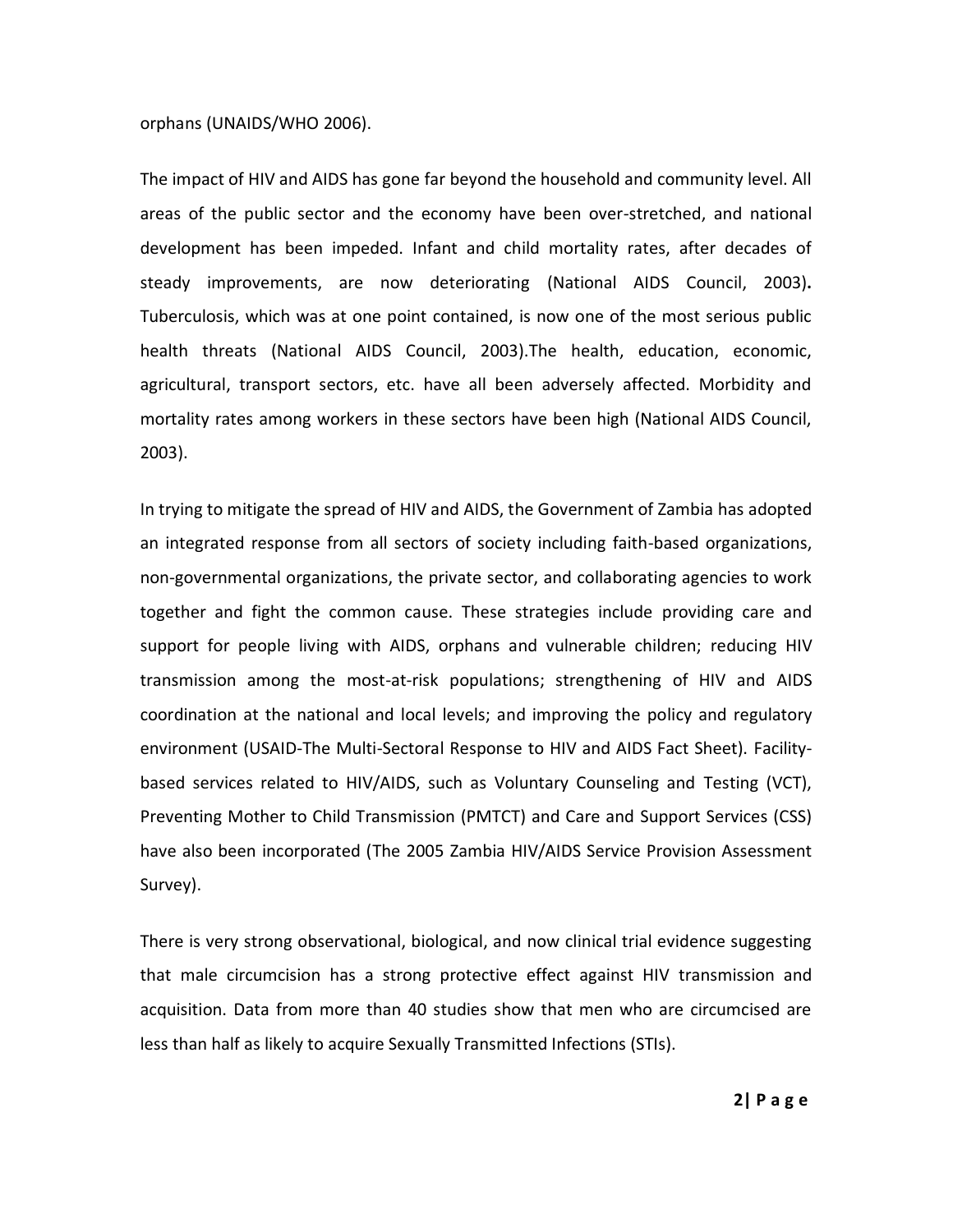orphans (UNAIDS/WHO 2006).

The impact of HIV and AIDS has gone far beyond the household and community level. All areas of the public sector and the economy have been over-stretched, and national development has been impeded. Infant and child mortality rates, after decades of steady improvements, are now deteriorating (National AIDS Council, 2003)**.** Tuberculosis, which was at one point contained, is now one of the most serious public health threats (National AIDS Council, 2003).The health, education, economic, agricultural, transport sectors, etc. have all been adversely affected. Morbidity and mortality rates among workers in these sectors have been high (National AIDS Council, 2003).

In trying to mitigate the spread of HIV and AIDS, the Government of Zambia has adopted an integrated response from all sectors of society including faith-based organizations, non-governmental organizations, the private sector, and collaborating agencies to work together and fight the common cause. These strategies include providing care and support for people living with AIDS, orphans and vulnerable children; reducing HIV transmission among the most-at-risk populations; strengthening of HIV and AIDS coordination at the national and local levels; and improving the policy and regulatory environment (USAID-The Multi-Sectoral Response to HIV and AIDS Fact Sheet). Facility-based services related to HIV/AIDS, such as Voluntary Counseling and Testing (VCT), Preventing Mother to Child Transmission (PMTCT) and Care and Support Services (CSS) have also been incorporated (The 2005 Zambia HIV/AIDS Service Provision Assessment Survey).

There is very strong observational, biological, and now clinical trial evidence suggesting that male circumcision has a strong protective effect against HIV transmission and acquisition. Data from more than 40 studies show that men who are circumcised are less than half as likely to acquire Sexually Transmitted Infections (STIs).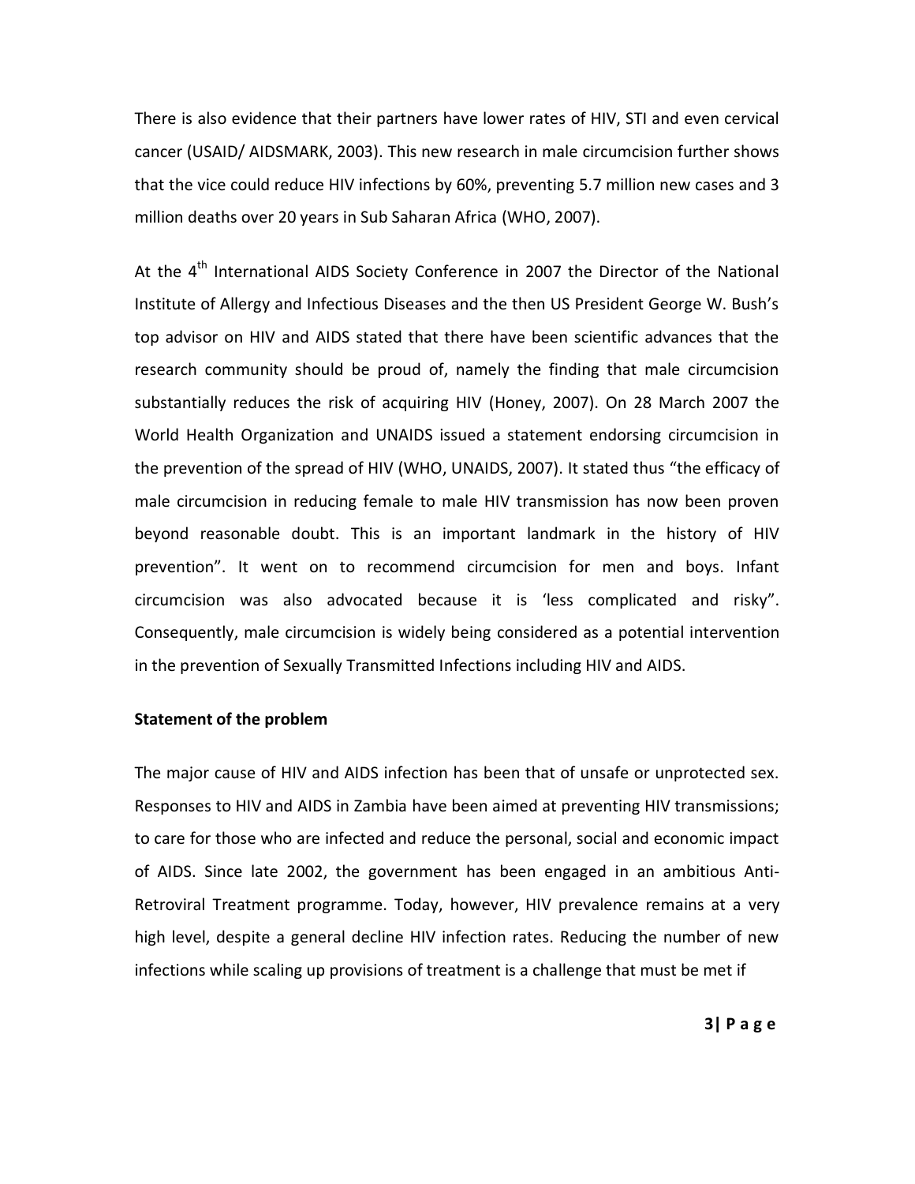There is also evidence that their partners have lower rates of HIV, STI and even cervical cancer (USAID/ AIDSMARK, 2003). This new research in male circumcision further shows that the vice could reduce HIV infections by 60%, preventing 5.7 million new cases and 3 million deaths over 20 years in Sub Saharan Africa (WHO, 2007).

At the 4th International AIDS Society Conference in 2007 the Director of the National Institute of Allergy and Infectious Diseases and the then US President George W. Bush's top advisor on HIV and AIDS stated that there have been scientific advances that the research community should be proud of, namely the finding that male circumcision substantially reduces the risk of acquiring HIV (Honey, 2007). On 28 March 2007 the World Health Organization and UNAIDS issued a statement endorsing circumcision in the prevention of the spread of HIV (WHO, UNAIDS, 2007). It stated thus "the efficacy of male circumcision in reducing female to male HIV transmission has now been proven beyond reasonable doubt. This is an important landmark in the history of HIV prevention". It went on to recommend circumcision for men and boys. Infant circumcision was also advocated because it is 'less complicated and risky". Consequently, male circumcision is widely being considered as a potential intervention in the prevention of Sexually Transmitted Infections including HIV and AIDS.

**Statement of the problem**

The major cause of HIV and AIDS infection has been that of unsafe or unprotected sex. Responses to HIV and AIDS in Zambia have been aimed at preventing HIV transmissions; to care for those who are infected and reduce the personal, social and economic impact of AIDS. Since late 2002, the government has been engaged in an ambitious Anti-Retroviral Treatment programme. Today, however, HIV prevalence remains at a very high level, despite a general decline HIV infection rates. Reducing the number of new infections while scaling up provisions of treatment is a challenge that must be met if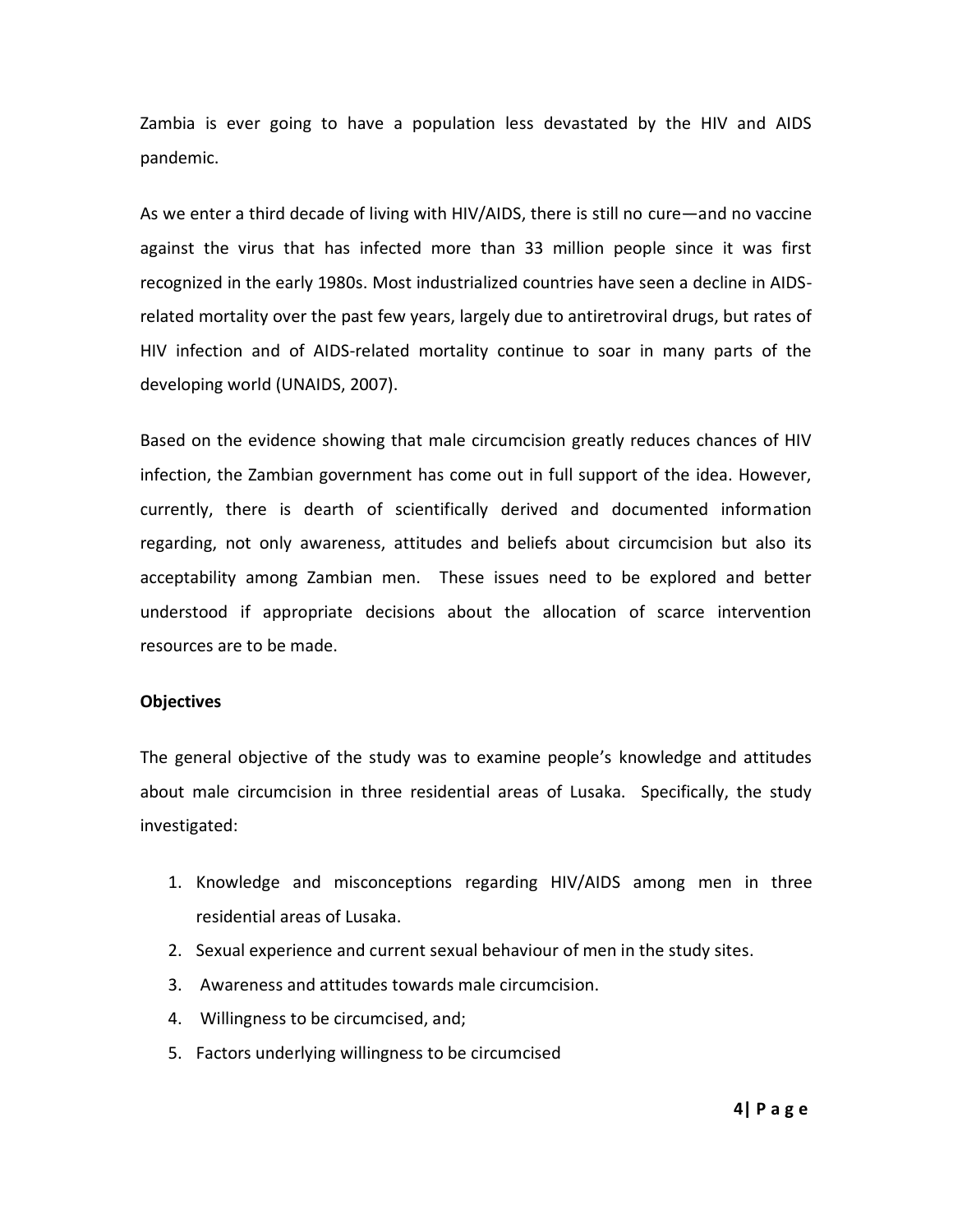Zambia is ever going to have a population less devastated by the HIV and AIDS pandemic.

As we enter a third decade of living with HIV/AIDS, there is still no cure—and no vaccine against the virus that has infected more than 33 million people since it was first recognized in the early 1980s. Most industrialized countries have seen a decline in AIDS-related mortality over the past few years, largely due to antiretroviral drugs, but rates of HIV infection and of AIDS-related mortality continue to soar in many parts of the developing world (UNAIDS, 2007).

Based on the evidence showing that male circumcision greatly reduces chances of HIV infection, the Zambian government has come out in full support of the idea. However, currently, there is dearth of scientifically derived and documented information regarding, not only awareness, attitudes and beliefs about circumcision but also its acceptability among Zambian men. These issues need to be explored and better understood if appropriate decisions about the allocation of scarce intervention resources are to be made.

**Objectives**

The general objective of the study was to examine people's knowledge and attitudes about male circumcision in three residential areas of Lusaka. Specifically, the study investigated:

1. Knowledge and misconceptions regarding HIV/AIDS among men in three residential areas of Lusaka.
2. Sexual experience and current sexual behaviour of men in the study sites.
3. Awareness and attitudes towards male circumcision.
4. Willingness to be circumcised, and;
5. Factors underlying willingness to be circumcised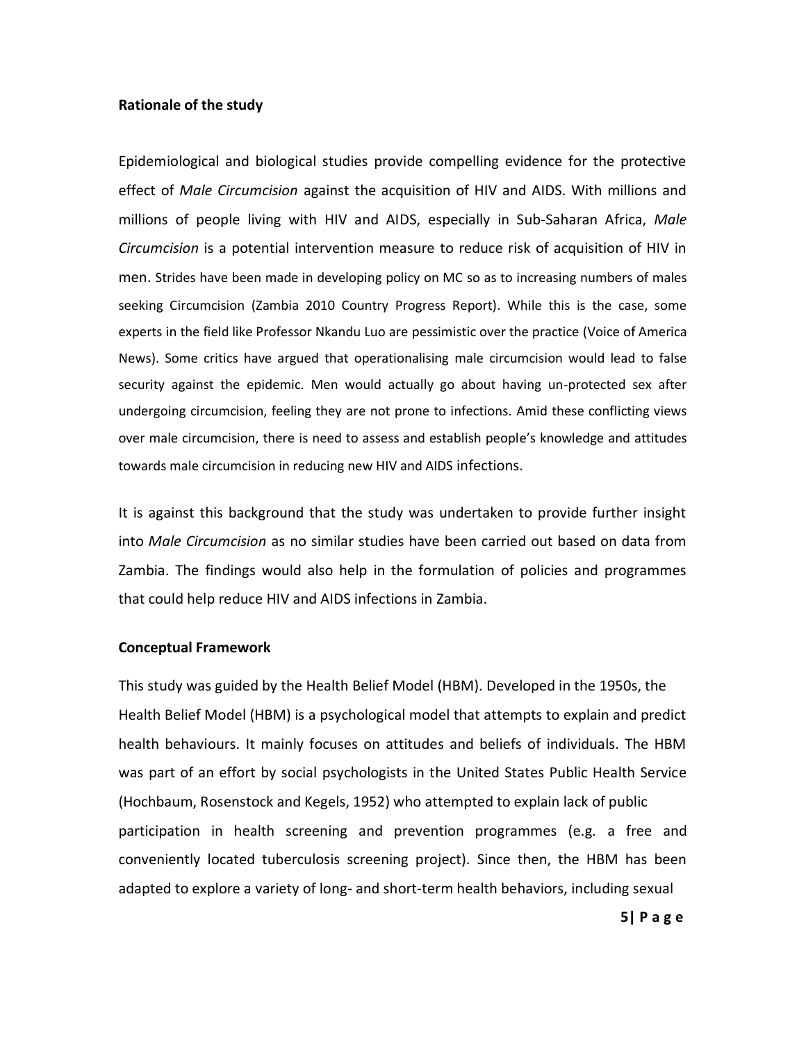**Rationale of the study**

Epidemiological and biological studies provide compelling evidence for the protective effect of *Male Circumcision* against the acquisition of HIV and AIDS. With millions and millions of people living with HIV and AIDS, especially in Sub-Saharan Africa, *Male Circumcision* is a potential intervention measure to reduce risk of acquisition of HIV in men. Strides have been made in developing policy on MC so as to increasing numbers of males seeking Circumcision (Zambia 2010 Country Progress Report). While this is the case, some experts in the field like Professor Nkandu Luo are pessimistic over the practice (Voice of America News). Some critics have argued that operationalising male circumcision would lead to false security against the epidemic. Men would actually go about having un-protected sex after undergoing circumcision, feeling they are not prone to infections. Amid these conflicting views over male circumcision, there is need to assess and establish people's knowledge and attitudes towards male circumcision in reducing new HIV and AIDS infections.

It is against this background that the study was undertaken to provide further insight into *Male Circumcision* as no similar studies have been carried out based on data from Zambia. The findings would also help in the formulation of policies and programmes that could help reduce HIV and AIDS infections in Zambia.

**Conceptual Framework**

This study was guided by the Health Belief Model (HBM). Developed in the 1950s, the Health Belief Model (HBM) is a psychological model that attempts to explain and predict health behaviours. It mainly focuses on attitudes and beliefs of individuals. The HBM was part of an effort by social psychologists in the United States Public Health Service (Hochbaum, Rosenstock and Kegels, 1952) who attempted to explain lack of public participation in health screening and prevention programmes (e.g. a free and conveniently located tuberculosis screening project). Since then, the HBM has been adapted to explore a variety of long- and short-term health behaviors, including sexual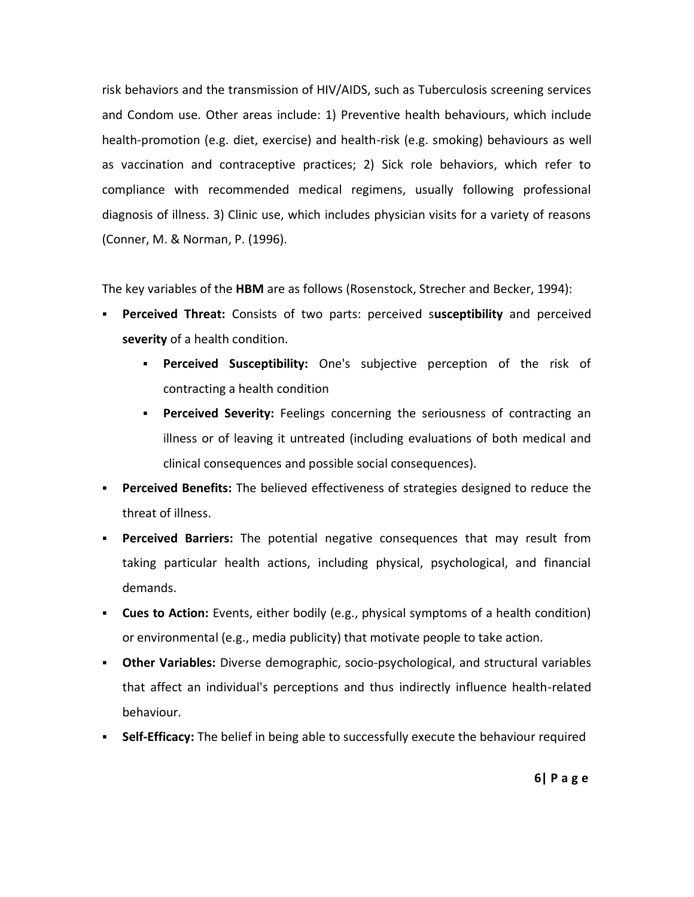risk behaviors and the transmission of HIV/AIDS, such as Tuberculosis screening services and Condom use. Other areas include: 1) Preventive health behaviours, which include health-promotion (e.g. diet, exercise) and health-risk (e.g. smoking) behaviours as well as vaccination and contraceptive practices; 2) Sick role behaviors, which refer to compliance with recommended medical regimens, usually following professional diagnosis of illness. 3) Clinic use, which includes physician visits for a variety of reasons (Conner, M. & Norman, P. (1996).

The key variables of the **HBM** are as follows (Rosenstock, Strecher and Becker, 1994):

- **Perceived Threat:** Consists of two parts: perceived s**usceptibility** and perceived **severity** of a health condition.
    - **Perceived Susceptibility:** One's subjective perception of the risk of contracting a health condition
    - **Perceived Severity:** Feelings concerning the seriousness of contracting an illness or of leaving it untreated (including evaluations of both medical and clinical consequences and possible social consequences).
- **Perceived Benefits:** The believed effectiveness of strategies designed to reduce the threat of illness.
- **Perceived Barriers:** The potential negative consequences that may result from taking particular health actions, including physical, psychological, and financial demands.
- **Cues to Action:** Events, either bodily (e.g., physical symptoms of a health condition) or environmental (e.g., media publicity) that motivate people to take action.
- **Other Variables:** Diverse demographic, socio-psychological, and structural variables that affect an individual's perceptions and thus indirectly influence health-related behaviour.
- **Self-Efficacy:** The belief in being able to successfully execute the behaviour required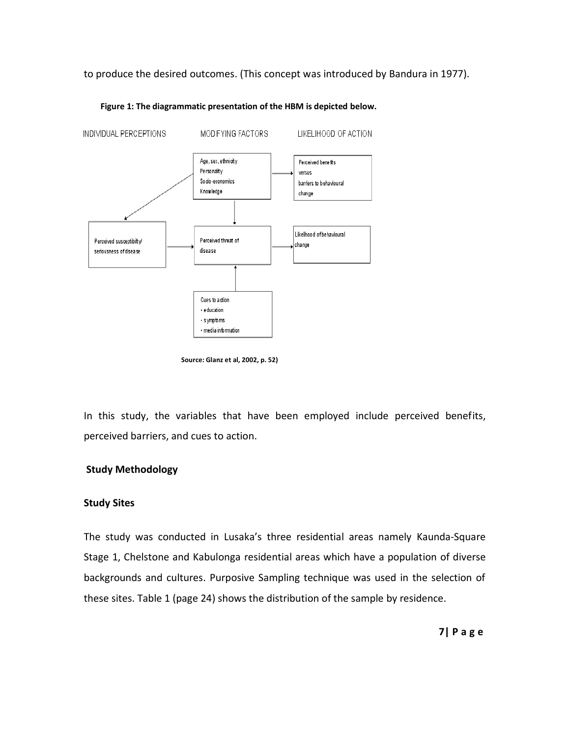to produce the desired outcomes. (This concept was introduced by Bandura in 1977).

**Figure 1: The diagrammatic presentation of the HBM is depicted below.**

INDIVIDUAL PERCEPTIONS | MODIFYING FACTORS | LIKELIHOOD OF ACTION

Age, sex, ethnicity
Personality
Socio-economics
Knowledge

Perceived benefits
versus
barriers to behavioural
change

Perceived susceptibilty/
seriousness of disease

Perceived threat of
disease

Likelihood of behavioural
change

Cues to action
• education
• symptoms
• media information

**Source: Glanz et al, 2002, p. 52)**

In this study, the variables that have been employed include perceived benefits, perceived barriers, and cues to action.

## Study Methodology

### Study Sites

The study was conducted in Lusaka's three residential areas namely Kaunda-Square Stage 1, Chelstone and Kabulonga residential areas which have a population of diverse backgrounds and cultures. Purposive Sampling technique was used in the selection of these sites. Table 1 (page 24) shows the distribution of the sample by residence.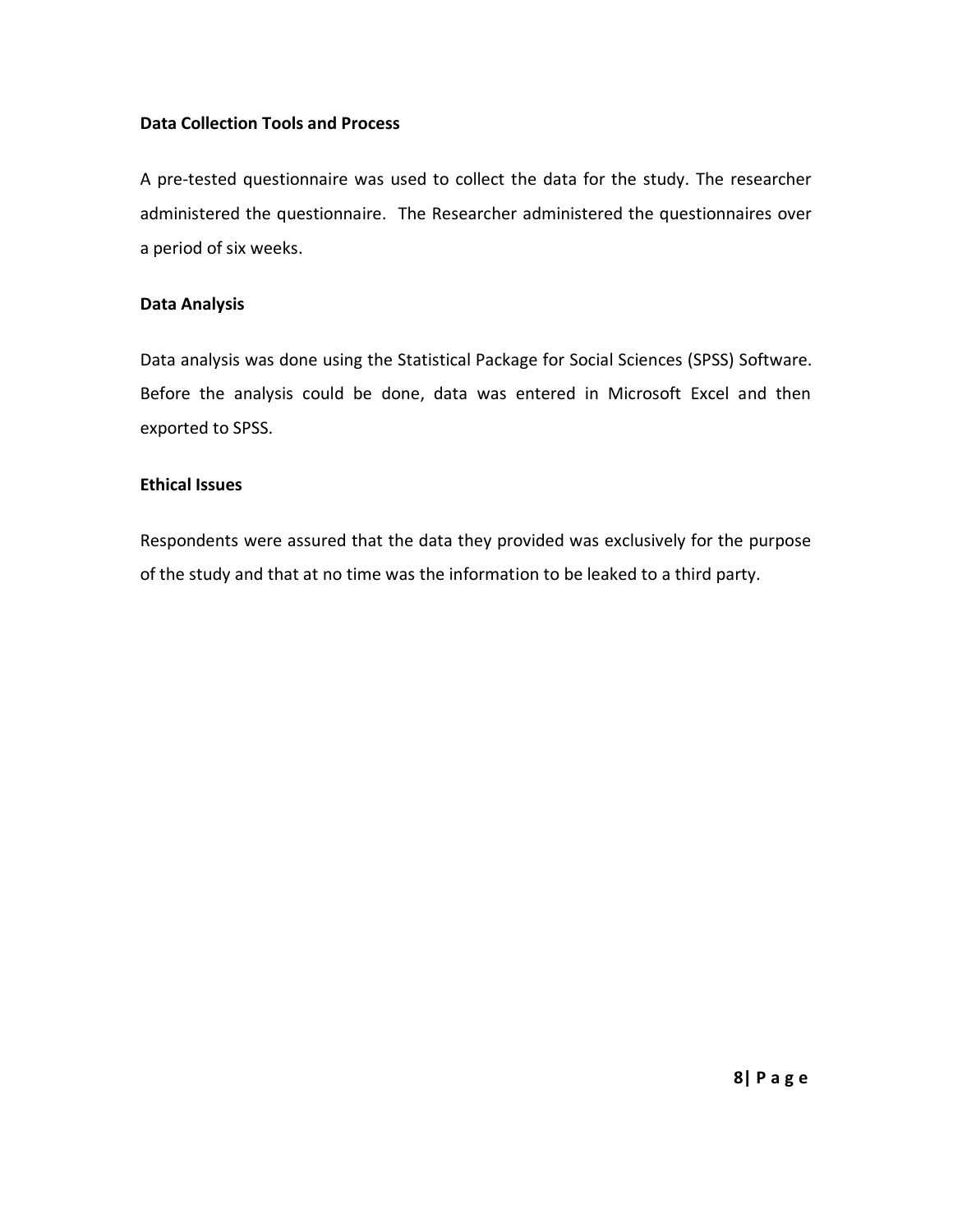**Data Collection Tools and Process**

A pre-tested questionnaire was used to collect the data for the study. The researcher administered the questionnaire. The Researcher administered the questionnaires over a period of six weeks.

**Data Analysis**

Data analysis was done using the Statistical Package for Social Sciences (SPSS) Software. Before the analysis could be done, data was entered in Microsoft Excel and then exported to SPSS.

**Ethical Issues**

Respondents were assured that the data they provided was exclusively for the purpose of the study and that at no time was the information to be leaked to a third party.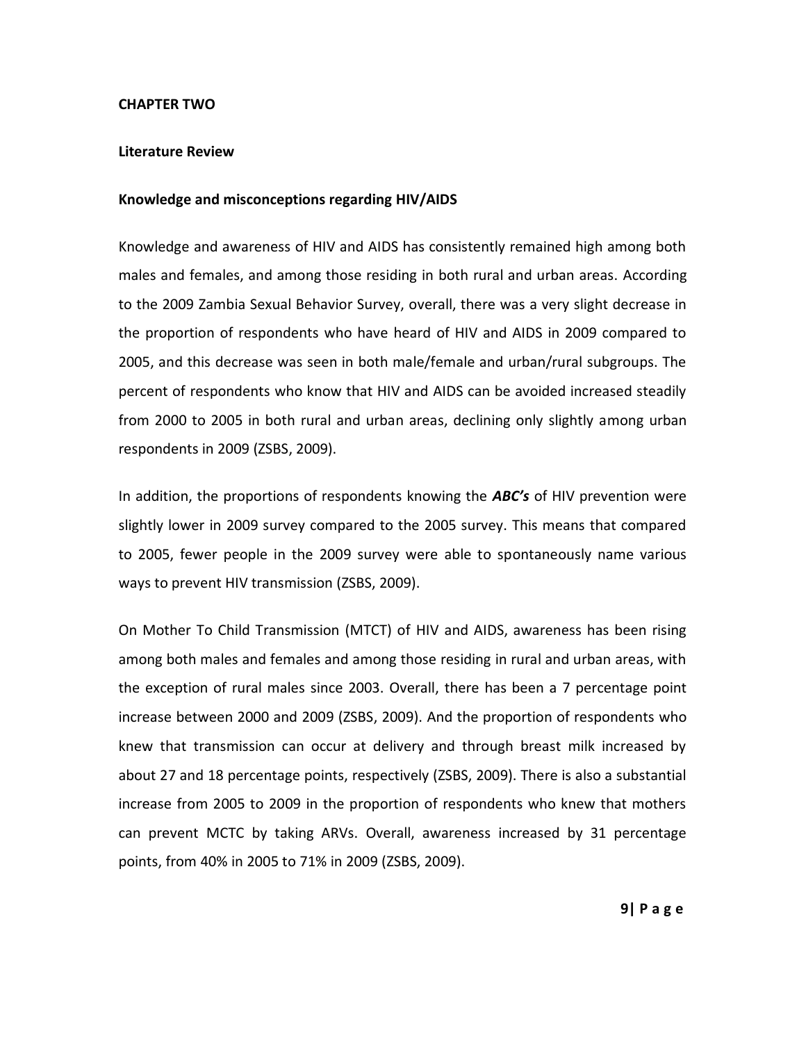# CHAPTER TWO

## Literature Review

### Knowledge and misconceptions regarding HIV/AIDS

Knowledge and awareness of HIV and AIDS has consistently remained high among both males and females, and among those residing in both rural and urban areas. According to the 2009 Zambia Sexual Behavior Survey, overall, there was a very slight decrease in the proportion of respondents who have heard of HIV and AIDS in 2009 compared to 2005, and this decrease was seen in both male/female and urban/rural subgroups. The percent of respondents who know that HIV and AIDS can be avoided increased steadily from 2000 to 2005 in both rural and urban areas, declining only slightly among urban respondents in 2009 (ZSBS, 2009).

In addition, the proportions of respondents knowing the ***ABC's*** of HIV prevention were slightly lower in 2009 survey compared to the 2005 survey. This means that compared to 2005, fewer people in the 2009 survey were able to spontaneously name various ways to prevent HIV transmission (ZSBS, 2009).

On Mother To Child Transmission (MTCT) of HIV and AIDS, awareness has been rising among both males and females and among those residing in rural and urban areas, with the exception of rural males since 2003. Overall, there has been a 7 percentage point increase between 2000 and 2009 (ZSBS, 2009). And the proportion of respondents who knew that transmission can occur at delivery and through breast milk increased by about 27 and 18 percentage points, respectively (ZSBS, 2009). There is also a substantial increase from 2005 to 2009 in the proportion of respondents who knew that mothers can prevent MCTC by taking ARVs. Overall, awareness increased by 31 percentage points, from 40% in 2005 to 71% in 2009 (ZSBS, 2009).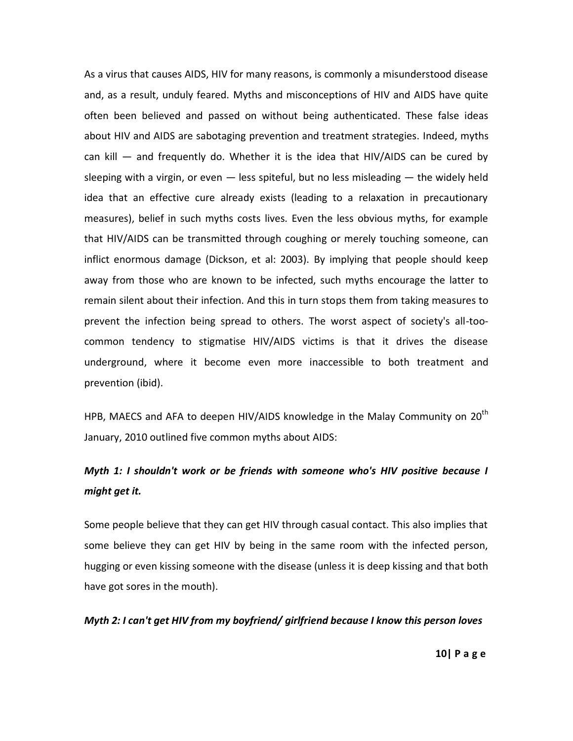As a virus that causes AIDS, HIV for many reasons, is commonly a misunderstood disease and, as a result, unduly feared. Myths and misconceptions of HIV and AIDS have quite often been believed and passed on without being authenticated. These false ideas about HIV and AIDS are sabotaging prevention and treatment strategies. Indeed, myths can kill — and frequently do. Whether it is the idea that HIV/AIDS can be cured by sleeping with a virgin, or even — less spiteful, but no less misleading — the widely held idea that an effective cure already exists (leading to a relaxation in precautionary measures), belief in such myths costs lives. Even the less obvious myths, for example that HIV/AIDS can be transmitted through coughing or merely touching someone, can inflict enormous damage (Dickson, et al: 2003). By implying that people should keep away from those who are known to be infected, such myths encourage the latter to remain silent about their infection. And this in turn stops them from taking measures to prevent the infection being spread to others. The worst aspect of society's all-too-common tendency to stigmatise HIV/AIDS victims is that it drives the disease underground, where it become even more inaccessible to both treatment and prevention (ibid).

HPB, MAECS and AFA to deepen HIV/AIDS knowledge in the Malay Community on 20th January, 2010 outlined five common myths about AIDS:

***Myth 1: I shouldn't work or be friends with someone who's HIV positive because I might get it.***

Some people believe that they can get HIV through casual contact. This also implies that some believe they can get HIV by being in the same room with the infected person, hugging or even kissing someone with the disease (unless it is deep kissing and that both have got sores in the mouth).

***Myth 2: I can't get HIV from my boyfriend/ girlfriend because I know this person loves***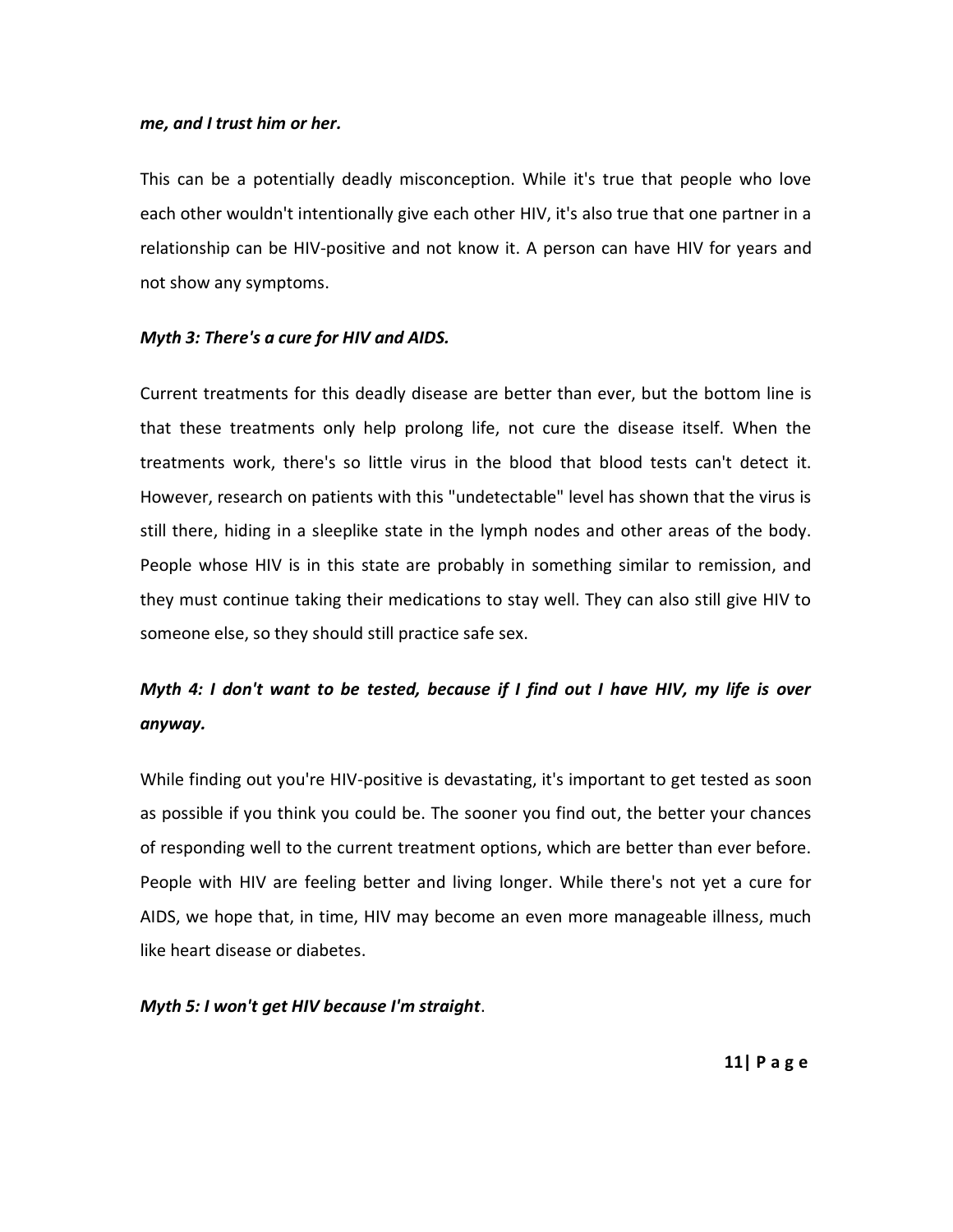***me, and I trust him or her.***

This can be a potentially deadly misconception. While it's true that people who love each other wouldn't intentionally give each other HIV, it's also true that one partner in a relationship can be HIV-positive and not know it. A person can have HIV for years and not show any symptoms.

***Myth 3: There's a cure for HIV and AIDS.***

Current treatments for this deadly disease are better than ever, but the bottom line is that these treatments only help prolong life, not cure the disease itself. When the treatments work, there's so little virus in the blood that blood tests can't detect it. However, research on patients with this "undetectable" level has shown that the virus is still there, hiding in a sleeplike state in the lymph nodes and other areas of the body. People whose HIV is in this state are probably in something similar to remission, and they must continue taking their medications to stay well. They can also still give HIV to someone else, so they should still practice safe sex.

***Myth 4: I don't want to be tested, because if I find out I have HIV, my life is over anyway.***

While finding out you're HIV-positive is devastating, it's important to get tested as soon as possible if you think you could be. The sooner you find out, the better your chances of responding well to the current treatment options, which are better than ever before. People with HIV are feeling better and living longer. While there's not yet a cure for AIDS, we hope that, in time, HIV may become an even more manageable illness, much like heart disease or diabetes.

***Myth 5: I won't get HIV because I'm straight***.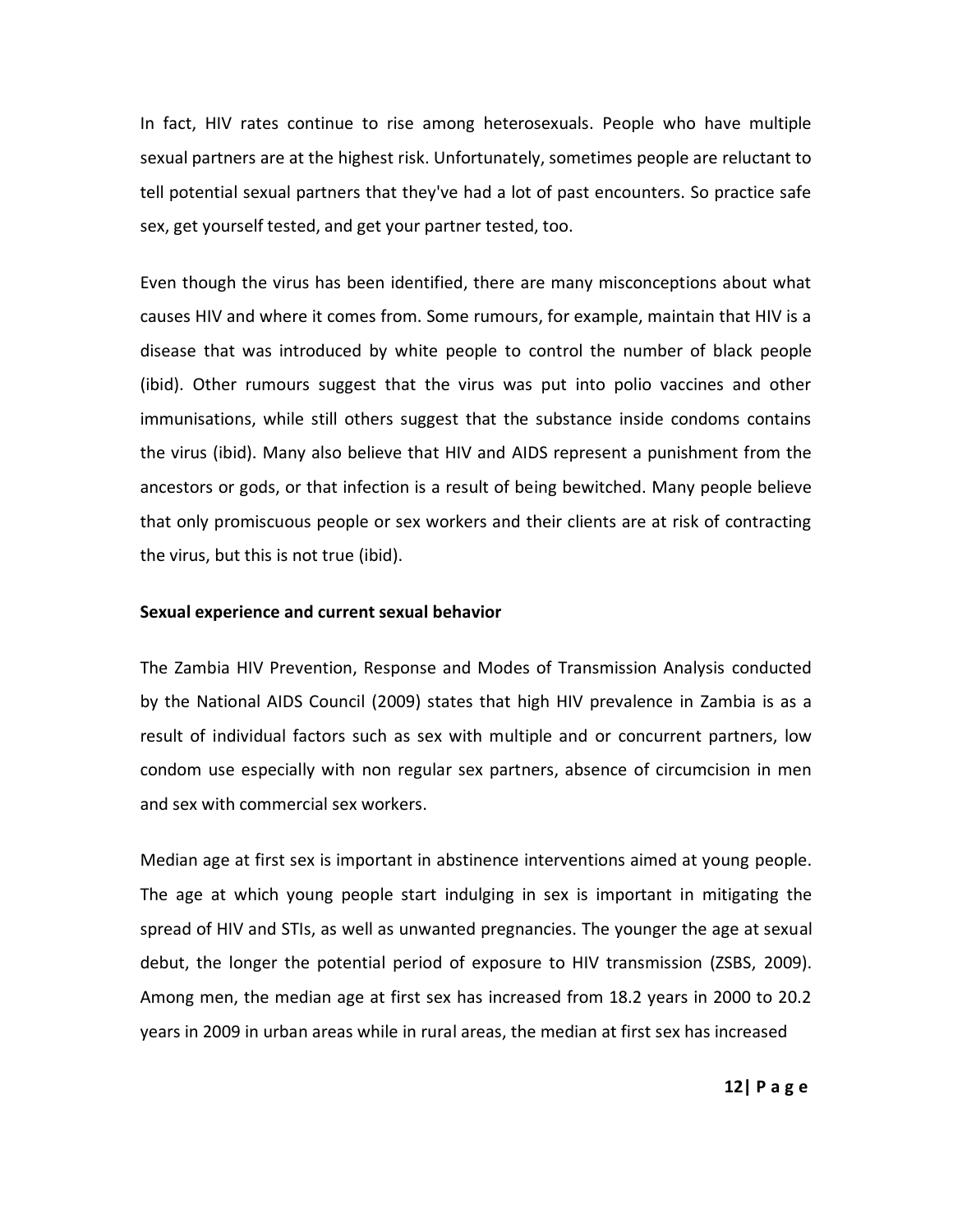In fact, HIV rates continue to rise among heterosexuals. People who have multiple sexual partners are at the highest risk. Unfortunately, sometimes people are reluctant to tell potential sexual partners that they've had a lot of past encounters. So practice safe sex, get yourself tested, and get your partner tested, too.

Even though the virus has been identified, there are many misconceptions about what causes HIV and where it comes from. Some rumours, for example, maintain that HIV is a disease that was introduced by white people to control the number of black people (ibid). Other rumours suggest that the virus was put into polio vaccines and other immunisations, while still others suggest that the substance inside condoms contains the virus (ibid). Many also believe that HIV and AIDS represent a punishment from the ancestors or gods, or that infection is a result of being bewitched. Many people believe that only promiscuous people or sex workers and their clients are at risk of contracting the virus, but this is not true (ibid).

**Sexual experience and current sexual behavior**

The Zambia HIV Prevention, Response and Modes of Transmission Analysis conducted by the National AIDS Council (2009) states that high HIV prevalence in Zambia is as a result of individual factors such as sex with multiple and or concurrent partners, low condom use especially with non regular sex partners, absence of circumcision in men and sex with commercial sex workers.

Median age at first sex is important in abstinence interventions aimed at young people. The age at which young people start indulging in sex is important in mitigating the spread of HIV and STIs, as well as unwanted pregnancies. The younger the age at sexual debut, the longer the potential period of exposure to HIV transmission (ZSBS, 2009). Among men, the median age at first sex has increased from 18.2 years in 2000 to 20.2 years in 2009 in urban areas while in rural areas, the median at first sex has increased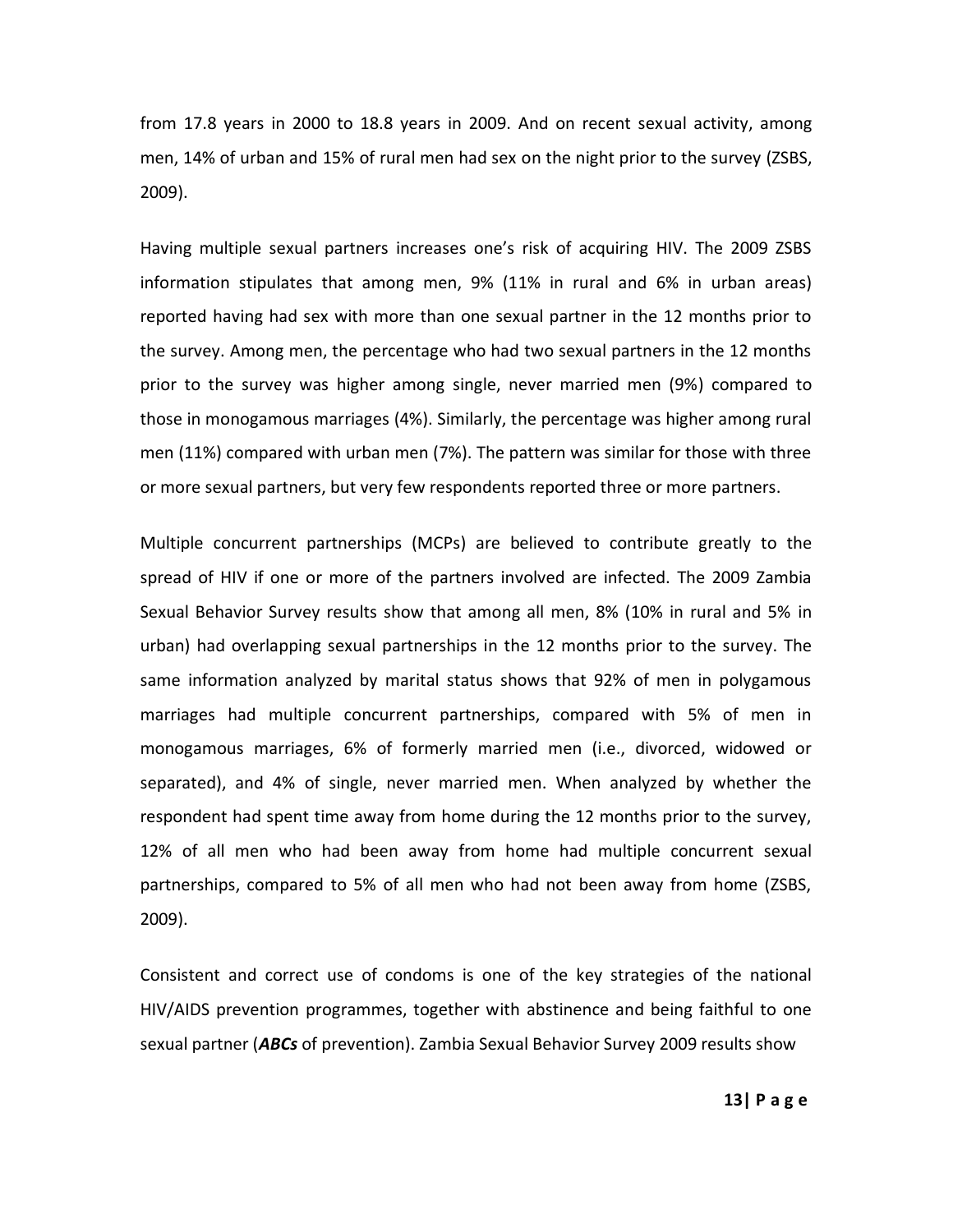from 17.8 years in 2000 to 18.8 years in 2009. And on recent sexual activity, among men, 14% of urban and 15% of rural men had sex on the night prior to the survey (ZSBS, 2009).

Having multiple sexual partners increases one's risk of acquiring HIV. The 2009 ZSBS information stipulates that among men, 9% (11% in rural and 6% in urban areas) reported having had sex with more than one sexual partner in the 12 months prior to the survey. Among men, the percentage who had two sexual partners in the 12 months prior to the survey was higher among single, never married men (9%) compared to those in monogamous marriages (4%). Similarly, the percentage was higher among rural men (11%) compared with urban men (7%). The pattern was similar for those with three or more sexual partners, but very few respondents reported three or more partners.

Multiple concurrent partnerships (MCPs) are believed to contribute greatly to the spread of HIV if one or more of the partners involved are infected. The 2009 Zambia Sexual Behavior Survey results show that among all men, 8% (10% in rural and 5% in urban) had overlapping sexual partnerships in the 12 months prior to the survey. The same information analyzed by marital status shows that 92% of men in polygamous marriages had multiple concurrent partnerships, compared with 5% of men in monogamous marriages, 6% of formerly married men (i.e., divorced, widowed or separated), and 4% of single, never married men. When analyzed by whether the respondent had spent time away from home during the 12 months prior to the survey, 12% of all men who had been away from home had multiple concurrent sexual partnerships, compared to 5% of all men who had not been away from home (ZSBS, 2009).

Consistent and correct use of condoms is one of the key strategies of the national HIV/AIDS prevention programmes, together with abstinence and being faithful to one sexual partner (***ABCs*** of prevention). Zambia Sexual Behavior Survey 2009 results show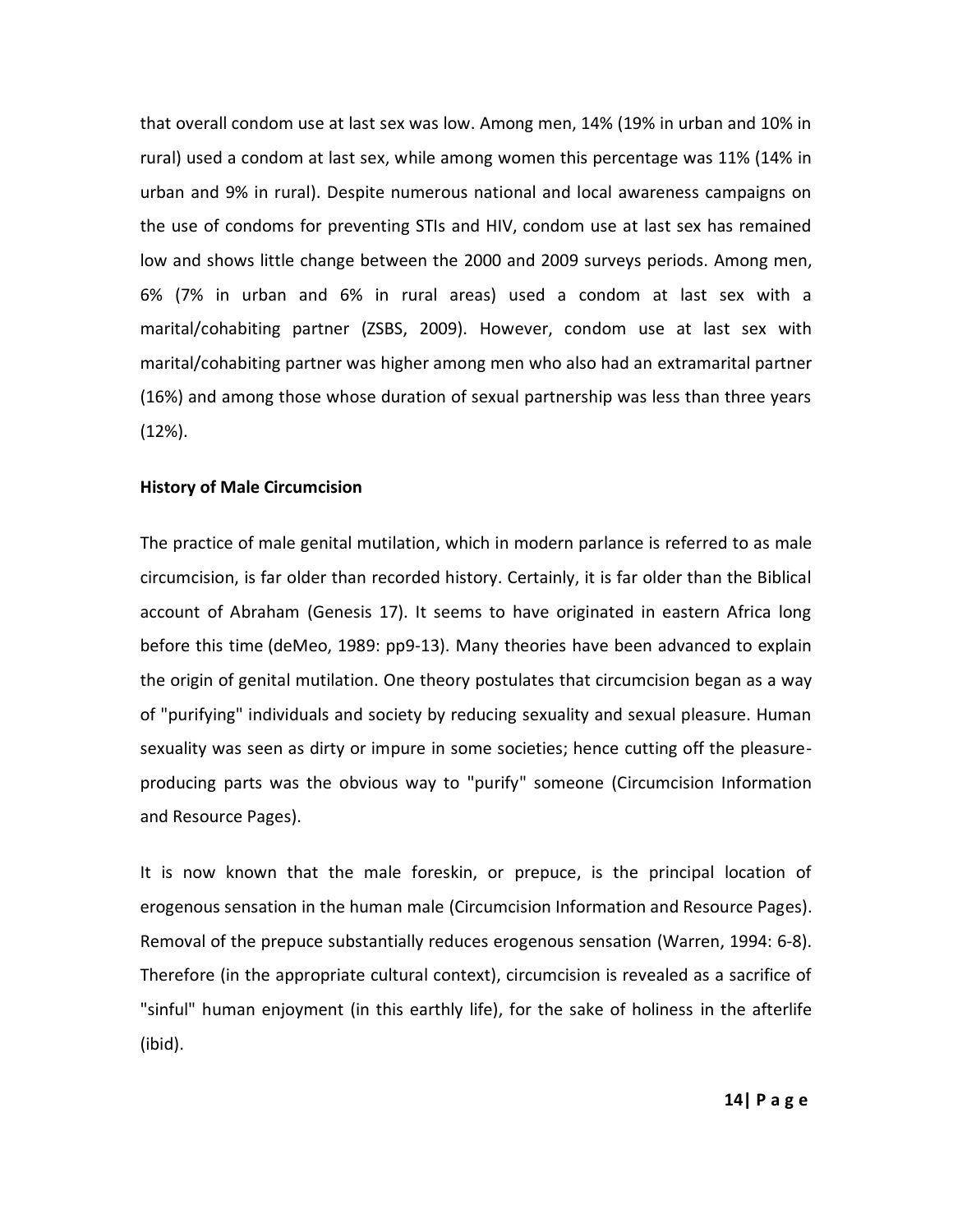that overall condom use at last sex was low. Among men, 14% (19% in urban and 10% in rural) used a condom at last sex, while among women this percentage was 11% (14% in urban and 9% in rural). Despite numerous national and local awareness campaigns on the use of condoms for preventing STIs and HIV, condom use at last sex has remained low and shows little change between the 2000 and 2009 surveys periods. Among men, 6% (7% in urban and 6% in rural areas) used a condom at last sex with a marital/cohabiting partner (ZSBS, 2009). However, condom use at last sex with marital/cohabiting partner was higher among men who also had an extramarital partner (16%) and among those whose duration of sexual partnership was less than three years (12%).

**History of Male Circumcision**

The practice of male genital mutilation, which in modern parlance is referred to as male circumcision, is far older than recorded history. Certainly, it is far older than the Biblical account of Abraham (Genesis 17). It seems to have originated in eastern Africa long before this time (deMeo, 1989: pp9-13). Many theories have been advanced to explain the origin of genital mutilation. One theory postulates that circumcision began as a way of "purifying" individuals and society by reducing sexuality and sexual pleasure. Human sexuality was seen as dirty or impure in some societies; hence cutting off the pleasure-producing parts was the obvious way to "purify" someone (Circumcision Information and Resource Pages).

It is now known that the male foreskin, or prepuce, is the principal location of erogenous sensation in the human male (Circumcision Information and Resource Pages). Removal of the prepuce substantially reduces erogenous sensation (Warren, 1994: 6-8). Therefore (in the appropriate cultural context), circumcision is revealed as a sacrifice of "sinful" human enjoyment (in this earthly life), for the sake of holiness in the afterlife (ibid).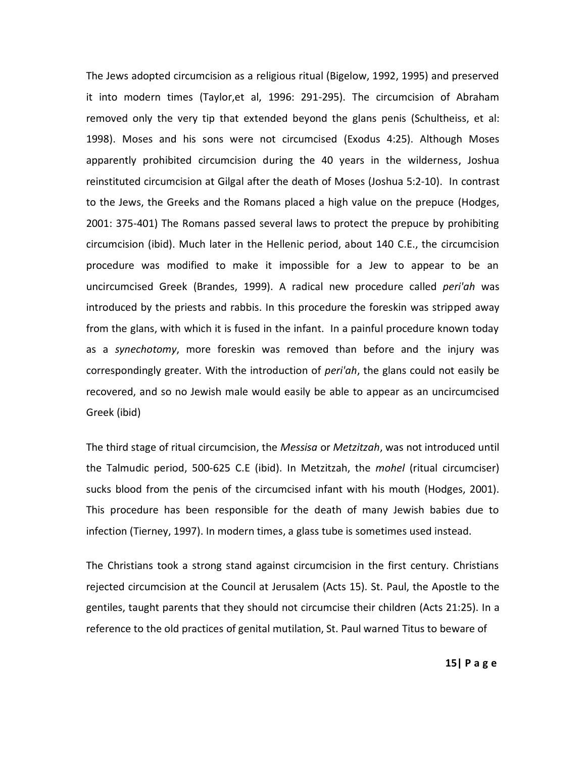The Jews adopted circumcision as a religious ritual (Bigelow, 1992, 1995) and preserved it into modern times (Taylor,et al, 1996: 291-295). The circumcision of Abraham removed only the very tip that extended beyond the glans penis (Schultheiss, et al: 1998). Moses and his sons were not circumcised (Exodus 4:25). Although Moses apparently prohibited circumcision during the 40 years in the wilderness, Joshua reinstituted circumcision at Gilgal after the death of Moses (Joshua 5:2-10). In contrast to the Jews, the Greeks and the Romans placed a high value on the prepuce (Hodges, 2001: 375-401) The Romans passed several laws to protect the prepuce by prohibiting circumcision (ibid). Much later in the Hellenic period, about 140 C.E., the circumcision procedure was modified to make it impossible for a Jew to appear to be an uncircumcised Greek (Brandes, 1999). A radical new procedure called *peri'ah* was introduced by the priests and rabbis. In this procedure the foreskin was stripped away from the glans, with which it is fused in the infant. In a painful procedure known today as a *synechotomy*, more foreskin was removed than before and the injury was correspondingly greater. With the introduction of *peri'ah*, the glans could not easily be recovered, and so no Jewish male would easily be able to appear as an uncircumcised Greek (ibid)

The third stage of ritual circumcision, the *Messisa* or *Metzitzah*, was not introduced until the Talmudic period, 500-625 C.E (ibid). In Metzitzah, the *mohel* (ritual circumciser) sucks blood from the penis of the circumcised infant with his mouth (Hodges, 2001). This procedure has been responsible for the death of many Jewish babies due to infection (Tierney, 1997). In modern times, a glass tube is sometimes used instead.

The Christians took a strong stand against circumcision in the first century. Christians rejected circumcision at the Council at Jerusalem (Acts 15). St. Paul, the Apostle to the gentiles, taught parents that they should not circumcise their children (Acts 21:25). In a reference to the old practices of genital mutilation, St. Paul warned Titus to beware of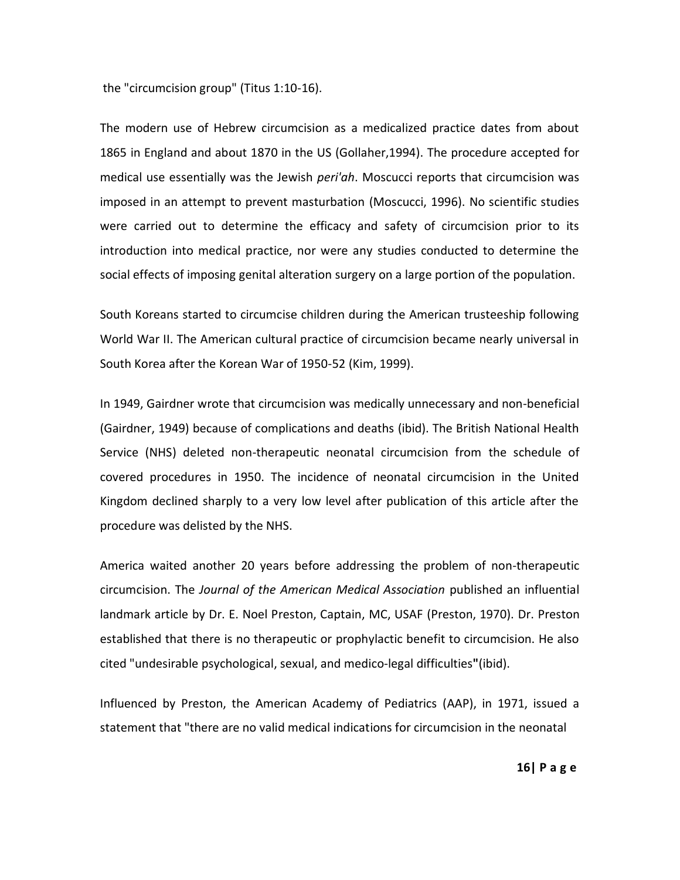the "circumcision group" (Titus 1:10-16).

The modern use of Hebrew circumcision as a medicalized practice dates from about 1865 in England and about 1870 in the US (Gollaher,1994). The procedure accepted for medical use essentially was the Jewish *peri'ah*. Moscucci reports that circumcision was imposed in an attempt to prevent masturbation (Moscucci, 1996). No scientific studies were carried out to determine the efficacy and safety of circumcision prior to its introduction into medical practice, nor were any studies conducted to determine the social effects of imposing genital alteration surgery on a large portion of the population.

South Koreans started to circumcise children during the American trusteeship following World War II. The American cultural practice of circumcision became nearly universal in South Korea after the Korean War of 1950-52 (Kim, 1999).

In 1949, Gairdner wrote that circumcision was medically unnecessary and non-beneficial (Gairdner, 1949) because of complications and deaths (ibid). The British National Health Service (NHS) deleted non-therapeutic neonatal circumcision from the schedule of covered procedures in 1950. The incidence of neonatal circumcision in the United Kingdom declined sharply to a very low level after publication of this article after the procedure was delisted by the NHS.

America waited another 20 years before addressing the problem of non-therapeutic circumcision. The *Journal of the American Medical Association* published an influential landmark article by Dr. E. Noel Preston, Captain, MC, USAF (Preston, 1970). Dr. Preston established that there is no therapeutic or prophylactic benefit to circumcision. He also cited "undesirable psychological, sexual, and medico-legal difficulties"(ibid).

Influenced by Preston, the American Academy of Pediatrics (AAP), in 1971, issued a statement that "there are no valid medical indications for circumcision in the neonatal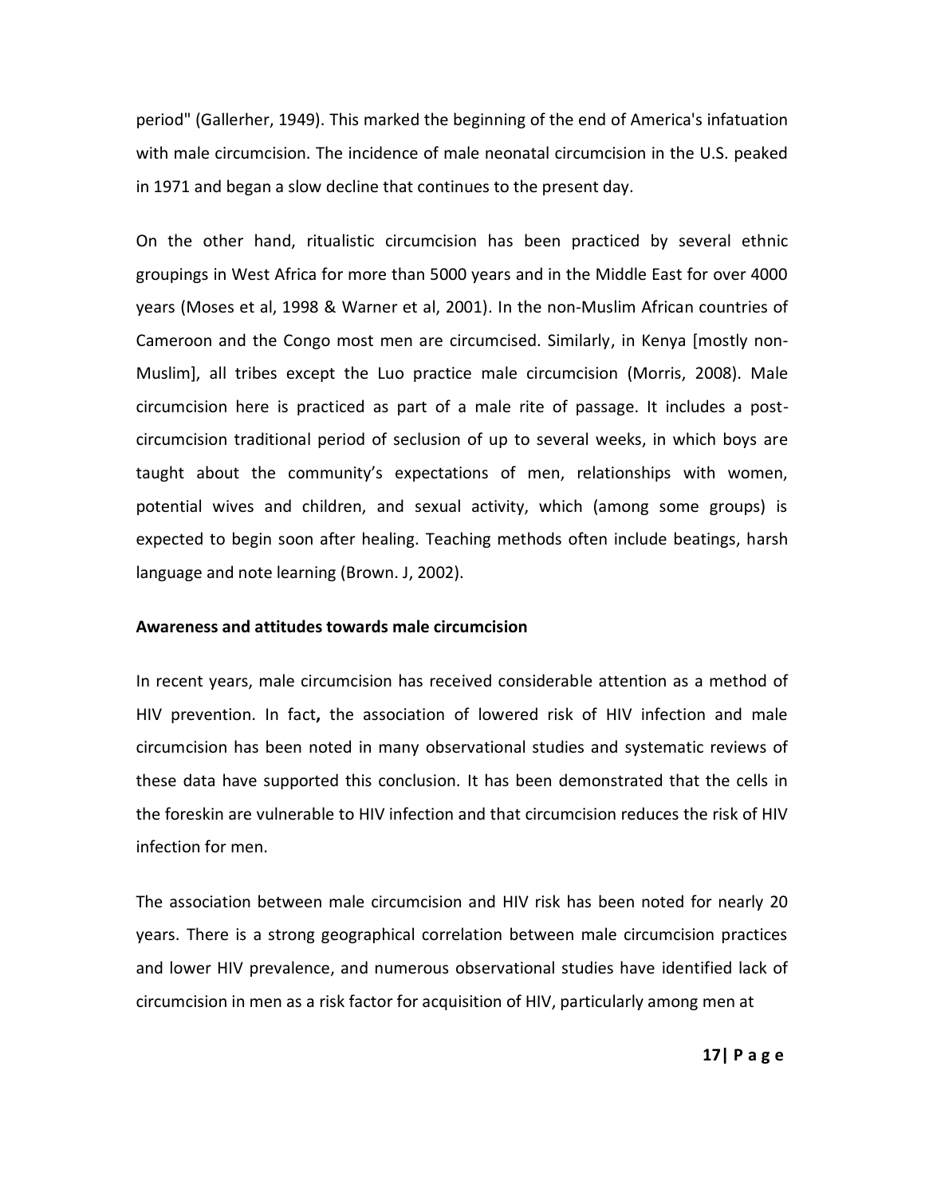period" (Gallerher, 1949). This marked the beginning of the end of America's infatuation with male circumcision. The incidence of male neonatal circumcision in the U.S. peaked in 1971 and began a slow decline that continues to the present day.

On the other hand, ritualistic circumcision has been practiced by several ethnic groupings in West Africa for more than 5000 years and in the Middle East for over 4000 years (Moses et al, 1998 & Warner et al, 2001). In the non-Muslim African countries of Cameroon and the Congo most men are circumcised. Similarly, in Kenya [mostly non-Muslim], all tribes except the Luo practice male circumcision (Morris, 2008). Male circumcision here is practiced as part of a male rite of passage. It includes a post-circumcision traditional period of seclusion of up to several weeks, in which boys are taught about the community's expectations of men, relationships with women, potential wives and children, and sexual activity, which (among some groups) is expected to begin soon after healing. Teaching methods often include beatings, harsh language and note learning (Brown. J, 2002).

**Awareness and attitudes towards male circumcision**

In recent years, male circumcision has received considerable attention as a method of HIV prevention. In fact**,** the association of lowered risk of HIV infection and male circumcision has been noted in many observational studies and systematic reviews of these data have supported this conclusion. It has been demonstrated that the cells in the foreskin are vulnerable to HIV infection and that circumcision reduces the risk of HIV infection for men.

The association between male circumcision and HIV risk has been noted for nearly 20 years. There is a strong geographical correlation between male circumcision practices and lower HIV prevalence, and numerous observational studies have identified lack of circumcision in men as a risk factor for acquisition of HIV, particularly among men at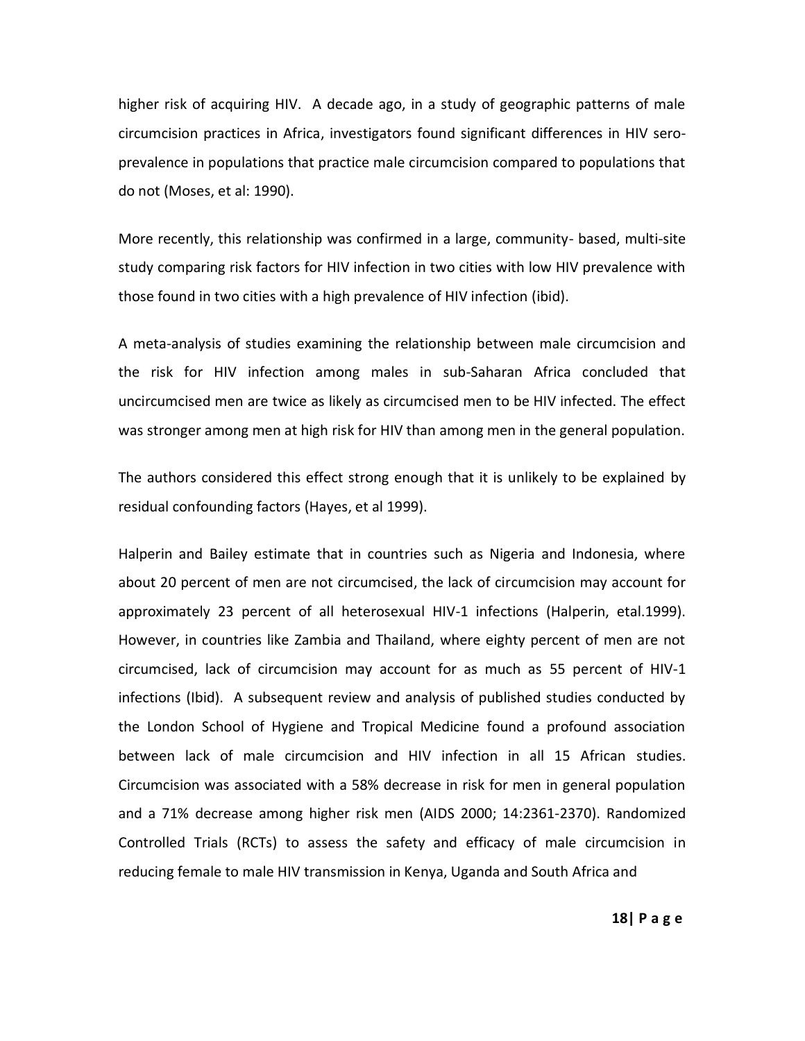higher risk of acquiring HIV. A decade ago, in a study of geographic patterns of male circumcision practices in Africa, investigators found significant differences in HIV sero-prevalence in populations that practice male circumcision compared to populations that do not (Moses, et al: 1990).

More recently, this relationship was confirmed in a large, community- based, multi-site study comparing risk factors for HIV infection in two cities with low HIV prevalence with those found in two cities with a high prevalence of HIV infection (ibid).

A meta-analysis of studies examining the relationship between male circumcision and the risk for HIV infection among males in sub-Saharan Africa concluded that uncircumcised men are twice as likely as circumcised men to be HIV infected. The effect was stronger among men at high risk for HIV than among men in the general population.

The authors considered this effect strong enough that it is unlikely to be explained by residual confounding factors (Hayes, et al 1999).

Halperin and Bailey estimate that in countries such as Nigeria and Indonesia, where about 20 percent of men are not circumcised, the lack of circumcision may account for approximately 23 percent of all heterosexual HIV-1 infections (Halperin, etal.1999). However, in countries like Zambia and Thailand, where eighty percent of men are not circumcised, lack of circumcision may account for as much as 55 percent of HIV-1 infections (Ibid). A subsequent review and analysis of published studies conducted by the London School of Hygiene and Tropical Medicine found a profound association between lack of male circumcision and HIV infection in all 15 African studies. Circumcision was associated with a 58% decrease in risk for men in general population and a 71% decrease among higher risk men (AIDS 2000; 14:2361-2370). Randomized Controlled Trials (RCTs) to assess the safety and efficacy of male circumcision in reducing female to male HIV transmission in Kenya, Uganda and South Africa and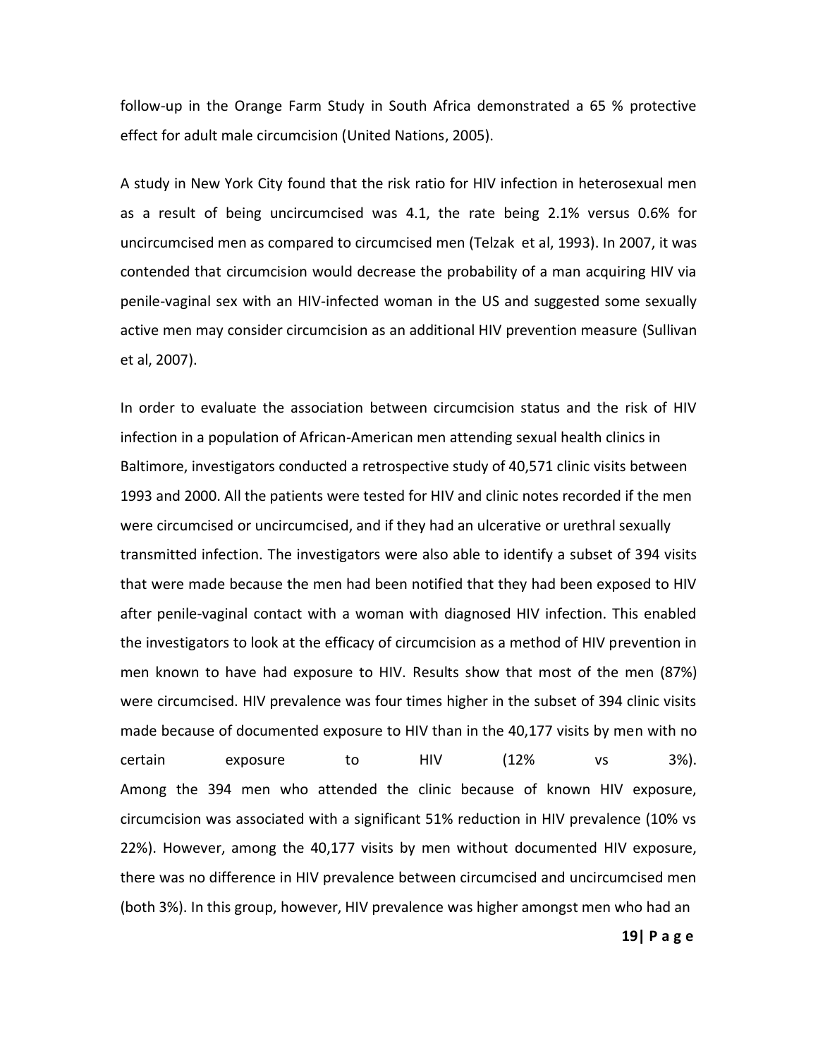follow-up in the Orange Farm Study in South Africa demonstrated a 65 % protective effect for adult male circumcision (United Nations, 2005).

A study in New York City found that the risk ratio for HIV infection in heterosexual men as a result of being uncircumcised was 4.1, the rate being 2.1% versus 0.6% for uncircumcised men as compared to circumcised men (Telzak et al, 1993). In 2007, it was contended that circumcision would decrease the probability of a man acquiring HIV via penile-vaginal sex with an HIV-infected woman in the US and suggested some sexually active men may consider circumcision as an additional HIV prevention measure (Sullivan et al, 2007).

In order to evaluate the association between circumcision status and the risk of HIV infection in a population of African-American men attending sexual health clinics in Baltimore, investigators conducted a retrospective study of 40,571 clinic visits between 1993 and 2000. All the patients were tested for HIV and clinic notes recorded if the men were circumcised or uncircumcised, and if they had an ulcerative or urethral sexually transmitted infection. The investigators were also able to identify a subset of 394 visits that were made because the men had been notified that they had been exposed to HIV after penile-vaginal contact with a woman with diagnosed HIV infection. This enabled the investigators to look at the efficacy of circumcision as a method of HIV prevention in men known to have had exposure to HIV. Results show that most of the men (87%) were circumcised. HIV prevalence was four times higher in the subset of 394 clinic visits made because of documented exposure to HIV than in the 40,177 visits by men with no certain exposure to HIV (12% vs 3%).
Among the 394 men who attended the clinic because of known HIV exposure, circumcision was associated with a significant 51% reduction in HIV prevalence (10% vs 22%). However, among the 40,177 visits by men without documented HIV exposure, there was no difference in HIV prevalence between circumcised and uncircumcised men (both 3%). In this group, however, HIV prevalence was higher amongst men who had an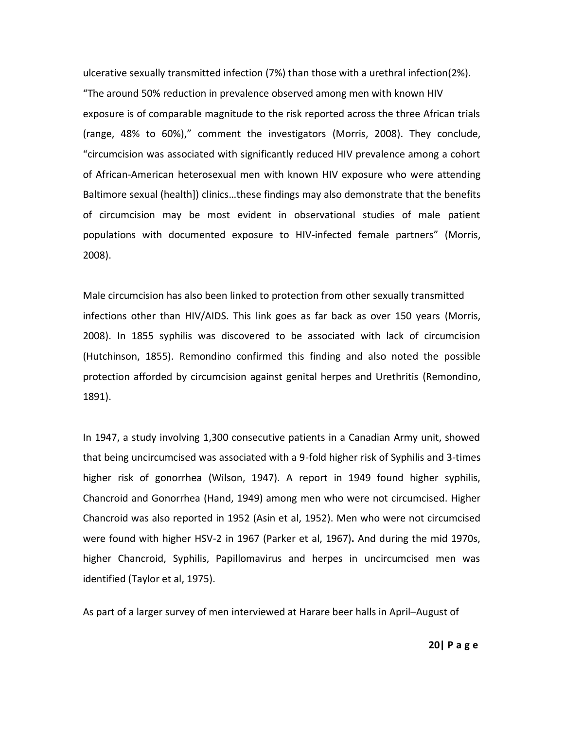ulcerative sexually transmitted infection (7%) than those with a urethral infection(2%). "The around 50% reduction in prevalence observed among men with known HIV exposure is of comparable magnitude to the risk reported across the three African trials (range, 48% to 60%)," comment the investigators (Morris, 2008). They conclude, "circumcision was associated with significantly reduced HIV prevalence among a cohort of African-American heterosexual men with known HIV exposure who were attending Baltimore sexual (health]) clinics…these findings may also demonstrate that the benefits of circumcision may be most evident in observational studies of male patient populations with documented exposure to HIV-infected female partners" (Morris, 2008).

Male circumcision has also been linked to protection from other sexually transmitted infections other than HIV/AIDS. This link goes as far back as over 150 years (Morris, 2008). In 1855 syphilis was discovered to be associated with lack of circumcision (Hutchinson, 1855). Remondino confirmed this finding and also noted the possible protection afforded by circumcision against genital herpes and Urethritis (Remondino, 1891).

In 1947, a study involving 1,300 consecutive patients in a Canadian Army unit, showed that being uncircumcised was associated with a 9-fold higher risk of Syphilis and 3-times higher risk of gonorrhea (Wilson, 1947). A report in 1949 found higher syphilis, Chancroid and Gonorrhea (Hand, 1949) among men who were not circumcised. Higher Chancroid was also reported in 1952 (Asin et al, 1952). Men who were not circumcised were found with higher HSV-2 in 1967 (Parker et al, 1967)**.** And during the mid 1970s, higher Chancroid, Syphilis, Papillomavirus and herpes in uncircumcised men was identified (Taylor et al, 1975).

As part of a larger survey of men interviewed at Harare beer halls in April–August of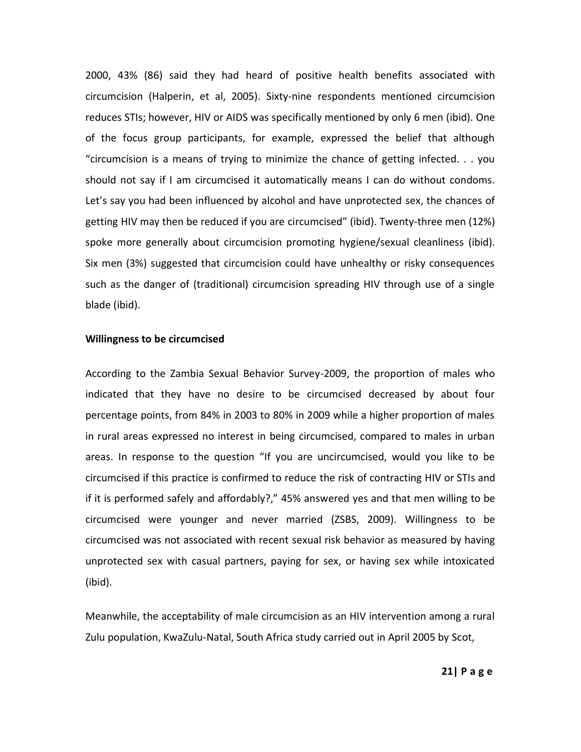2000, 43% (86) said they had heard of positive health benefits associated with circumcision (Halperin, et al, 2005). Sixty-nine respondents mentioned circumcision reduces STIs; however, HIV or AIDS was specifically mentioned by only 6 men (ibid). One of the focus group participants, for example, expressed the belief that although "circumcision is a means of trying to minimize the chance of getting infected. . . you should not say if I am circumcised it automatically means I can do without condoms. Let's say you had been influenced by alcohol and have unprotected sex, the chances of getting HIV may then be reduced if you are circumcised" (ibid). Twenty-three men (12%) spoke more generally about circumcision promoting hygiene/sexual cleanliness (ibid). Six men (3%) suggested that circumcision could have unhealthy or risky consequences such as the danger of (traditional) circumcision spreading HIV through use of a single blade (ibid).

**Willingness to be circumcised**

According to the Zambia Sexual Behavior Survey-2009, the proportion of males who indicated that they have no desire to be circumcised decreased by about four percentage points, from 84% in 2003 to 80% in 2009 while a higher proportion of males in rural areas expressed no interest in being circumcised, compared to males in urban areas. In response to the question "If you are uncircumcised, would you like to be circumcised if this practice is confirmed to reduce the risk of contracting HIV or STIs and if it is performed safely and affordably?," 45% answered yes and that men willing to be circumcised were younger and never married (ZSBS, 2009). Willingness to be circumcised was not associated with recent sexual risk behavior as measured by having unprotected sex with casual partners, paying for sex, or having sex while intoxicated (ibid).

Meanwhile, the acceptability of male circumcision as an HIV intervention among a rural Zulu population, KwaZulu-Natal, South Africa study carried out in April 2005 by Scot,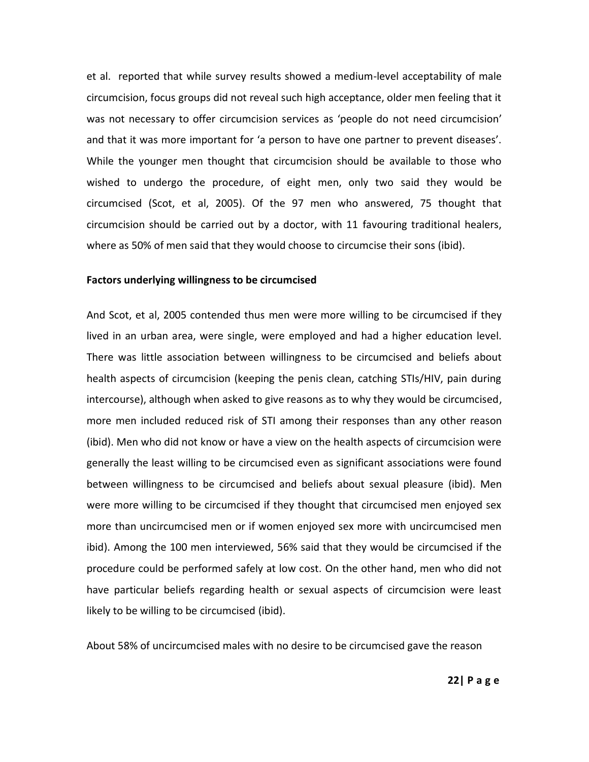et al. reported that while survey results showed a medium-level acceptability of male circumcision, focus groups did not reveal such high acceptance, older men feeling that it was not necessary to offer circumcision services as 'people do not need circumcision' and that it was more important for 'a person to have one partner to prevent diseases'. While the younger men thought that circumcision should be available to those who wished to undergo the procedure, of eight men, only two said they would be circumcised (Scot, et al, 2005). Of the 97 men who answered, 75 thought that circumcision should be carried out by a doctor, with 11 favouring traditional healers, where as 50% of men said that they would choose to circumcise their sons (ibid).

**Factors underlying willingness to be circumcised**

And Scot, et al, 2005 contended thus men were more willing to be circumcised if they lived in an urban area, were single, were employed and had a higher education level. There was little association between willingness to be circumcised and beliefs about health aspects of circumcision (keeping the penis clean, catching STIs/HIV, pain during intercourse), although when asked to give reasons as to why they would be circumcised, more men included reduced risk of STI among their responses than any other reason (ibid). Men who did not know or have a view on the health aspects of circumcision were generally the least willing to be circumcised even as significant associations were found between willingness to be circumcised and beliefs about sexual pleasure (ibid). Men were more willing to be circumcised if they thought that circumcised men enjoyed sex more than uncircumcised men or if women enjoyed sex more with uncircumcised men ibid). Among the 100 men interviewed, 56% said that they would be circumcised if the procedure could be performed safely at low cost. On the other hand, men who did not have particular beliefs regarding health or sexual aspects of circumcision were least likely to be willing to be circumcised (ibid).

About 58% of uncircumcised males with no desire to be circumcised gave the reason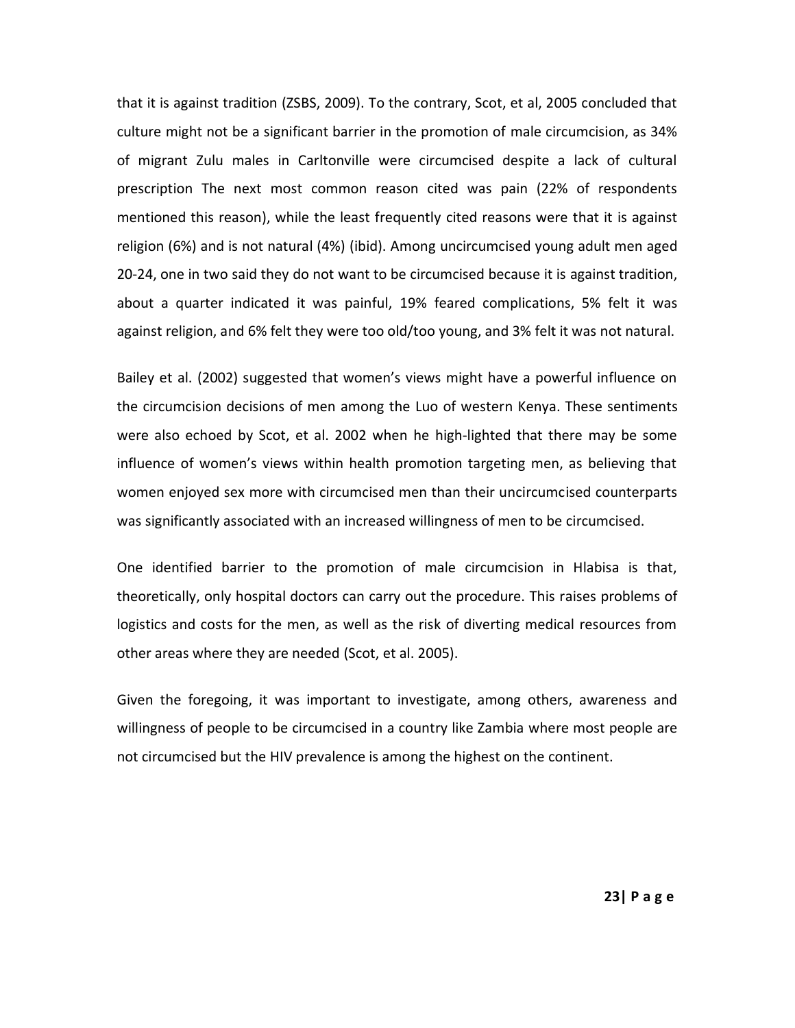that it is against tradition (ZSBS, 2009). To the contrary, Scot, et al, 2005 concluded that culture might not be a significant barrier in the promotion of male circumcision, as 34% of migrant Zulu males in Carltonville were circumcised despite a lack of cultural prescription The next most common reason cited was pain (22% of respondents mentioned this reason), while the least frequently cited reasons were that it is against religion (6%) and is not natural (4%) (ibid). Among uncircumcised young adult men aged 20-24, one in two said they do not want to be circumcised because it is against tradition, about a quarter indicated it was painful, 19% feared complications, 5% felt it was against religion, and 6% felt they were too old/too young, and 3% felt it was not natural.

Bailey et al. (2002) suggested that women's views might have a powerful influence on the circumcision decisions of men among the Luo of western Kenya. These sentiments were also echoed by Scot, et al. 2002 when he high-lighted that there may be some influence of women's views within health promotion targeting men, as believing that women enjoyed sex more with circumcised men than their uncircumcised counterparts was significantly associated with an increased willingness of men to be circumcised.

One identified barrier to the promotion of male circumcision in Hlabisa is that, theoretically, only hospital doctors can carry out the procedure. This raises problems of logistics and costs for the men, as well as the risk of diverting medical resources from other areas where they are needed (Scot, et al. 2005).

Given the foregoing, it was important to investigate, among others, awareness and willingness of people to be circumcised in a country like Zambia where most people are not circumcised but the HIV prevalence is among the highest on the continent.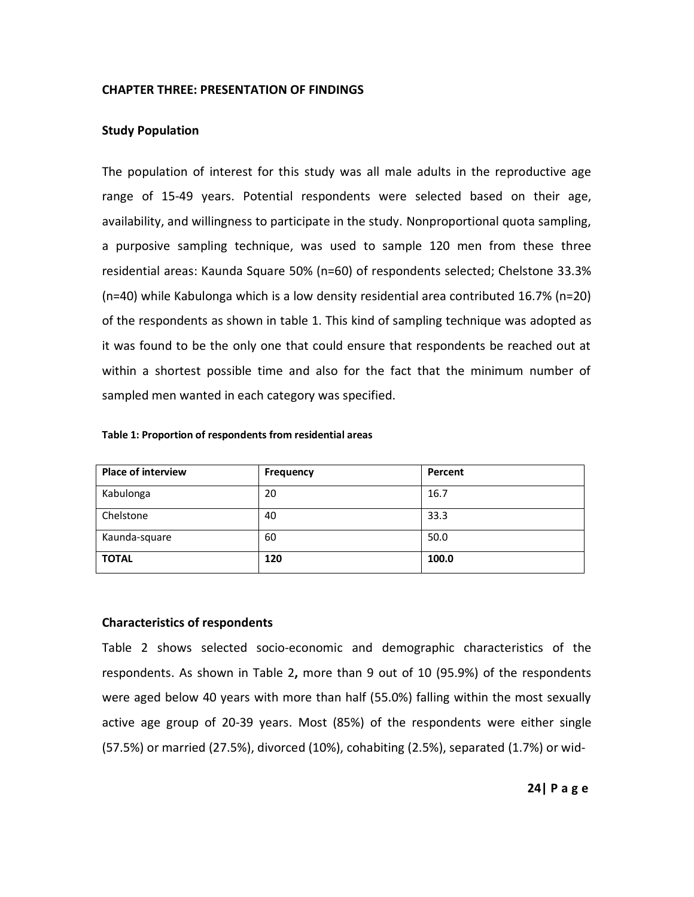## CHAPTER THREE: PRESENTATION OF FINDINGS

### Study Population

The population of interest for this study was all male adults in the reproductive age range of 15-49 years. Potential respondents were selected based on their age, availability, and willingness to participate in the study. Nonproportional quota sampling, a purposive sampling technique, was used to sample 120 men from these three residential areas: Kaunda Square 50% (n=60) of respondents selected; Chelstone 33.3% (n=40) while Kabulonga which is a low density residential area contributed 16.7% (n=20) of the respondents as shown in table 1. This kind of sampling technique was adopted as it was found to be the only one that could ensure that respondents be reached out at within a shortest possible time and also for the fact that the minimum number of sampled men wanted in each category was specified.

**Table 1: Proportion of respondents from residential areas**

| Place of interview | Frequency | Percent |
|---|---|---|
| Kabulonga | 20 | 16.7 |
| Chelstone | 40 | 33.3 |
| Kaunda-square | 60 | 50.0 |
| **TOTAL** | **120** | **100.0** |

### Characteristics of respondents

Table 2 shows selected socio-economic and demographic characteristics of the respondents. As shown in Table 2**,** more than 9 out of 10 (95.9%) of the respondents were aged below 40 years with more than half (55.0%) falling within the most sexually active age group of 20-39 years. Most (85%) of the respondents were either single (57.5%) or married (27.5%), divorced (10%), cohabiting (2.5%), separated (1.7%) or wid-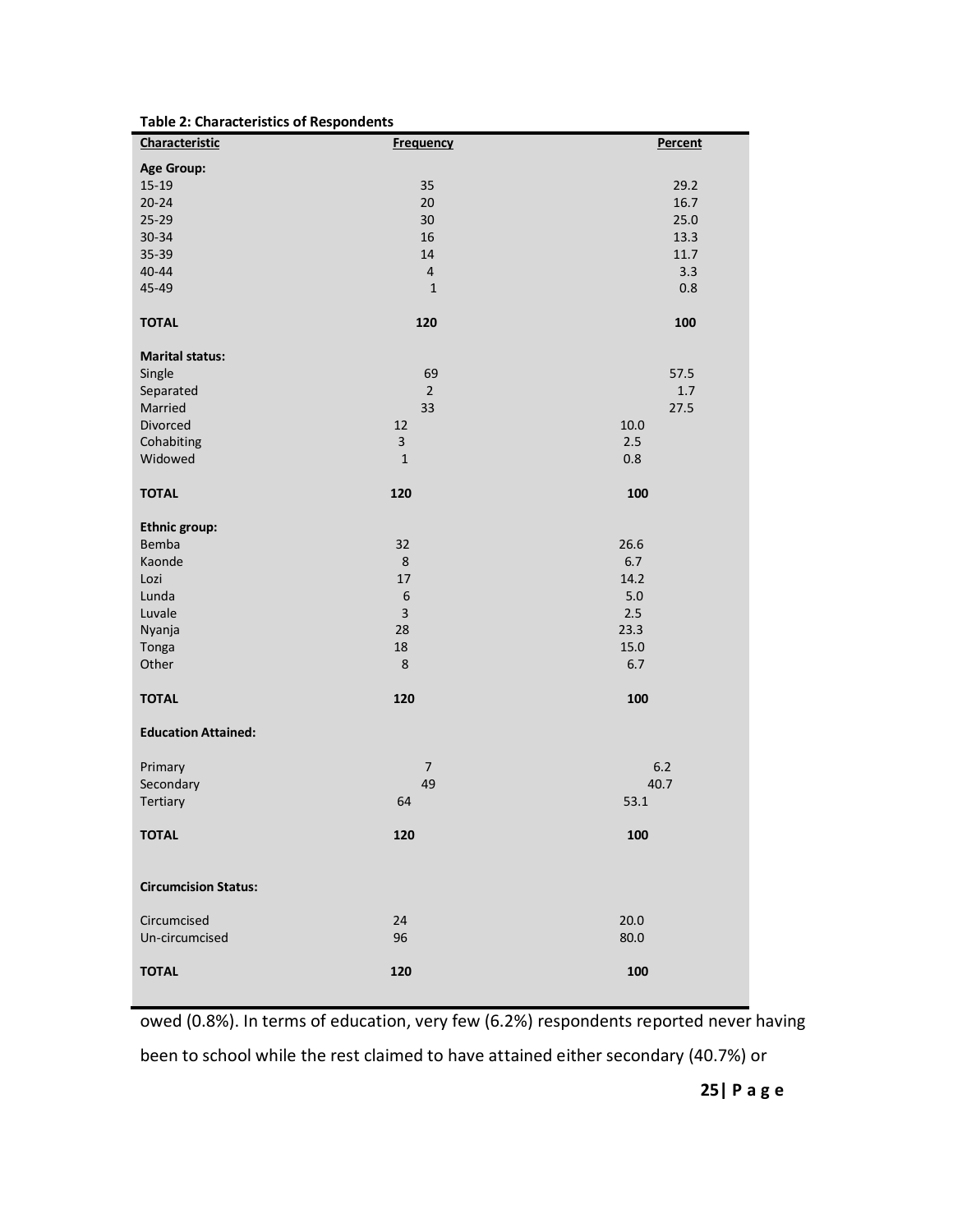**Table 2: Characteristics of Respondents**

| Characteristic | Frequency | Percent |
|---|---|---|
| **Age Group:** | | |
| 15-19 | 35 | 29.2 |
| 20-24 | 20 | 16.7 |
| 25-29 | 30 | 25.0 |
| 30-34 | 16 | 13.3 |
| 35-39 | 14 | 11.7 |
| 40-44 | 4 | 3.3 |
| 45-49 | 1 | 0.8 |
| **TOTAL** | **120** | **100** |
| **Marital status:** | | |
| Single | 69 | 57.5 |
| Separated | 2 | 1.7 |
| Married | 33 | 27.5 |
| Divorced | 12 | 10.0 |
| Cohabiting | 3 | 2.5 |
| Widowed | 1 | 0.8 |
| **TOTAL** | **120** | **100** |
| **Ethnic group:** | | |
| Bemba | 32 | 26.6 |
| Kaonde | 8 | 6.7 |
| Lozi | 17 | 14.2 |
| Lunda | 6 | 5.0 |
| Luvale | 3 | 2.5 |
| Nyanja | 28 | 23.3 |
| Tonga | 18 | 15.0 |
| Other | 8 | 6.7 |
| **TOTAL** | **120** | **100** |
| **Education Attained:** | | |
| Primary | 7 | 6.2 |
| Secondary | 49 | 40.7 |
| Tertiary | 64 | 53.1 |
| **TOTAL** | **120** | **100** |
| **Circumcision Status:** | | |
| Circumcised | 24 | 20.0 |
| Un-circumcised | 96 | 80.0 |
| **TOTAL** | **120** | **100** |

owed (0.8%). In terms of education, very few (6.2%) respondents reported never having been to school while the rest claimed to have attained either secondary (40.7%) or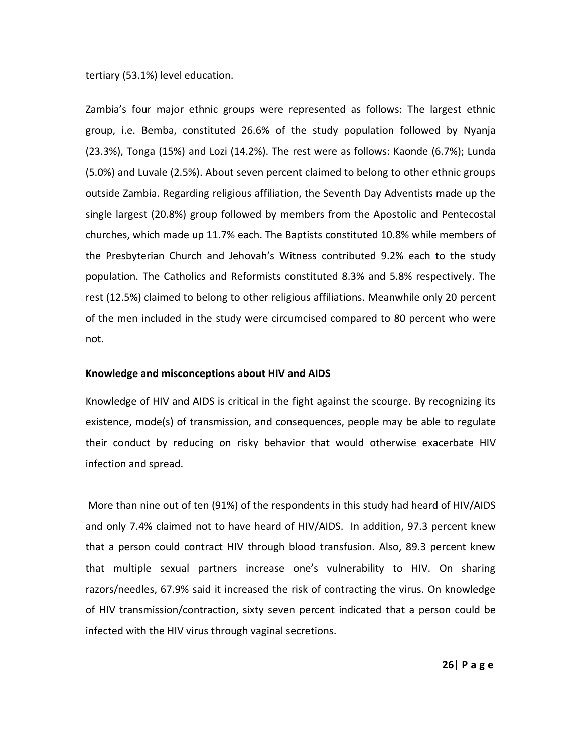tertiary (53.1%) level education.

Zambia's four major ethnic groups were represented as follows: The largest ethnic group, i.e. Bemba, constituted 26.6% of the study population followed by Nyanja (23.3%), Tonga (15%) and Lozi (14.2%). The rest were as follows: Kaonde (6.7%); Lunda (5.0%) and Luvale (2.5%). About seven percent claimed to belong to other ethnic groups outside Zambia. Regarding religious affiliation, the Seventh Day Adventists made up the single largest (20.8%) group followed by members from the Apostolic and Pentecostal churches, which made up 11.7% each. The Baptists constituted 10.8% while members of the Presbyterian Church and Jehovah's Witness contributed 9.2% each to the study population. The Catholics and Reformists constituted 8.3% and 5.8% respectively. The rest (12.5%) claimed to belong to other religious affiliations. Meanwhile only 20 percent of the men included in the study were circumcised compared to 80 percent who were not.

**Knowledge and misconceptions about HIV and AIDS**

Knowledge of HIV and AIDS is critical in the fight against the scourge. By recognizing its existence, mode(s) of transmission, and consequences, people may be able to regulate their conduct by reducing on risky behavior that would otherwise exacerbate HIV infection and spread.

More than nine out of ten (91%) of the respondents in this study had heard of HIV/AIDS and only 7.4% claimed not to have heard of HIV/AIDS. In addition, 97.3 percent knew that a person could contract HIV through blood transfusion. Also, 89.3 percent knew that multiple sexual partners increase one's vulnerability to HIV. On sharing razors/needles, 67.9% said it increased the risk of contracting the virus. On knowledge of HIV transmission/contraction, sixty seven percent indicated that a person could be infected with the HIV virus through vaginal secretions.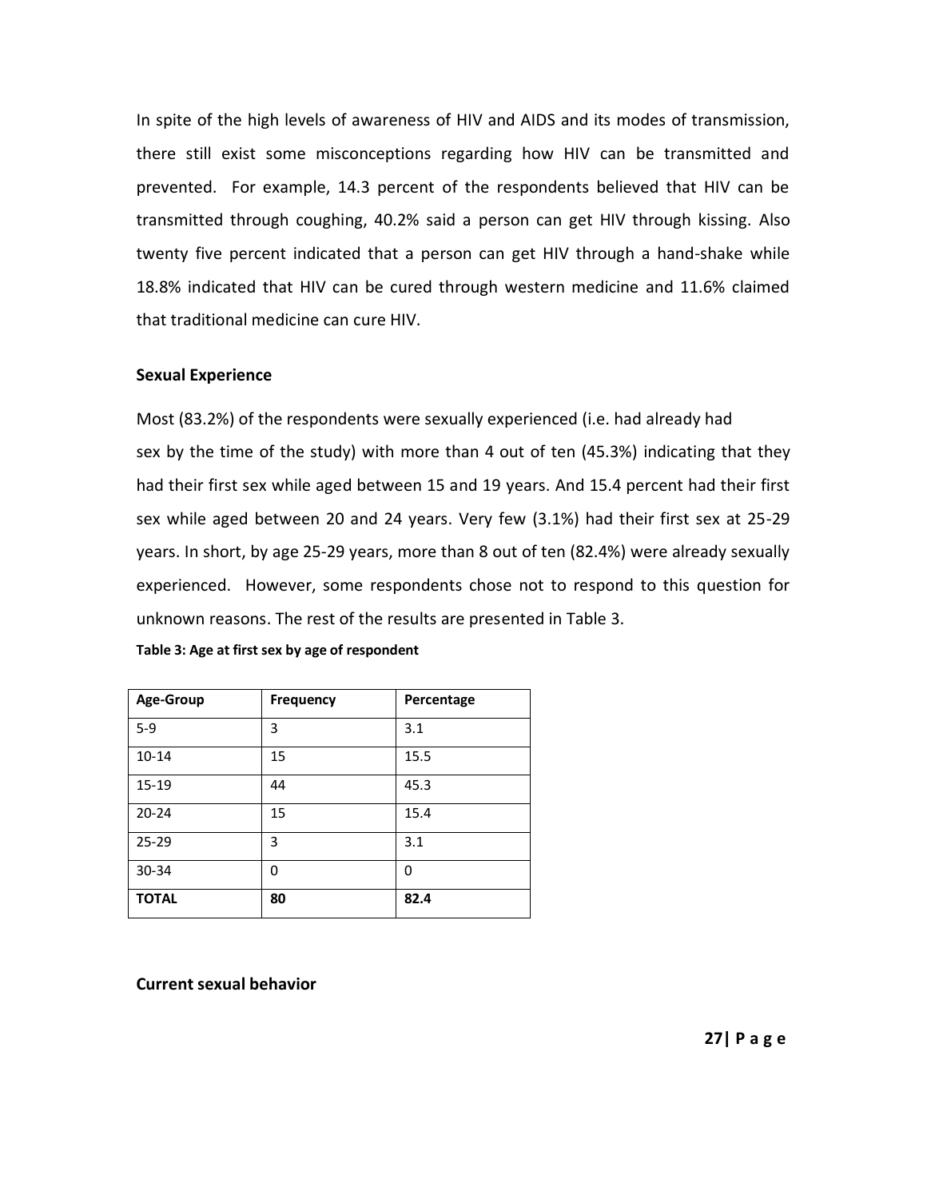In spite of the high levels of awareness of HIV and AIDS and its modes of transmission, there still exist some misconceptions regarding how HIV can be transmitted and prevented. For example, 14.3 percent of the respondents believed that HIV can be transmitted through coughing, 40.2% said a person can get HIV through kissing. Also twenty five percent indicated that a person can get HIV through a hand-shake while 18.8% indicated that HIV can be cured through western medicine and 11.6% claimed that traditional medicine can cure HIV.

**Sexual Experience**

Most (83.2%) of the respondents were sexually experienced (i.e. had already had sex by the time of the study) with more than 4 out of ten (45.3%) indicating that they had their first sex while aged between 15 and 19 years. And 15.4 percent had their first sex while aged between 20 and 24 years. Very few (3.1%) had their first sex at 25-29 years. In short, by age 25-29 years, more than 8 out of ten (82.4%) were already sexually experienced. However, some respondents chose not to respond to this question for unknown reasons. The rest of the results are presented in Table 3.

**Table 3: Age at first sex by age of respondent**

| Age-Group | Frequency | Percentage |
|---|---|---|
| 5-9 | 3 | 3.1 |
| 10-14 | 15 | 15.5 |
| 15-19 | 44 | 45.3 |
| 20-24 | 15 | 15.4 |
| 25-29 | 3 | 3.1 |
| 30-34 | 0 | 0 |
| **TOTAL** | **80** | **82.4** |

**Current sexual behavior**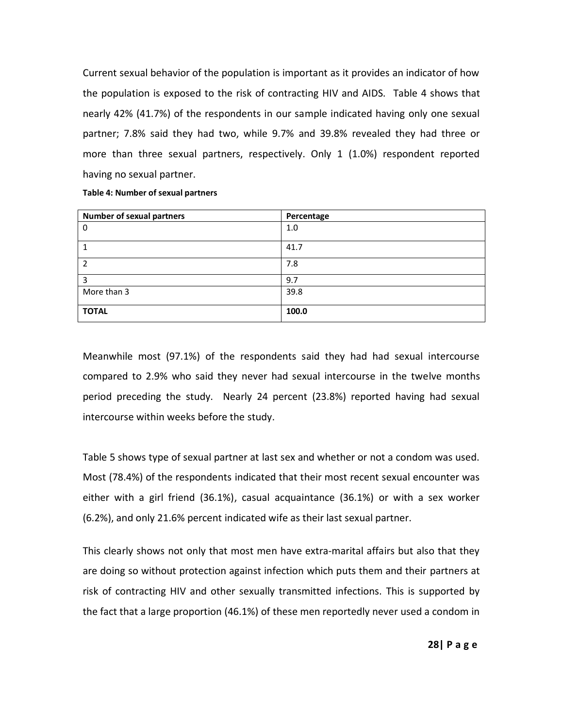Current sexual behavior of the population is important as it provides an indicator of how the population is exposed to the risk of contracting HIV and AIDS. Table 4 shows that nearly 42% (41.7%) of the respondents in our sample indicated having only one sexual partner; 7.8% said they had two, while 9.7% and 39.8% revealed they had three or more than three sexual partners, respectively. Only 1 (1.0%) respondent reported having no sexual partner.

**Table 4: Number of sexual partners**

| Number of sexual partners | Percentage |
|---|---|
| 0 | 1.0 |
| 1 | 41.7 |
| 2 | 7.8 |
| 3 | 9.7 |
| More than 3 | 39.8 |
| **TOTAL** | **100.0** |

Meanwhile most (97.1%) of the respondents said they had had sexual intercourse compared to 2.9% who said they never had sexual intercourse in the twelve months period preceding the study. Nearly 24 percent (23.8%) reported having had sexual intercourse within weeks before the study.

Table 5 shows type of sexual partner at last sex and whether or not a condom was used. Most (78.4%) of the respondents indicated that their most recent sexual encounter was either with a girl friend (36.1%), casual acquaintance (36.1%) or with a sex worker (6.2%), and only 21.6% percent indicated wife as their last sexual partner.

This clearly shows not only that most men have extra-marital affairs but also that they are doing so without protection against infection which puts them and their partners at risk of contracting HIV and other sexually transmitted infections. This is supported by the fact that a large proportion (46.1%) of these men reportedly never used a condom in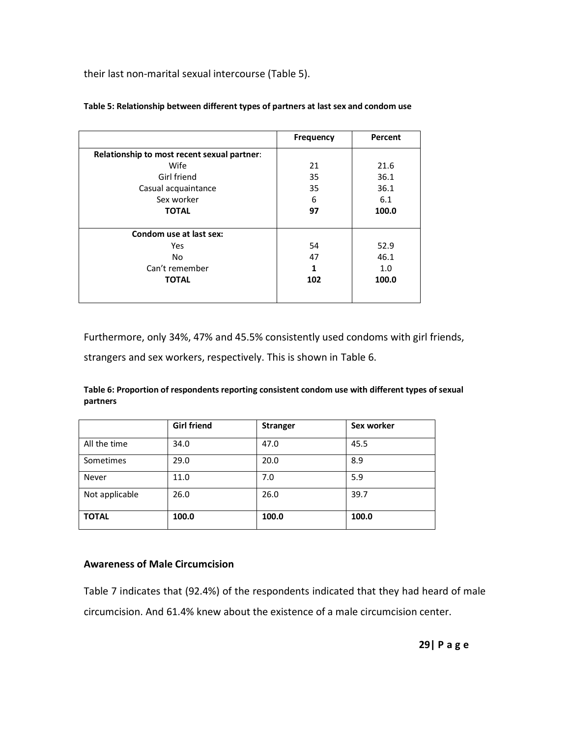their last non-marital sexual intercourse (Table 5).

**Table 5: Relationship between different types of partners at last sex and condom use**

| | Frequency | Percent |
|---|---|---|
| **Relationship to most recent sexual partner**: | | |
| Wife | 21 | 21.6 |
| Girl friend | 35 | 36.1 |
| Casual acquaintance | 35 | 36.1 |
| Sex worker | 6 | 6.1 |
| **TOTAL** | **97** | **100.0** |
| **Condom use at last sex:** | | |
| Yes | 54 | 52.9 |
| No | 47 | 46.1 |
| Can't remember | **1** | 1.0 |
| **TOTAL** | **102** | **100.0** |

Furthermore, only 34%, 47% and 45.5% consistently used condoms with girl friends, strangers and sex workers, respectively. This is shown in Table 6.

**Table 6: Proportion of respondents reporting consistent condom use with different types of sexual partners**

| | Girl friend | Stranger | Sex worker |
|---|---|---|---|
| All the time | 34.0 | 47.0 | 45.5 |
| Sometimes | 29.0 | 20.0 | 8.9 |
| Never | 11.0 | 7.0 | 5.9 |
| Not applicable | 26.0 | 26.0 | 39.7 |
| **TOTAL** | **100.0** | **100.0** | **100.0** |

### Awareness of Male Circumcision

Table 7 indicates that (92.4%) of the respondents indicated that they had heard of male circumcision. And 61.4% knew about the existence of a male circumcision center.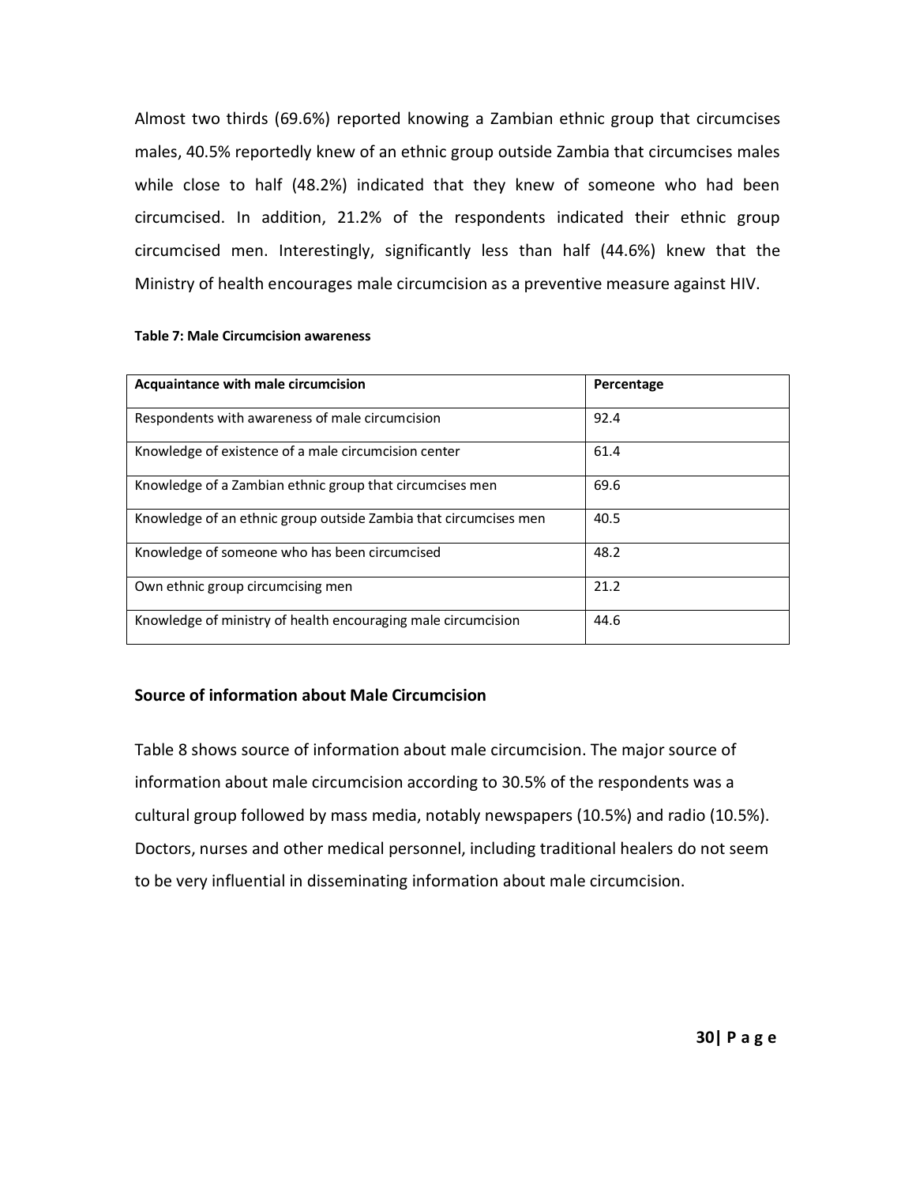Almost two thirds (69.6%) reported knowing a Zambian ethnic group that circumcises males, 40.5% reportedly knew of an ethnic group outside Zambia that circumcises males while close to half (48.2%) indicated that they knew of someone who had been circumcised. In addition, 21.2% of the respondents indicated their ethnic group circumcised men. Interestingly, significantly less than half (44.6%) knew that the Ministry of health encourages male circumcision as a preventive measure against HIV.

**Table 7: Male Circumcision awareness**

| Acquaintance with male circumcision | Percentage |
|---|---|
| Respondents with awareness of male circumcision | 92.4 |
| Knowledge of existence of a male circumcision center | 61.4 |
| Knowledge of a Zambian ethnic group that circumcises men | 69.6 |
| Knowledge of an ethnic group outside Zambia that circumcises men | 40.5 |
| Knowledge of someone who has been circumcised | 48.2 |
| Own ethnic group circumcising men | 21.2 |
| Knowledge of ministry of health encouraging male circumcision | 44.6 |

### Source of information about Male Circumcision

Table 8 shows source of information about male circumcision. The major source of information about male circumcision according to 30.5% of the respondents was a cultural group followed by mass media, notably newspapers (10.5%) and radio (10.5%). Doctors, nurses and other medical personnel, including traditional healers do not seem to be very influential in disseminating information about male circumcision.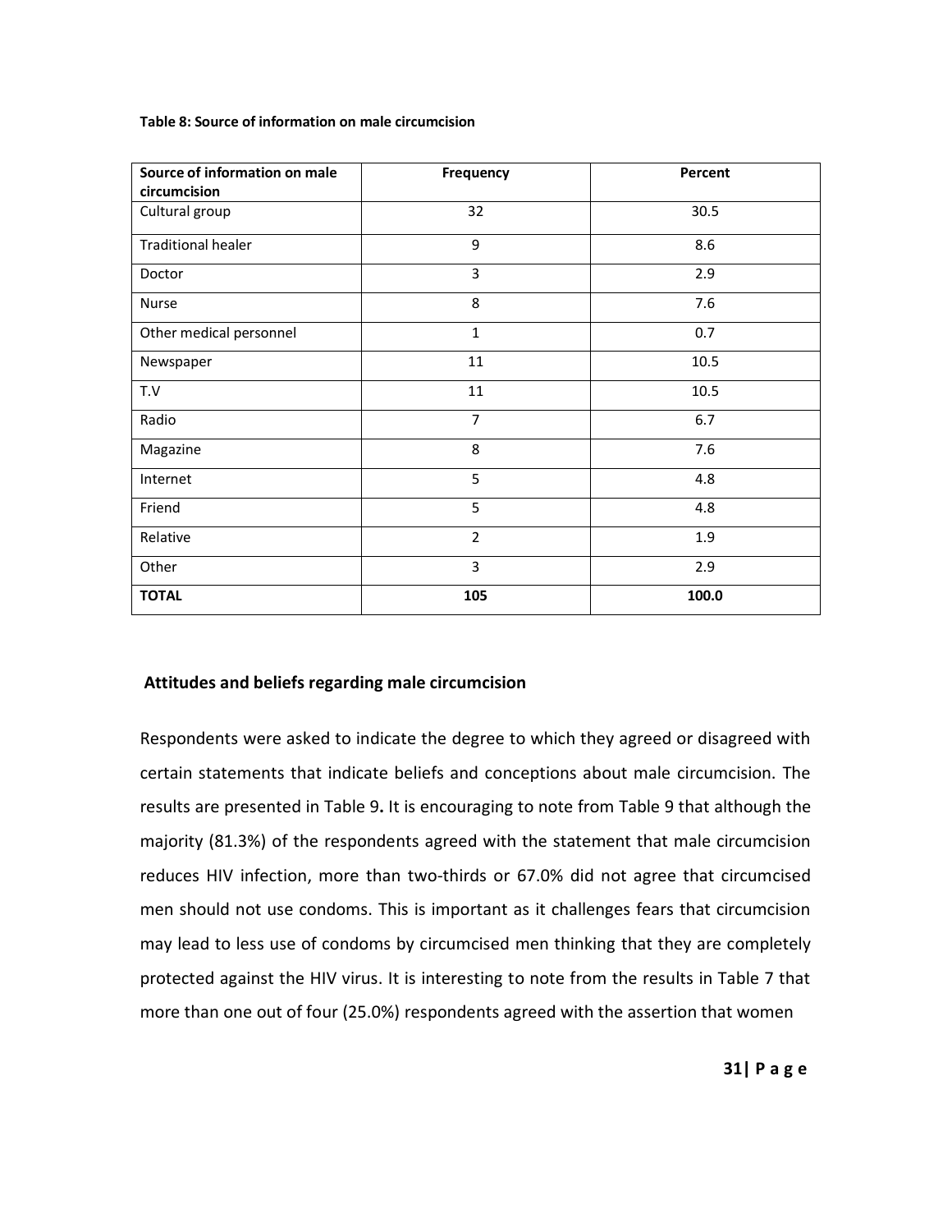**Table 8: Source of information on male circumcision**

| Source of information on male circumcision | Frequency | Percent |
|---|---|---|
| Cultural group | 32 | 30.5 |
| Traditional healer | 9 | 8.6 |
| Doctor | 3 | 2.9 |
| Nurse | 8 | 7.6 |
| Other medical personnel | 1 | 0.7 |
| Newspaper | 11 | 10.5 |
| T.V | 11 | 10.5 |
| Radio | 7 | 6.7 |
| Magazine | 8 | 7.6 |
| Internet | 5 | 4.8 |
| Friend | 5 | 4.8 |
| Relative | 2 | 1.9 |
| Other | 3 | 2.9 |
| **TOTAL** | **105** | **100.0** |

## Attitudes and beliefs regarding male circumcision

Respondents were asked to indicate the degree to which they agreed or disagreed with certain statements that indicate beliefs and conceptions about male circumcision. The results are presented in Table 9**.** It is encouraging to note from Table 9 that although the majority (81.3%) of the respondents agreed with the statement that male circumcision reduces HIV infection, more than two-thirds or 67.0% did not agree that circumcised men should not use condoms. This is important as it challenges fears that circumcision may lead to less use of condoms by circumcised men thinking that they are completely protected against the HIV virus. It is interesting to note from the results in Table 7 that more than one out of four (25.0%) respondents agreed with the assertion that women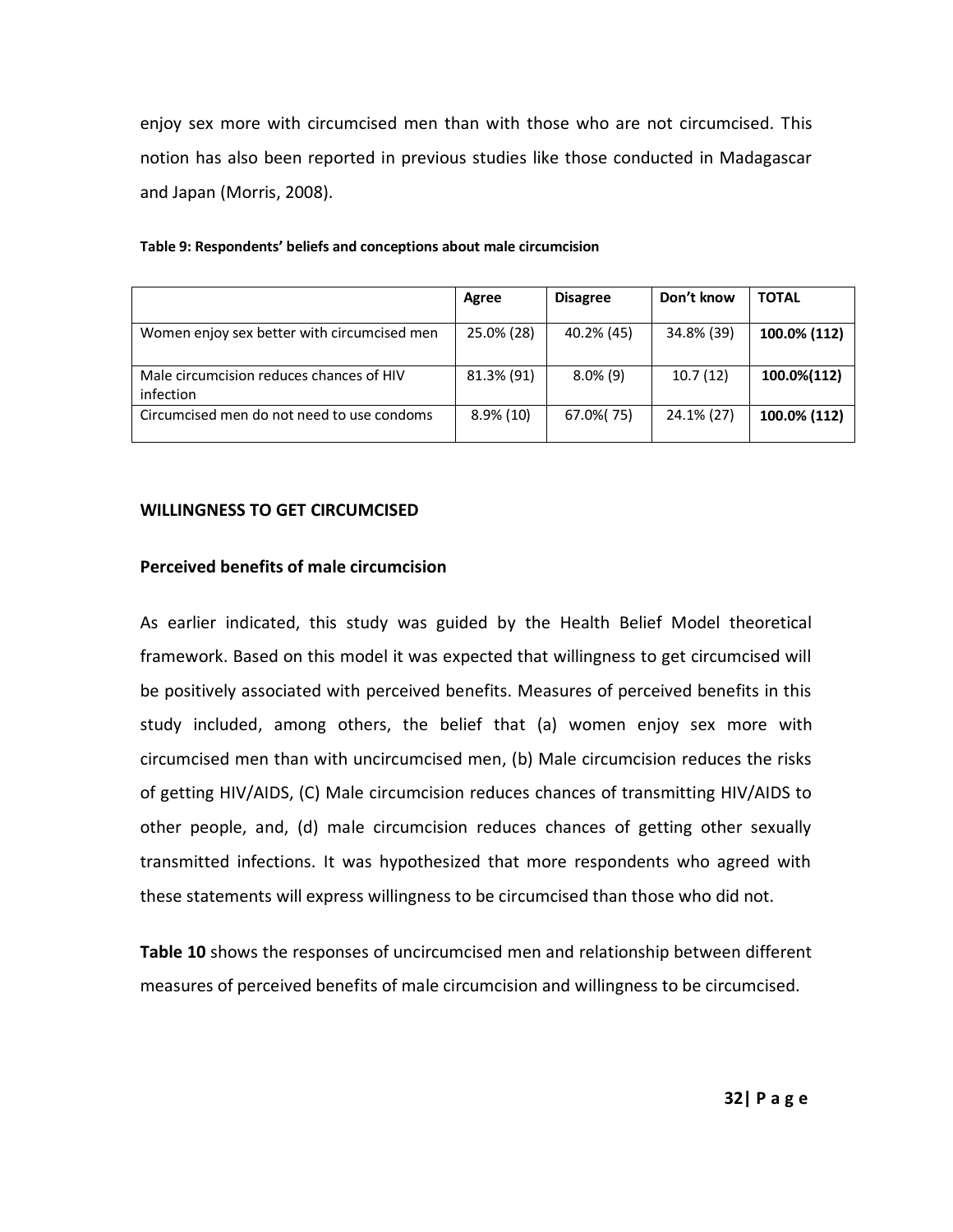enjoy sex more with circumcised men than with those who are not circumcised. This notion has also been reported in previous studies like those conducted in Madagascar and Japan (Morris, 2008).

**Table 9: Respondents' beliefs and conceptions about male circumcision**

| | Agree | Disagree | Don't know | TOTAL |
|---|---|---|---|---|
| Women enjoy sex better with circumcised men | 25.0% (28) | 40.2% (45) | 34.8% (39) | **100.0% (112)** |
| Male circumcision reduces chances of HIV infection | 81.3% (91) | 8.0% (9) | 10.7 (12) | **100.0%(112)** |
| Circumcised men do not need to use condoms | 8.9% (10) | 67.0%( 75) | 24.1% (27) | **100.0% (112)** |

## WILLINGNESS TO GET CIRCUMCISED

### Perceived benefits of male circumcision

As earlier indicated, this study was guided by the Health Belief Model theoretical framework. Based on this model it was expected that willingness to get circumcised will be positively associated with perceived benefits. Measures of perceived benefits in this study included, among others, the belief that (a) women enjoy sex more with circumcised men than with uncircumcised men, (b) Male circumcision reduces the risks of getting HIV/AIDS, (C) Male circumcision reduces chances of transmitting HIV/AIDS to other people, and, (d) male circumcision reduces chances of getting other sexually transmitted infections. It was hypothesized that more respondents who agreed with these statements will express willingness to be circumcised than those who did not.

**Table 10** shows the responses of uncircumcised men and relationship between different measures of perceived benefits of male circumcision and willingness to be circumcised.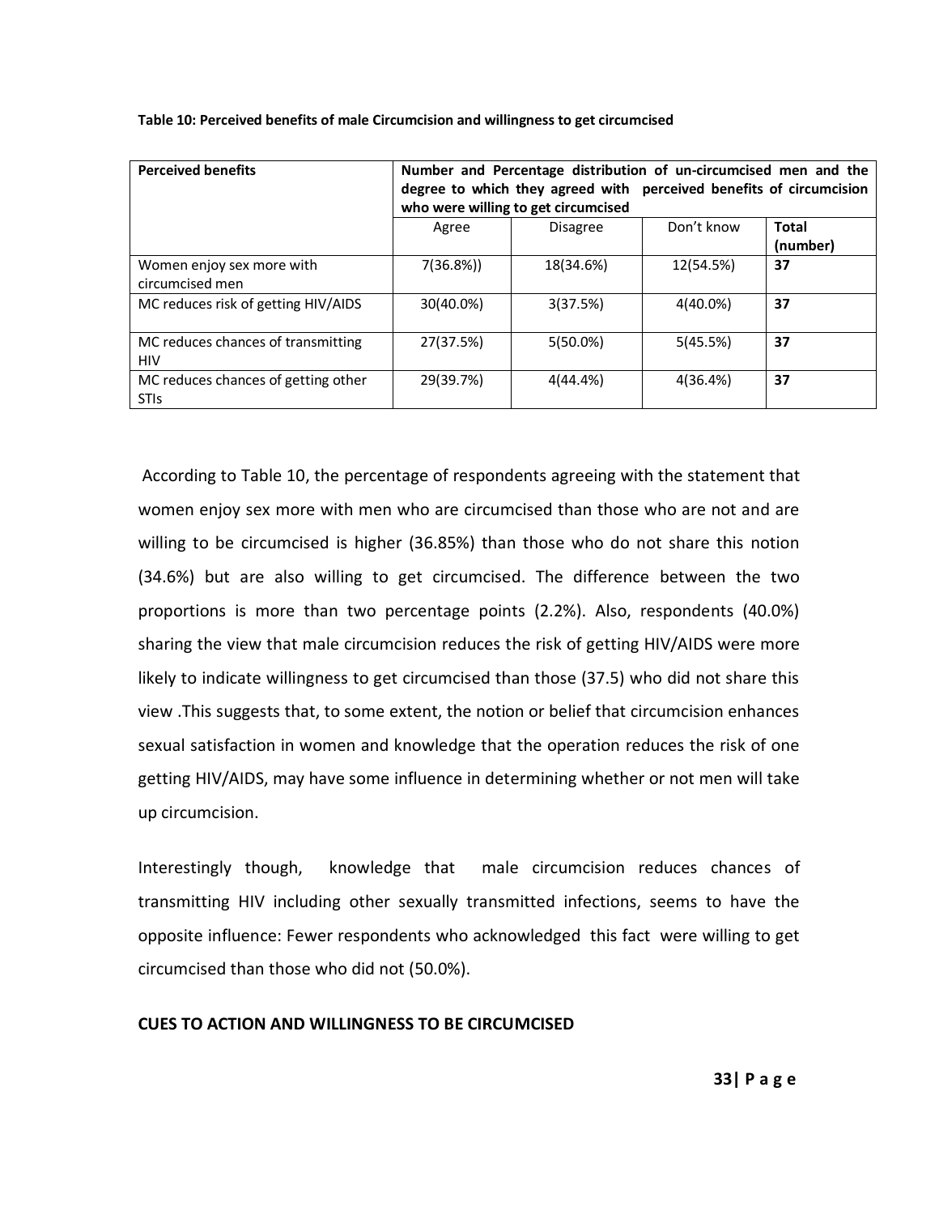**Table 10: Perceived benefits of male Circumcision and willingness to get circumcised**

| Perceived benefits | Number and Percentage distribution of un-circumcised men and the degree to which they agreed with perceived benefits of circumcision who were willing to get circumcised | | | |
|---|---|---|---|---|
| | Agree | Disagree | Don't know | **Total (number)** |
| Women enjoy sex more with circumcised men | 7(36.8%)) | 18(34.6%) | 12(54.5%) | **37** |
| MC reduces risk of getting HIV/AIDS | 30(40.0%) | 3(37.5%) | 4(40.0%) | **37** |
| MC reduces chances of transmitting HIV | 27(37.5%) | 5(50.0%) | 5(45.5%) | **37** |
| MC reduces chances of getting other STIs | 29(39.7%) | 4(44.4%) | 4(36.4%) | **37** |

According to Table 10, the percentage of respondents agreeing with the statement that women enjoy sex more with men who are circumcised than those who are not and are willing to be circumcised is higher (36.85%) than those who do not share this notion (34.6%) but are also willing to get circumcised. The difference between the two proportions is more than two percentage points (2.2%). Also, respondents (40.0%) sharing the view that male circumcision reduces the risk of getting HIV/AIDS were more likely to indicate willingness to get circumcised than those (37.5) who did not share this view .This suggests that, to some extent, the notion or belief that circumcision enhances sexual satisfaction in women and knowledge that the operation reduces the risk of one getting HIV/AIDS, may have some influence in determining whether or not men will take up circumcision.

Interestingly though, knowledge that male circumcision reduces chances of transmitting HIV including other sexually transmitted infections, seems to have the opposite influence: Fewer respondents who acknowledged this fact were willing to get circumcised than those who did not (50.0%).

**CUES TO ACTION AND WILLINGNESS TO BE CIRCUMCISED**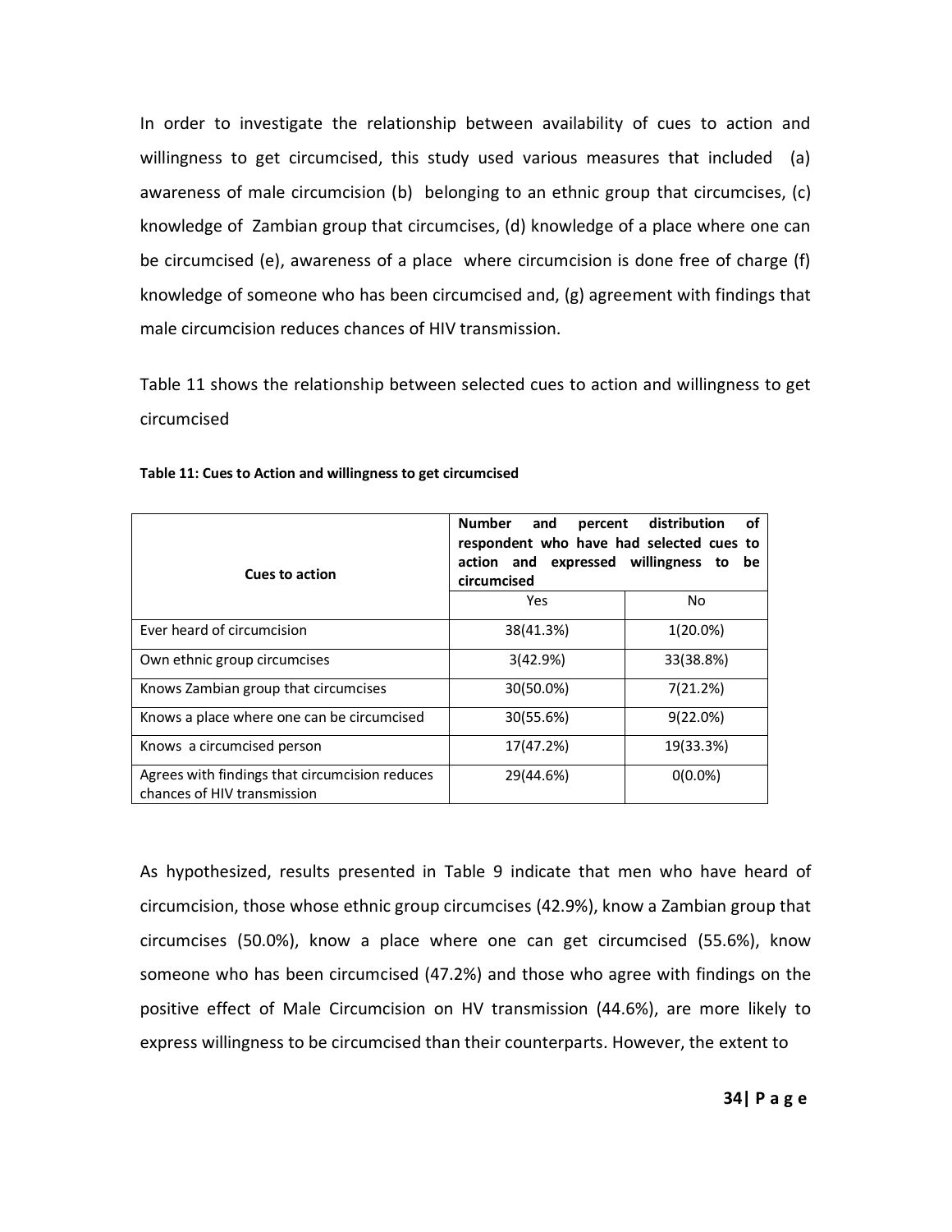In order to investigate the relationship between availability of cues to action and willingness to get circumcised, this study used various measures that included (a) awareness of male circumcision (b) belonging to an ethnic group that circumcises, (c) knowledge of Zambian group that circumcises, (d) knowledge of a place where one can be circumcised (e), awareness of a place where circumcision is done free of charge (f) knowledge of someone who has been circumcised and, (g) agreement with findings that male circumcision reduces chances of HIV transmission.

Table 11 shows the relationship between selected cues to action and willingness to get circumcised

**Table 11: Cues to Action and willingness to get circumcised**

| Cues to action | Number and percent distribution of respondent who have had selected cues to action and expressed willingness to be circumcised | |
|---|---|---|
| | Yes | No |
| Ever heard of circumcision | 38(41.3%) | 1(20.0%) |
| Own ethnic group circumcises | 3(42.9%) | 33(38.8%) |
| Knows Zambian group that circumcises | 30(50.0%) | 7(21.2%) |
| Knows a place where one can be circumcised | 30(55.6%) | 9(22.0%) |
| Knows a circumcised person | 17(47.2%) | 19(33.3%) |
| Agrees with findings that circumcision reduces chances of HIV transmission | 29(44.6%) | 0(0.0%) |

As hypothesized, results presented in Table 9 indicate that men who have heard of circumcision, those whose ethnic group circumcises (42.9%), know a Zambian group that circumcises (50.0%), know a place where one can get circumcised (55.6%), know someone who has been circumcised (47.2%) and those who agree with findings on the positive effect of Male Circumcision on HV transmission (44.6%), are more likely to express willingness to be circumcised than their counterparts. However, the extent to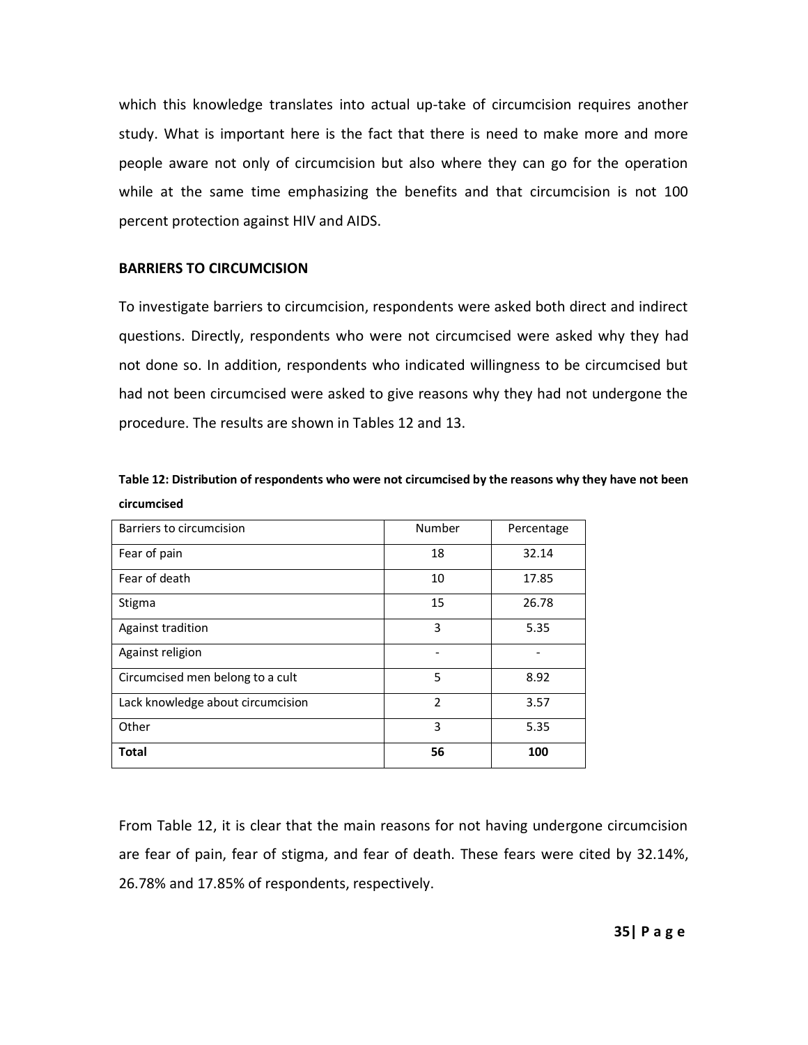which this knowledge translates into actual up-take of circumcision requires another study. What is important here is the fact that there is need to make more and more people aware not only of circumcision but also where they can go for the operation while at the same time emphasizing the benefits and that circumcision is not 100 percent protection against HIV and AIDS.

## BARRIERS TO CIRCUMCISION

To investigate barriers to circumcision, respondents were asked both direct and indirect questions. Directly, respondents who were not circumcised were asked why they had not done so. In addition, respondents who indicated willingness to be circumcised but had not been circumcised were asked to give reasons why they had not undergone the procedure. The results are shown in Tables 12 and 13.

**Table 12: Distribution of respondents who were not circumcised by the reasons why they have not been circumcised**

| Barriers to circumcision | Number | Percentage |
|---|---|---|
| Fear of pain | 18 | 32.14 |
| Fear of death | 10 | 17.85 |
| Stigma | 15 | 26.78 |
| Against tradition | 3 | 5.35 |
| Against religion | - | - |
| Circumcised men belong to a cult | 5 | 8.92 |
| Lack knowledge about circumcision | 2 | 3.57 |
| Other | 3 | 5.35 |
| **Total** | **56** | **100** |

From Table 12, it is clear that the main reasons for not having undergone circumcision are fear of pain, fear of stigma, and fear of death. These fears were cited by 32.14%, 26.78% and 17.85% of respondents, respectively.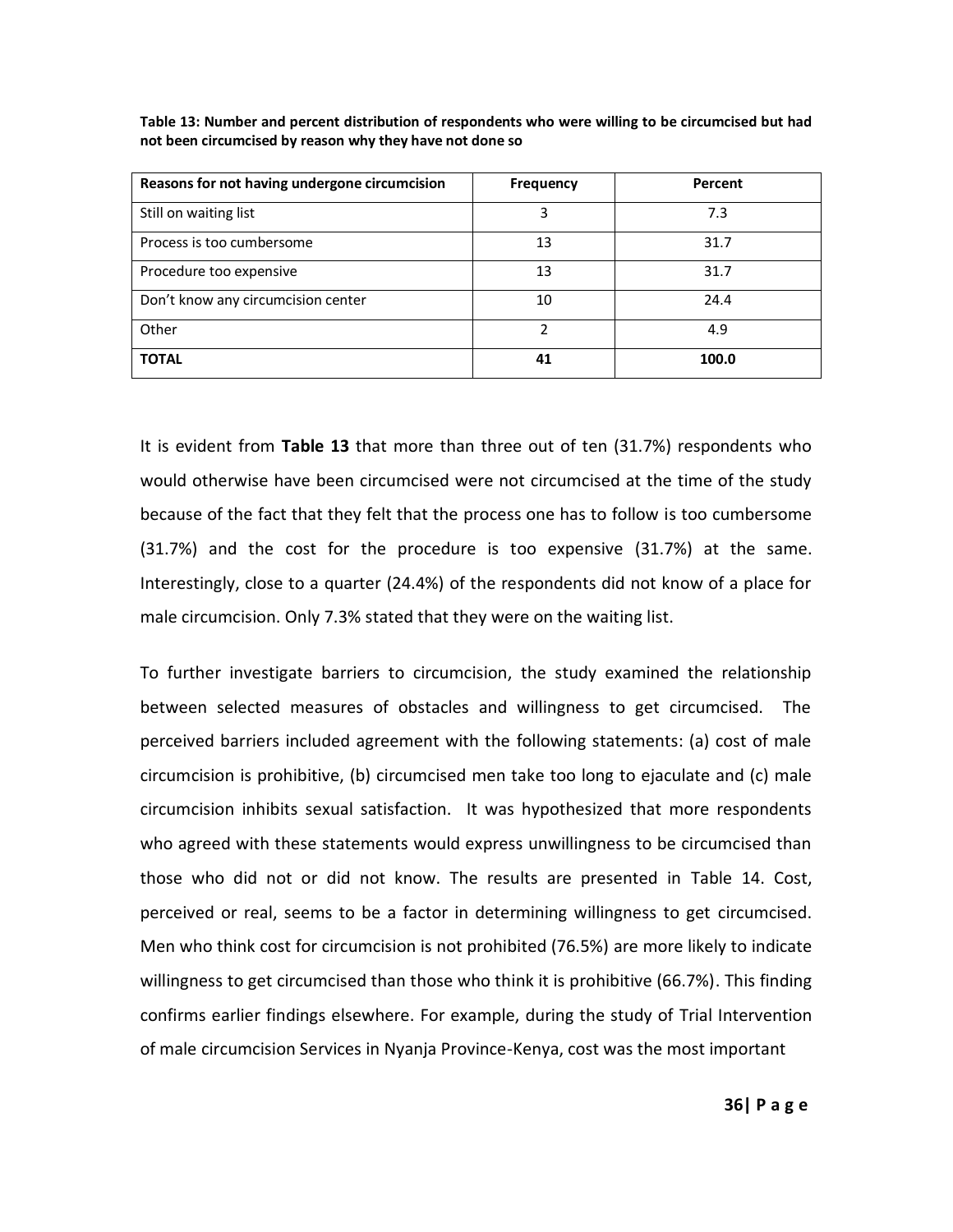**Table 13: Number and percent distribution of respondents who were willing to be circumcised but had not been circumcised by reason why they have not done so**

| Reasons for not having undergone circumcision | Frequency | Percent |
|---|---|---|
| Still on waiting list | 3 | 7.3 |
| Process is too cumbersome | 13 | 31.7 |
| Procedure too expensive | 13 | 31.7 |
| Don't know any circumcision center | 10 | 24.4 |
| Other | 2 | 4.9 |
| **TOTAL** | **41** | **100.0** |

It is evident from **Table 13** that more than three out of ten (31.7%) respondents who would otherwise have been circumcised were not circumcised at the time of the study because of the fact that they felt that the process one has to follow is too cumbersome (31.7%) and the cost for the procedure is too expensive (31.7%) at the same. Interestingly, close to a quarter (24.4%) of the respondents did not know of a place for male circumcision. Only 7.3% stated that they were on the waiting list.

To further investigate barriers to circumcision, the study examined the relationship between selected measures of obstacles and willingness to get circumcised. The perceived barriers included agreement with the following statements: (a) cost of male circumcision is prohibitive, (b) circumcised men take too long to ejaculate and (c) male circumcision inhibits sexual satisfaction. It was hypothesized that more respondents who agreed with these statements would express unwillingness to be circumcised than those who did not or did not know. The results are presented in Table 14. Cost, perceived or real, seems to be a factor in determining willingness to get circumcised. Men who think cost for circumcision is not prohibited (76.5%) are more likely to indicate willingness to get circumcised than those who think it is prohibitive (66.7%). This finding confirms earlier findings elsewhere. For example, during the study of Trial Intervention of male circumcision Services in Nyanja Province-Kenya, cost was the most important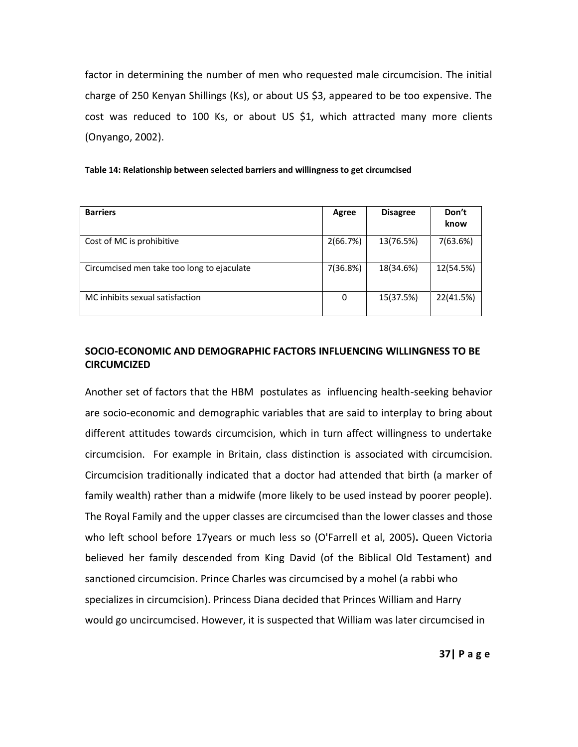factor in determining the number of men who requested male circumcision. The initial charge of 250 Kenyan Shillings (Ks), or about US $3, appeared to be too expensive. The cost was reduced to 100 Ks, or about US $1, which attracted many more clients (Onyango, 2002).

**Table 14: Relationship between selected barriers and willingness to get circumcised**

| Barriers | Agree | Disagree | Don't know |
|---|---|---|---|
| Cost of MC is prohibitive | 2(66.7%) | 13(76.5%) | 7(63.6%) |
| Circumcised men take too long to ejaculate | 7(36.8%) | 18(34.6%) | 12(54.5%) |
| MC inhibits sexual satisfaction | 0 | 15(37.5%) | 22(41.5%) |

## SOCIO-ECONOMIC AND DEMOGRAPHIC FACTORS INFLUENCING WILLINGNESS TO BE CIRCUMCIZED

Another set of factors that the HBM postulates as influencing health-seeking behavior are socio-economic and demographic variables that are said to interplay to bring about different attitudes towards circumcision, which in turn affect willingness to undertake circumcision. For example in Britain, class distinction is associated with circumcision. Circumcision traditionally indicated that a doctor had attended that birth (a marker of family wealth) rather than a midwife (more likely to be used instead by poorer people). The Royal Family and the upper classes are circumcised than the lower classes and those who left school before 17years or much less so (O'Farrell et al, 2005)**.** Queen Victoria believed her family descended from King David (of the Biblical Old Testament) and sanctioned circumcision. Prince Charles was circumcised by a mohel (a rabbi who specializes in circumcision). Princess Diana decided that Princes William and Harry would go uncircumcised. However, it is suspected that William was later circumcised in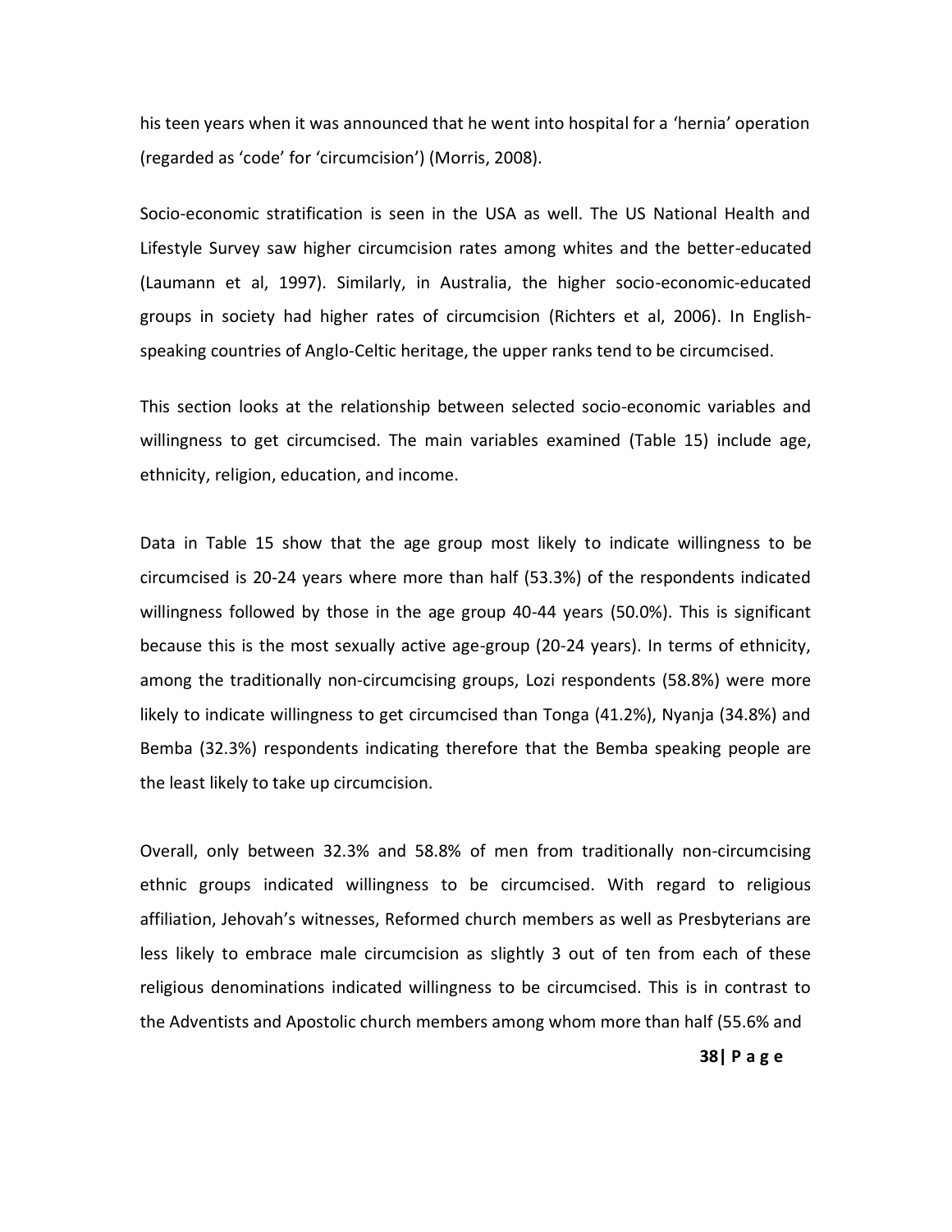his teen years when it was announced that he went into hospital for a 'hernia' operation (regarded as 'code' for 'circumcision') (Morris, 2008).

Socio-economic stratification is seen in the USA as well. The US National Health and Lifestyle Survey saw higher circumcision rates among whites and the better-educated (Laumann et al, 1997). Similarly, in Australia, the higher socio-economic-educated groups in society had higher rates of circumcision (Richters et al, 2006). In English-speaking countries of Anglo-Celtic heritage, the upper ranks tend to be circumcised.

This section looks at the relationship between selected socio-economic variables and willingness to get circumcised. The main variables examined (Table 15) include age, ethnicity, religion, education, and income.

Data in Table 15 show that the age group most likely to indicate willingness to be circumcised is 20-24 years where more than half (53.3%) of the respondents indicated willingness followed by those in the age group 40-44 years (50.0%). This is significant because this is the most sexually active age-group (20-24 years). In terms of ethnicity, among the traditionally non-circumcising groups, Lozi respondents (58.8%) were more likely to indicate willingness to get circumcised than Tonga (41.2%), Nyanja (34.8%) and Bemba (32.3%) respondents indicating therefore that the Bemba speaking people are the least likely to take up circumcision.

Overall, only between 32.3% and 58.8% of men from traditionally non-circumcising ethnic groups indicated willingness to be circumcised. With regard to religious affiliation, Jehovah's witnesses, Reformed church members as well as Presbyterians are less likely to embrace male circumcision as slightly 3 out of ten from each of these religious denominations indicated willingness to be circumcised. This is in contrast to the Adventists and Apostolic church members among whom more than half (55.6% and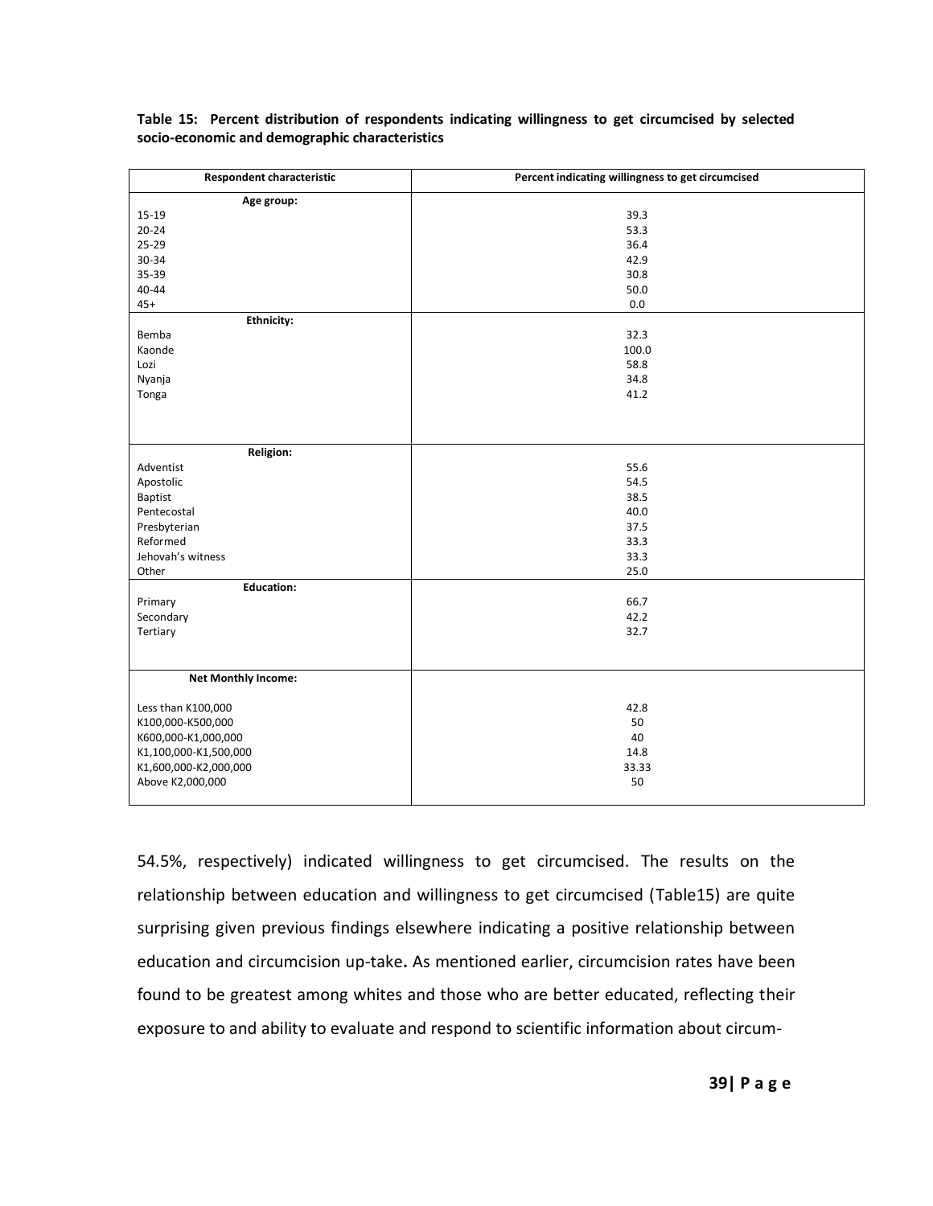**Table 15: Percent distribution of respondents indicating willingness to get circumcised by selected socio-economic and demographic characteristics**

| Respondent characteristic | Percent indicating willingness to get circumcised |
|---|---|
| **Age group:** | |
| 15-19 | 39.3 |
| 20-24 | 53.3 |
| 25-29 | 36.4 |
| 30-34 | 42.9 |
| 35-39 | 30.8 |
| 40-44 | 50.0 |
| 45+ | 0.0 |
| **Ethnicity:** | |
| Bemba | 32.3 |
| Kaonde | 100.0 |
| Lozi | 58.8 |
| Nyanja | 34.8 |
| Tonga | 41.2 |
| **Religion:** | |
| Adventist | 55.6 |
| Apostolic | 54.5 |
| Baptist | 38.5 |
| Pentecostal | 40.0 |
| Presbyterian | 37.5 |
| Reformed | 33.3 |
| Jehovah's witness | 33.3 |
| Other | 25.0 |
| **Education:** | |
| Primary | 66.7 |
| Secondary | 42.2 |
| Tertiary | 32.7 |
| **Net Monthly Income:** | |
| Less than K100,000 | 42.8 |
| K100,000-K500,000 | 50 |
| K600,000-K1,000,000 | 40 |
| K1,100,000-K1,500,000 | 14.8 |
| K1,600,000-K2,000,000 | 33.33 |
| Above K2,000,000 | 50 |

54.5%, respectively) indicated willingness to get circumcised. The results on the relationship between education and willingness to get circumcised (Table15) are quite surprising given previous findings elsewhere indicating a positive relationship between education and circumcision up-take**.** As mentioned earlier, circumcision rates have been found to be greatest among whites and those who are better educated, reflecting their exposure to and ability to evaluate and respond to scientific information about circum-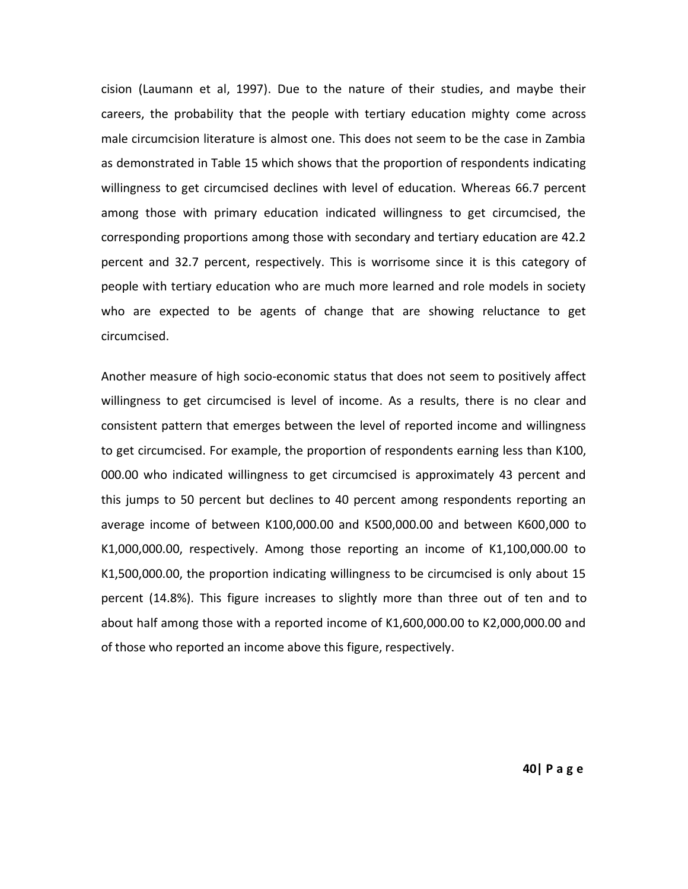cision (Laumann et al, 1997). Due to the nature of their studies, and maybe their careers, the probability that the people with tertiary education mighty come across male circumcision literature is almost one. This does not seem to be the case in Zambia as demonstrated in Table 15 which shows that the proportion of respondents indicating willingness to get circumcised declines with level of education. Whereas 66.7 percent among those with primary education indicated willingness to get circumcised, the corresponding proportions among those with secondary and tertiary education are 42.2 percent and 32.7 percent, respectively. This is worrisome since it is this category of people with tertiary education who are much more learned and role models in society who are expected to be agents of change that are showing reluctance to get circumcised.

Another measure of high socio-economic status that does not seem to positively affect willingness to get circumcised is level of income. As a results, there is no clear and consistent pattern that emerges between the level of reported income and willingness to get circumcised. For example, the proportion of respondents earning less than K100, 000.00 who indicated willingness to get circumcised is approximately 43 percent and this jumps to 50 percent but declines to 40 percent among respondents reporting an average income of between K100,000.00 and K500,000.00 and between K600,000 to K1,000,000.00, respectively. Among those reporting an income of K1,100,000.00 to K1,500,000.00, the proportion indicating willingness to be circumcised is only about 15 percent (14.8%). This figure increases to slightly more than three out of ten and to about half among those with a reported income of K1,600,000.00 to K2,000,000.00 and of those who reported an income above this figure, respectively.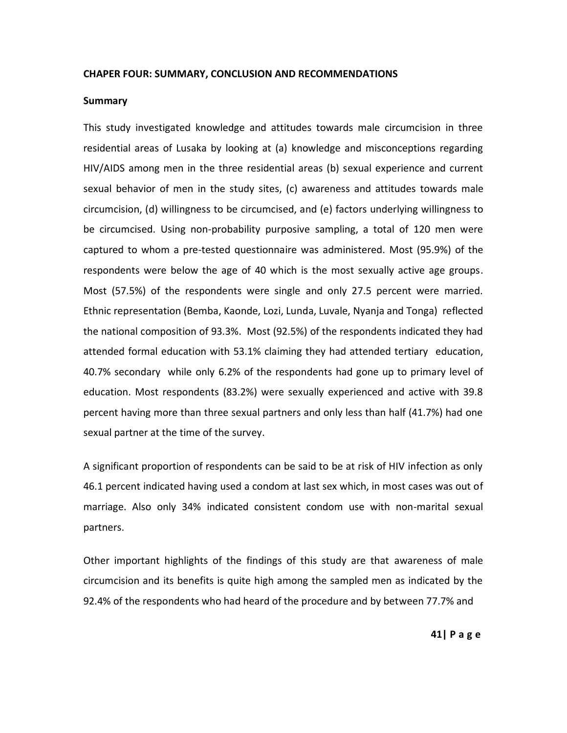## CHAPER FOUR: SUMMARY, CONCLUSION AND RECOMMENDATIONS

### Summary

This study investigated knowledge and attitudes towards male circumcision in three residential areas of Lusaka by looking at (a) knowledge and misconceptions regarding HIV/AIDS among men in the three residential areas (b) sexual experience and current sexual behavior of men in the study sites, (c) awareness and attitudes towards male circumcision, (d) willingness to be circumcised, and (e) factors underlying willingness to be circumcised. Using non-probability purposive sampling, a total of 120 men were captured to whom a pre-tested questionnaire was administered. Most (95.9%) of the respondents were below the age of 40 which is the most sexually active age groups. Most (57.5%) of the respondents were single and only 27.5 percent were married. Ethnic representation (Bemba, Kaonde, Lozi, Lunda, Luvale, Nyanja and Tonga) reflected the national composition of 93.3%. Most (92.5%) of the respondents indicated they had attended formal education with 53.1% claiming they had attended tertiary education, 40.7% secondary while only 6.2% of the respondents had gone up to primary level of education. Most respondents (83.2%) were sexually experienced and active with 39.8 percent having more than three sexual partners and only less than half (41.7%) had one sexual partner at the time of the survey.

A significant proportion of respondents can be said to be at risk of HIV infection as only 46.1 percent indicated having used a condom at last sex which, in most cases was out of marriage. Also only 34% indicated consistent condom use with non-marital sexual partners.

Other important highlights of the findings of this study are that awareness of male circumcision and its benefits is quite high among the sampled men as indicated by the 92.4% of the respondents who had heard of the procedure and by between 77.7% and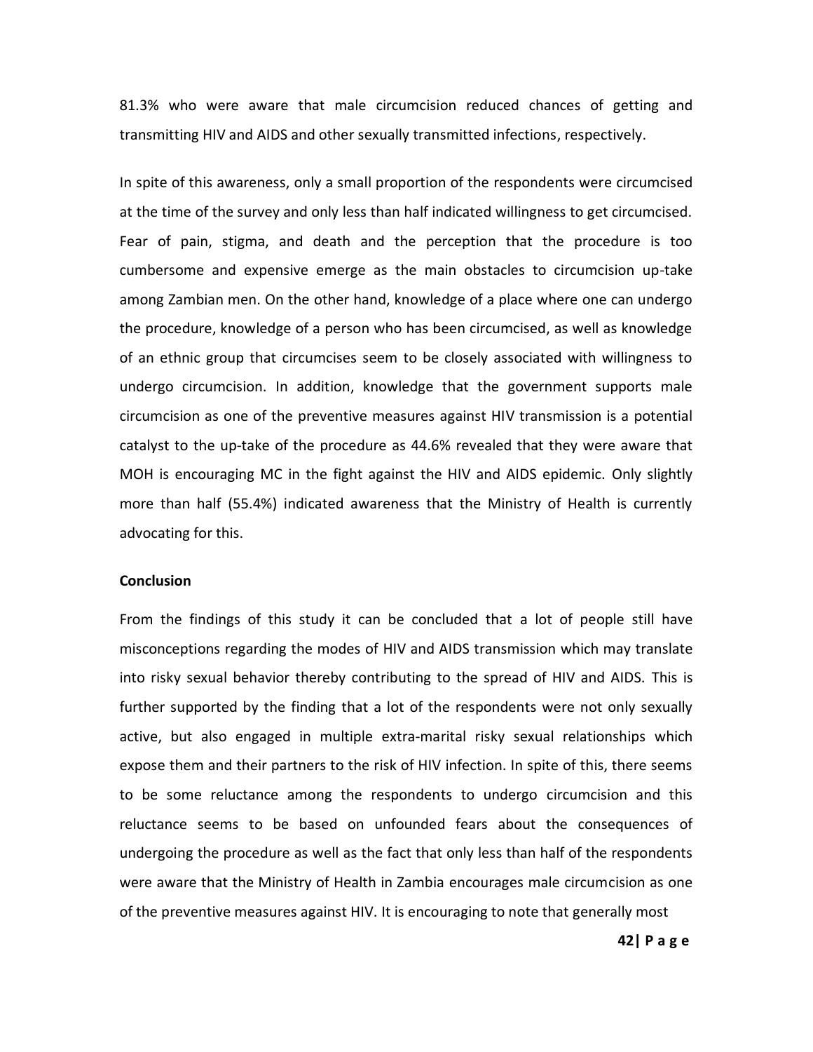81.3% who were aware that male circumcision reduced chances of getting and transmitting HIV and AIDS and other sexually transmitted infections, respectively.

In spite of this awareness, only a small proportion of the respondents were circumcised at the time of the survey and only less than half indicated willingness to get circumcised. Fear of pain, stigma, and death and the perception that the procedure is too cumbersome and expensive emerge as the main obstacles to circumcision up-take among Zambian men. On the other hand, knowledge of a place where one can undergo the procedure, knowledge of a person who has been circumcised, as well as knowledge of an ethnic group that circumcises seem to be closely associated with willingness to undergo circumcision. In addition, knowledge that the government supports male circumcision as one of the preventive measures against HIV transmission is a potential catalyst to the up-take of the procedure as 44.6% revealed that they were aware that MOH is encouraging MC in the fight against the HIV and AIDS epidemic. Only slightly more than half (55.4%) indicated awareness that the Ministry of Health is currently advocating for this.

**Conclusion**

From the findings of this study it can be concluded that a lot of people still have misconceptions regarding the modes of HIV and AIDS transmission which may translate into risky sexual behavior thereby contributing to the spread of HIV and AIDS. This is further supported by the finding that a lot of the respondents were not only sexually active, but also engaged in multiple extra-marital risky sexual relationships which expose them and their partners to the risk of HIV infection. In spite of this, there seems to be some reluctance among the respondents to undergo circumcision and this reluctance seems to be based on unfounded fears about the consequences of undergoing the procedure as well as the fact that only less than half of the respondents were aware that the Ministry of Health in Zambia encourages male circumcision as one of the preventive measures against HIV. It is encouraging to note that generally most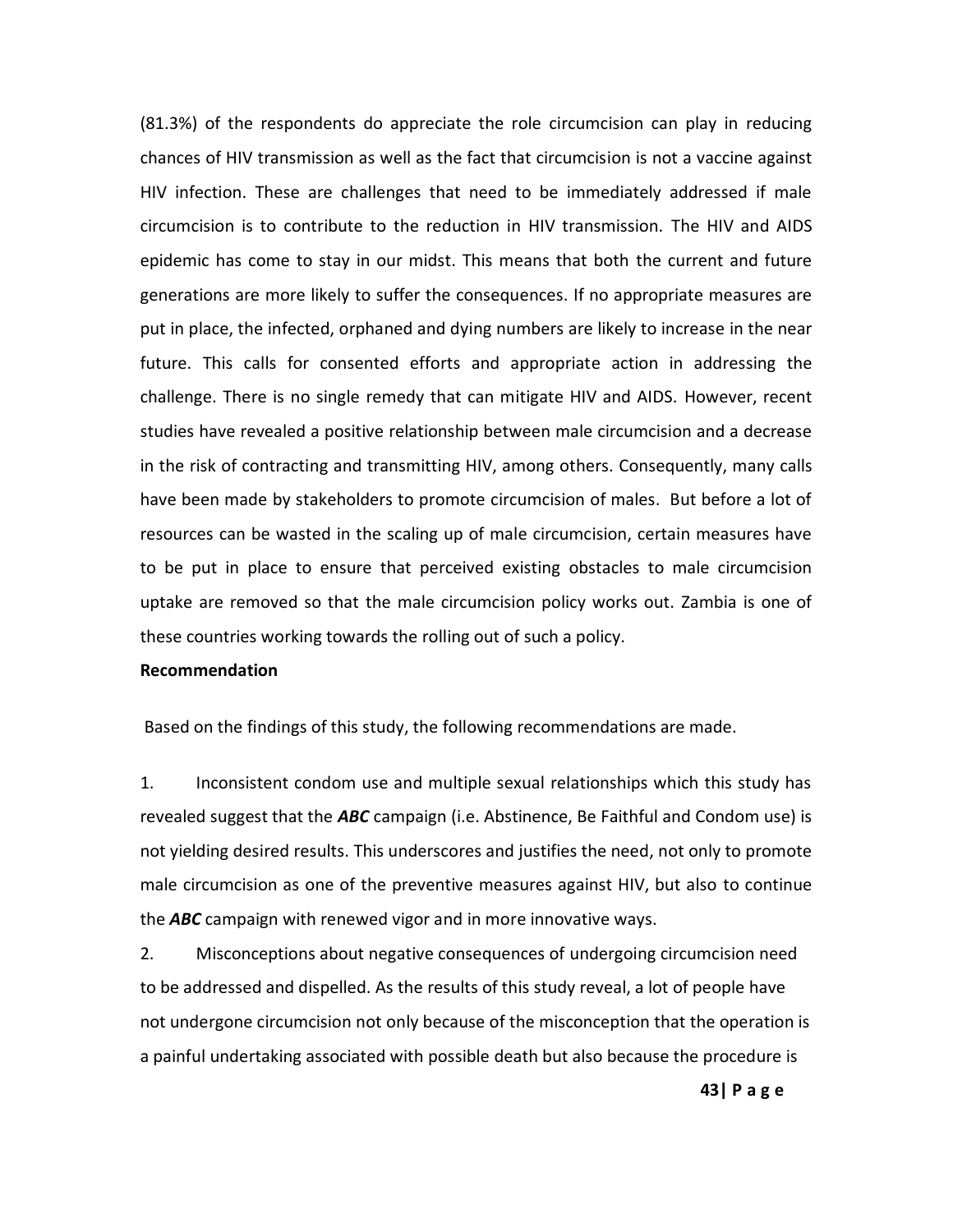(81.3%) of the respondents do appreciate the role circumcision can play in reducing chances of HIV transmission as well as the fact that circumcision is not a vaccine against HIV infection. These are challenges that need to be immediately addressed if male circumcision is to contribute to the reduction in HIV transmission. The HIV and AIDS epidemic has come to stay in our midst. This means that both the current and future generations are more likely to suffer the consequences. If no appropriate measures are put in place, the infected, orphaned and dying numbers are likely to increase in the near future. This calls for consented efforts and appropriate action in addressing the challenge. There is no single remedy that can mitigate HIV and AIDS. However, recent studies have revealed a positive relationship between male circumcision and a decrease in the risk of contracting and transmitting HIV, among others. Consequently, many calls have been made by stakeholders to promote circumcision of males. But before a lot of resources can be wasted in the scaling up of male circumcision, certain measures have to be put in place to ensure that perceived existing obstacles to male circumcision uptake are removed so that the male circumcision policy works out. Zambia is one of these countries working towards the rolling out of such a policy.

**Recommendation**

Based on the findings of this study, the following recommendations are made.

1. Inconsistent condom use and multiple sexual relationships which this study has revealed suggest that the ***ABC*** campaign (i.e. Abstinence, Be Faithful and Condom use) is not yielding desired results. This underscores and justifies the need, not only to promote male circumcision as one of the preventive measures against HIV, but also to continue the ***ABC*** campaign with renewed vigor and in more innovative ways.
2. Misconceptions about negative consequences of undergoing circumcision need to be addressed and dispelled. As the results of this study reveal, a lot of people have not undergone circumcision not only because of the misconception that the operation is a painful undertaking associated with possible death but also because the procedure is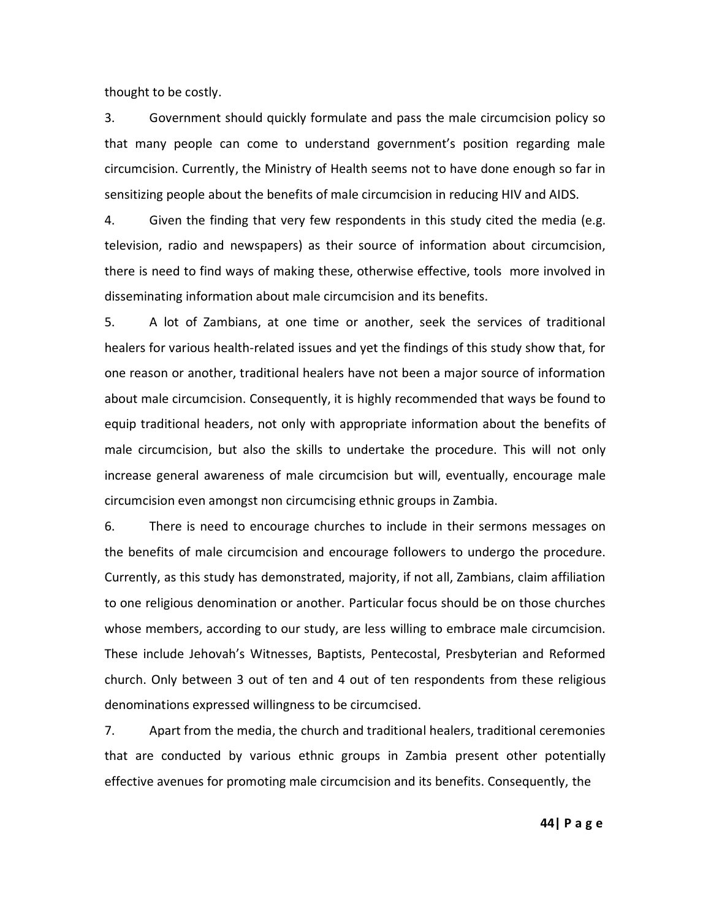thought to be costly.

3. Government should quickly formulate and pass the male circumcision policy so that many people can come to understand government's position regarding male circumcision. Currently, the Ministry of Health seems not to have done enough so far in sensitizing people about the benefits of male circumcision in reducing HIV and AIDS.

4. Given the finding that very few respondents in this study cited the media (e.g. television, radio and newspapers) as their source of information about circumcision, there is need to find ways of making these, otherwise effective, tools more involved in disseminating information about male circumcision and its benefits.

5. A lot of Zambians, at one time or another, seek the services of traditional healers for various health-related issues and yet the findings of this study show that, for one reason or another, traditional healers have not been a major source of information about male circumcision. Consequently, it is highly recommended that ways be found to equip traditional headers, not only with appropriate information about the benefits of male circumcision, but also the skills to undertake the procedure. This will not only increase general awareness of male circumcision but will, eventually, encourage male circumcision even amongst non circumcising ethnic groups in Zambia.

6. There is need to encourage churches to include in their sermons messages on the benefits of male circumcision and encourage followers to undergo the procedure. Currently, as this study has demonstrated, majority, if not all, Zambians, claim affiliation to one religious denomination or another. Particular focus should be on those churches whose members, according to our study, are less willing to embrace male circumcision. These include Jehovah's Witnesses, Baptists, Pentecostal, Presbyterian and Reformed church. Only between 3 out of ten and 4 out of ten respondents from these religious denominations expressed willingness to be circumcised.

7. Apart from the media, the church and traditional healers, traditional ceremonies that are conducted by various ethnic groups in Zambia present other potentially effective avenues for promoting male circumcision and its benefits. Consequently, the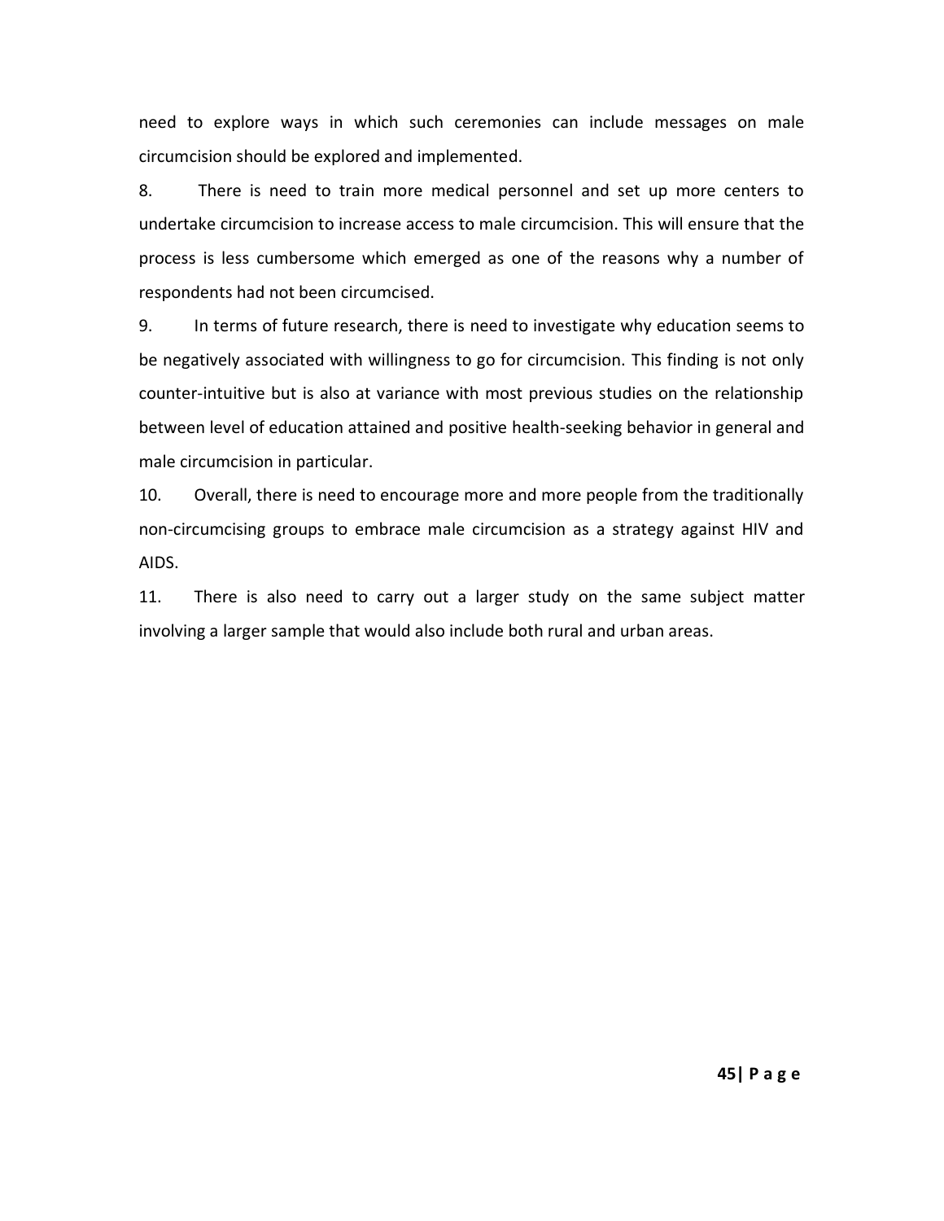need to explore ways in which such ceremonies can include messages on male circumcision should be explored and implemented.

8. There is need to train more medical personnel and set up more centers to undertake circumcision to increase access to male circumcision. This will ensure that the process is less cumbersome which emerged as one of the reasons why a number of respondents had not been circumcised.

9. In terms of future research, there is need to investigate why education seems to be negatively associated with willingness to go for circumcision. This finding is not only counter-intuitive but is also at variance with most previous studies on the relationship between level of education attained and positive health-seeking behavior in general and male circumcision in particular.

10. Overall, there is need to encourage more and more people from the traditionally non-circumcising groups to embrace male circumcision as a strategy against HIV and AIDS.

11. There is also need to carry out a larger study on the same subject matter involving a larger sample that would also include both rural and urban areas.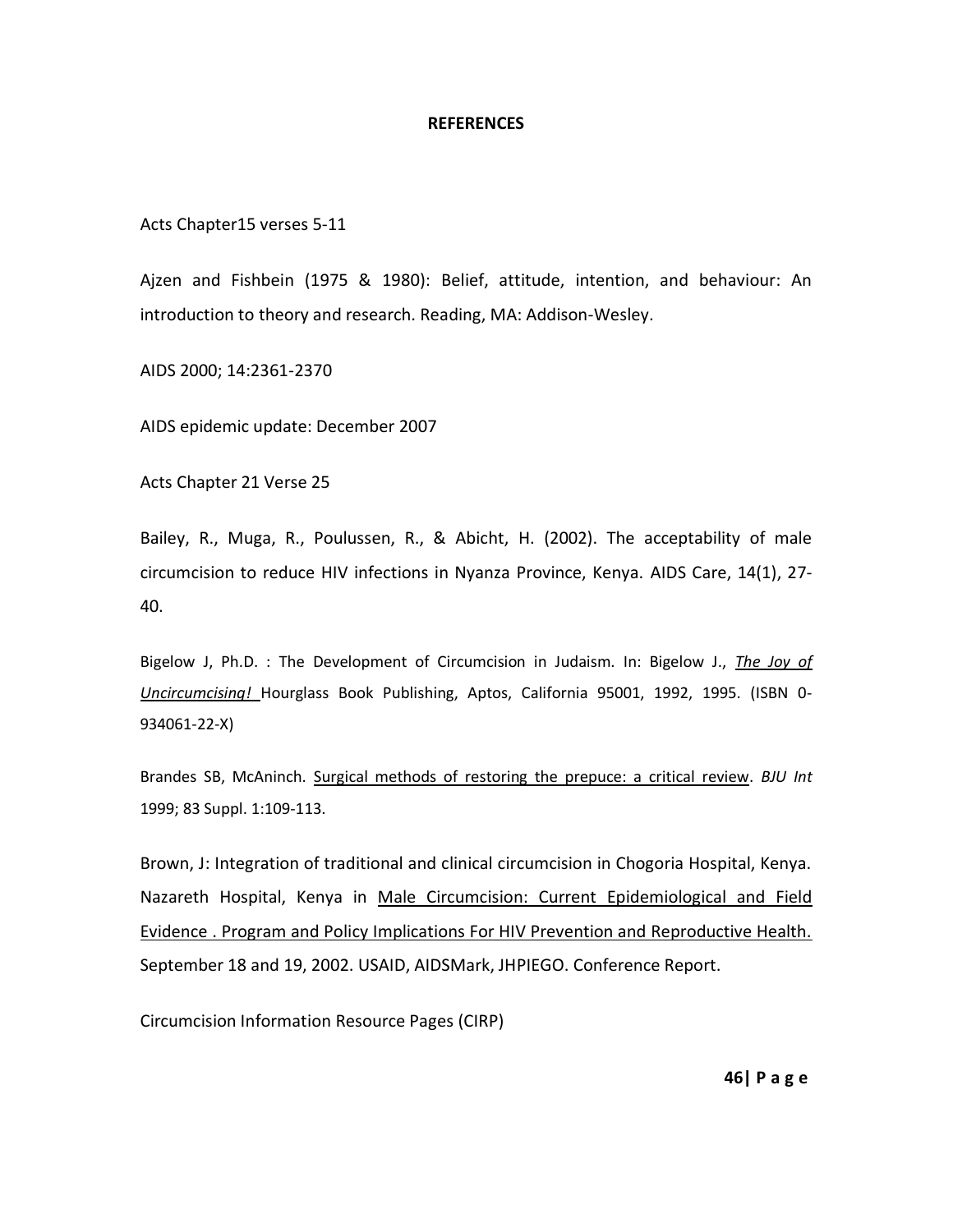**REFERENCES**

Acts Chapter15 verses 5-11

Ajzen and Fishbein (1975 & 1980): Belief, attitude, intention, and behaviour: An introduction to theory and research. Reading, MA: Addison-Wesley.

AIDS 2000; 14:2361-2370

AIDS epidemic update: December 2007

Acts Chapter 21 Verse 25

Bailey, R., Muga, R., Poulussen, R., & Abicht, H. (2002). The acceptability of male circumcision to reduce HIV infections in Nyanza Province, Kenya. AIDS Care, 14(1), 27-40.

Bigelow J, Ph.D. : The Development of Circumcision in Judaism. In: Bigelow J., *The Joy of Uncircumcising!* Hourglass Book Publishing, Aptos, California 95001, 1992, 1995. (ISBN 0-934061-22-X)

Brandes SB, McAninch. Surgical methods of restoring the prepuce: a critical review. *BJU Int* 1999; 83 Suppl. 1:109-113.

Brown, J: Integration of traditional and clinical circumcision in Chogoria Hospital, Kenya. Nazareth Hospital, Kenya in Male Circumcision: Current Epidemiological and Field Evidence . Program and Policy Implications For HIV Prevention and Reproductive Health. September 18 and 19, 2002. USAID, AIDSMark, JHPIEGO. Conference Report.

Circumcision Information Resource Pages (CIRP)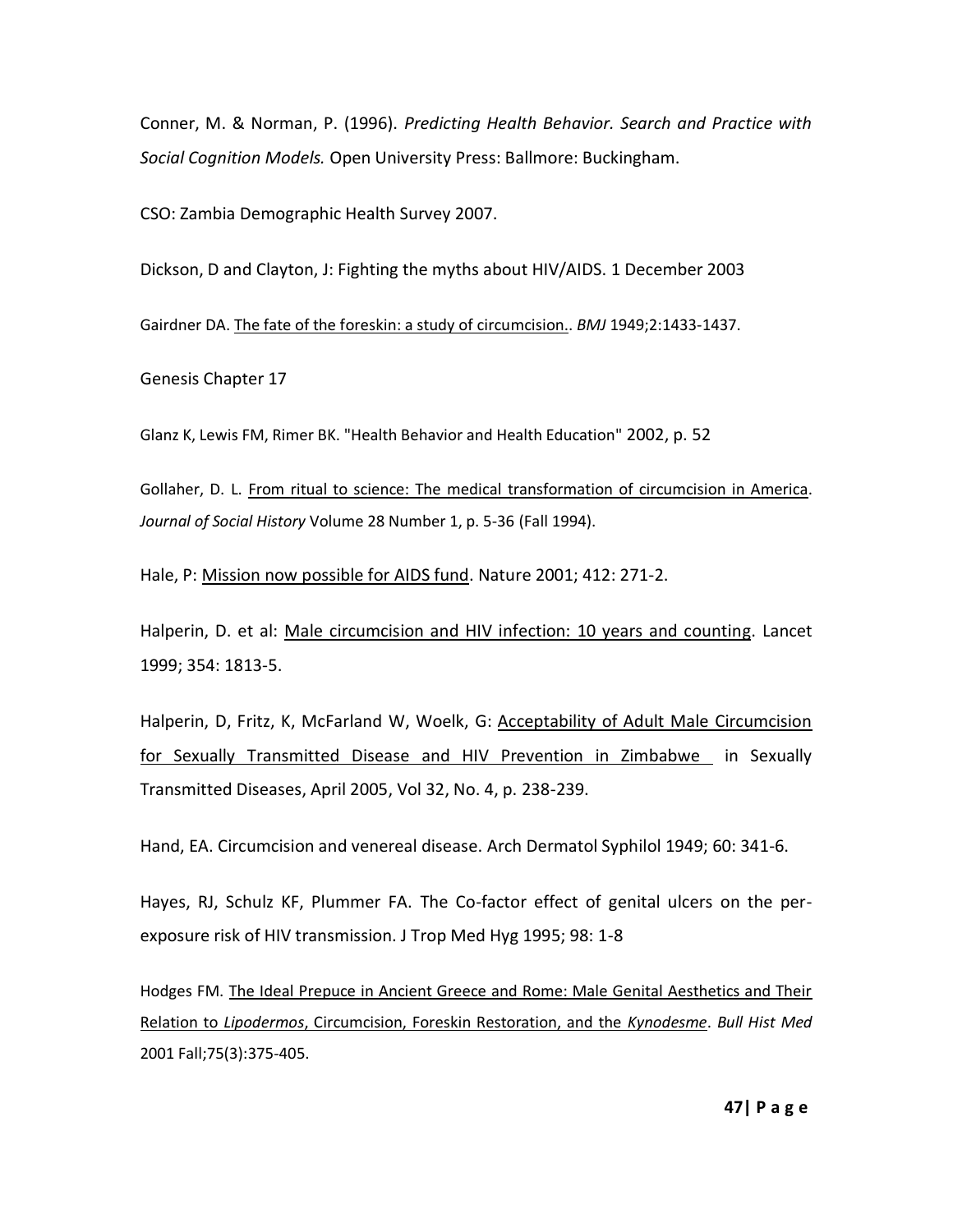Conner, M. & Norman, P. (1996). *Predicting Health Behavior. Search and Practice with Social Cognition Models.* Open University Press: Ballmore: Buckingham.

CSO: Zambia Demographic Health Survey 2007.

Dickson, D and Clayton, J: Fighting the myths about HIV/AIDS. 1 December 2003

Gairdner DA. The fate of the foreskin: a study of circumcision.. *BMJ* 1949;2:1433-1437.

Genesis Chapter 17

Glanz K, Lewis FM, Rimer BK. "Health Behavior and Health Education" 2002, p. 52

Gollaher, D. L. From ritual to science: The medical transformation of circumcision in America. *Journal of Social History* Volume 28 Number 1, p. 5-36 (Fall 1994).

Hale, P: Mission now possible for AIDS fund. Nature 2001; 412: 271-2.

Halperin, D. et al: Male circumcision and HIV infection: 10 years and counting. Lancet 1999; 354: 1813-5.

Halperin, D, Fritz, K, McFarland W, Woelk, G: Acceptability of Adult Male Circumcision for Sexually Transmitted Disease and HIV Prevention in Zimbabwe in Sexually Transmitted Diseases, April 2005, Vol 32, No. 4, p. 238-239.

Hand, EA. Circumcision and venereal disease. Arch Dermatol Syphilol 1949; 60: 341-6.

Hayes, RJ, Schulz KF, Plummer FA. The Co-factor effect of genital ulcers on the per-exposure risk of HIV transmission. J Trop Med Hyg 1995; 98: 1-8

Hodges FM. The Ideal Prepuce in Ancient Greece and Rome: Male Genital Aesthetics and Their Relation to *Lipodermos*, Circumcision, Foreskin Restoration, and the *Kynodesme*. *Bull Hist Med* 2001 Fall;75(3):375-405.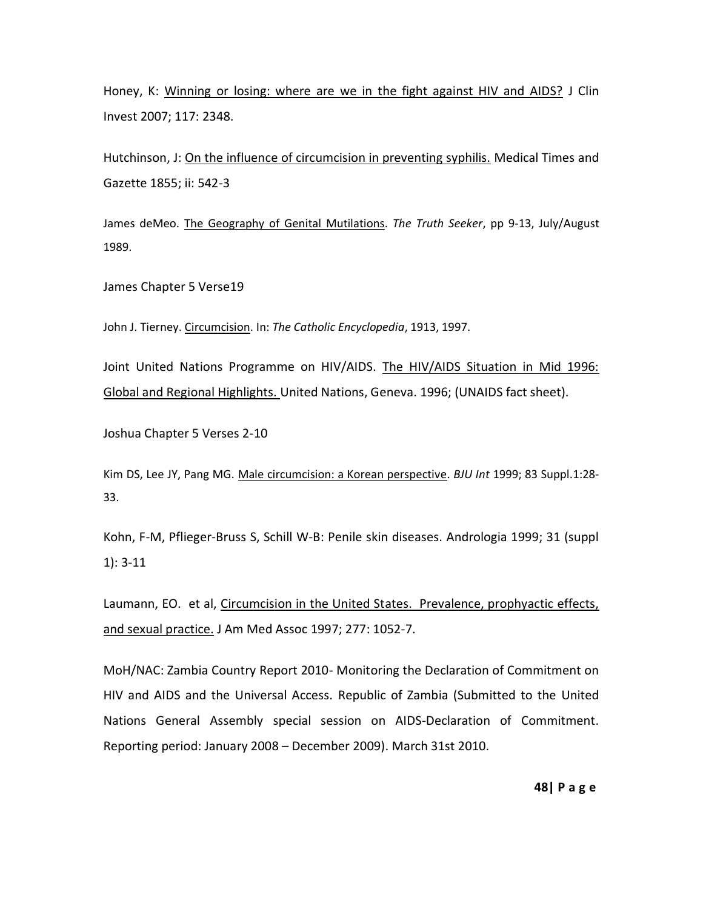Honey, K: Winning or losing: where are we in the fight against HIV and AIDS? J Clin Invest 2007; 117: 2348.

Hutchinson, J: On the influence of circumcision in preventing syphilis. Medical Times and Gazette 1855; ii: 542-3

James deMeo. The Geography of Genital Mutilations. *The Truth Seeker*, pp 9-13, July/August 1989.

James Chapter 5 Verse19

John J. Tierney. Circumcision. In: *The Catholic Encyclopedia*, 1913, 1997.

Joint United Nations Programme on HIV/AIDS. The HIV/AIDS Situation in Mid 1996: Global and Regional Highlights. United Nations, Geneva. 1996; (UNAIDS fact sheet).

Joshua Chapter 5 Verses 2-10

Kim DS, Lee JY, Pang MG. Male circumcision: a Korean perspective. *BJU Int* 1999; 83 Suppl.1:28-33.

Kohn, F-M, Pflieger-Bruss S, Schill W-B: Penile skin diseases. Andrologia 1999; 31 (suppl 1): 3-11

Laumann, EO. et al, Circumcision in the United States. Prevalence, prophyactic effects, and sexual practice. J Am Med Assoc 1997; 277: 1052-7.

MoH/NAC: Zambia Country Report 2010- Monitoring the Declaration of Commitment on HIV and AIDS and the Universal Access. Republic of Zambia (Submitted to the United Nations General Assembly special session on AIDS-Declaration of Commitment. Reporting period: January 2008 – December 2009). March 31st 2010.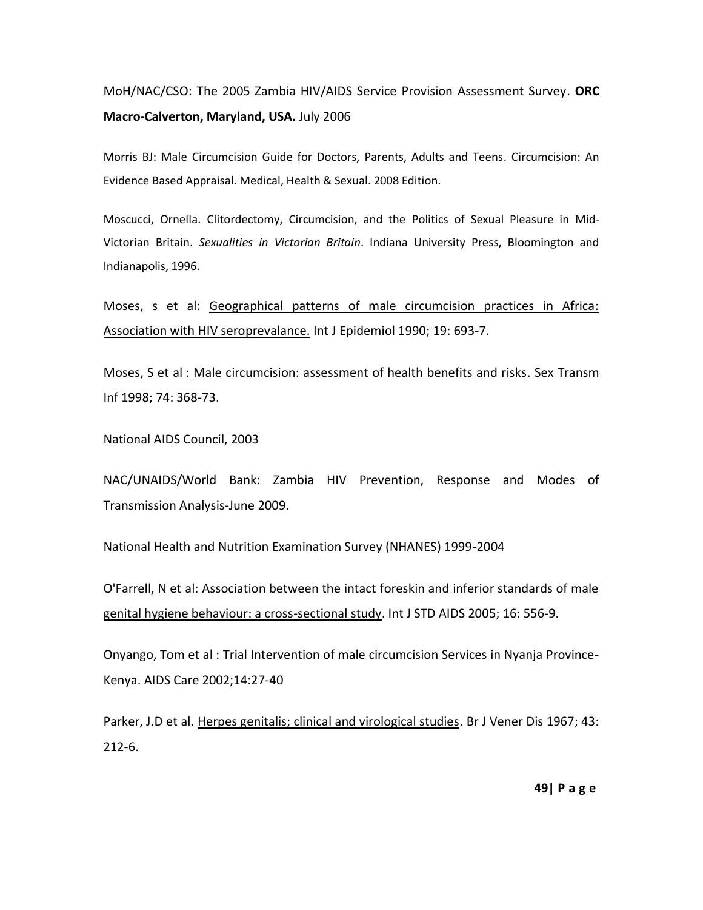MoH/NAC/CSO: The 2005 Zambia HIV/AIDS Service Provision Assessment Survey. **ORC Macro-Calverton, Maryland, USA.** July 2006

Morris BJ: Male Circumcision Guide for Doctors, Parents, Adults and Teens. Circumcision: An Evidence Based Appraisal. Medical, Health & Sexual. 2008 Edition.

Moscucci, Ornella. Clitordectomy, Circumcision, and the Politics of Sexual Pleasure in Mid-Victorian Britain. *Sexualities in Victorian Britain*. Indiana University Press, Bloomington and Indianapolis, 1996.

Moses, s et al: Geographical patterns of male circumcision practices in Africa: Association with HIV seroprevalance. Int J Epidemiol 1990; 19: 693-7.

Moses, S et al : Male circumcision: assessment of health benefits and risks. Sex Transm Inf 1998; 74: 368-73.

National AIDS Council, 2003

NAC/UNAIDS/World Bank: Zambia HIV Prevention, Response and Modes of Transmission Analysis-June 2009.

National Health and Nutrition Examination Survey (NHANES) 1999-2004

O'Farrell, N et al: Association between the intact foreskin and inferior standards of male genital hygiene behaviour: a cross-sectional study. Int J STD AIDS 2005; 16: 556-9.

Onyango, Tom et al : Trial Intervention of male circumcision Services in Nyanja Province-Kenya. AIDS Care 2002;14:27-40

Parker, J.D et al. Herpes genitalis; clinical and virological studies. Br J Vener Dis 1967; 43: 212-6.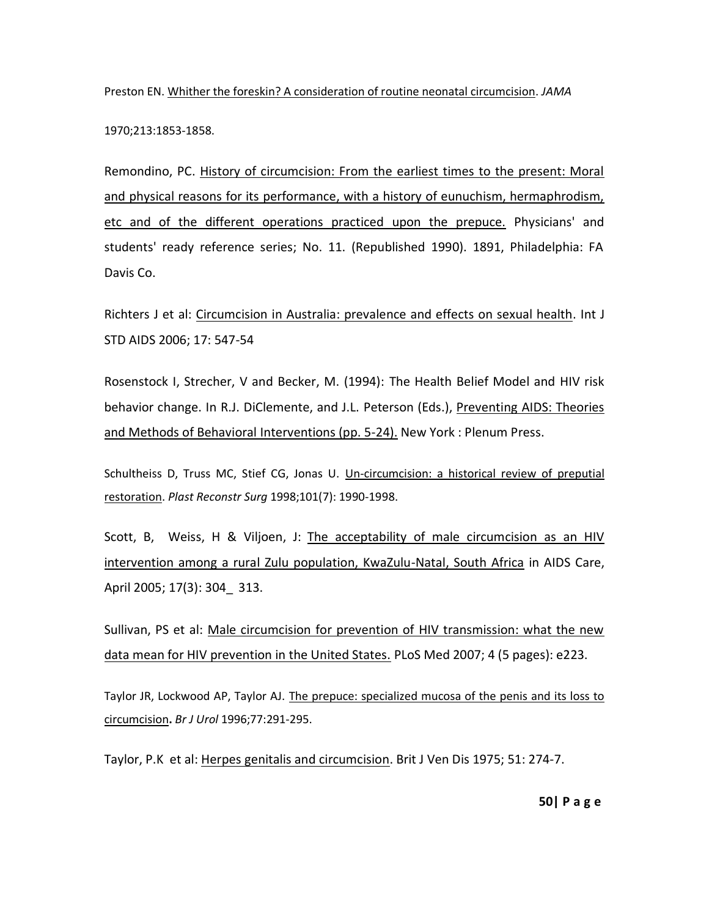Preston EN. Whither the foreskin? A consideration of routine neonatal circumcision. *JAMA* 1970;213:1853-1858.

Remondino, PC. History of circumcision: From the earliest times to the present: Moral and physical reasons for its performance, with a history of eunuchism, hermaphrodism, etc and of the different operations practiced upon the prepuce. Physicians' and students' ready reference series; No. 11. (Republished 1990). 1891, Philadelphia: FA Davis Co.

Richters J et al: Circumcision in Australia: prevalence and effects on sexual health. Int J STD AIDS 2006; 17: 547-54

Rosenstock I, Strecher, V and Becker, M. (1994): The Health Belief Model and HIV risk behavior change. In R.J. DiClemente, and J.L. Peterson (Eds.), Preventing AIDS: Theories and Methods of Behavioral Interventions (pp. 5-24). New York : Plenum Press.

Schultheiss D, Truss MC, Stief CG, Jonas U. Un-circumcision: a historical review of preputial restoration. *Plast Reconstr Surg* 1998;101(7): 1990-1998.

Scott, B, Weiss, H & Viljoen, J: The acceptability of male circumcision as an HIV intervention among a rural Zulu population, KwaZulu-Natal, South Africa in AIDS Care, April 2005; 17(3): 304_ 313.

Sullivan, PS et al: Male circumcision for prevention of HIV transmission: what the new data mean for HIV prevention in the United States. PLoS Med 2007; 4 (5 pages): e223.

Taylor JR, Lockwood AP, Taylor AJ. The prepuce: specialized mucosa of the penis and its loss to circumcision**.** *Br J Urol* 1996;77:291-295.

Taylor, P.K et al: Herpes genitalis and circumcision. Brit J Ven Dis 1975; 51: 274-7.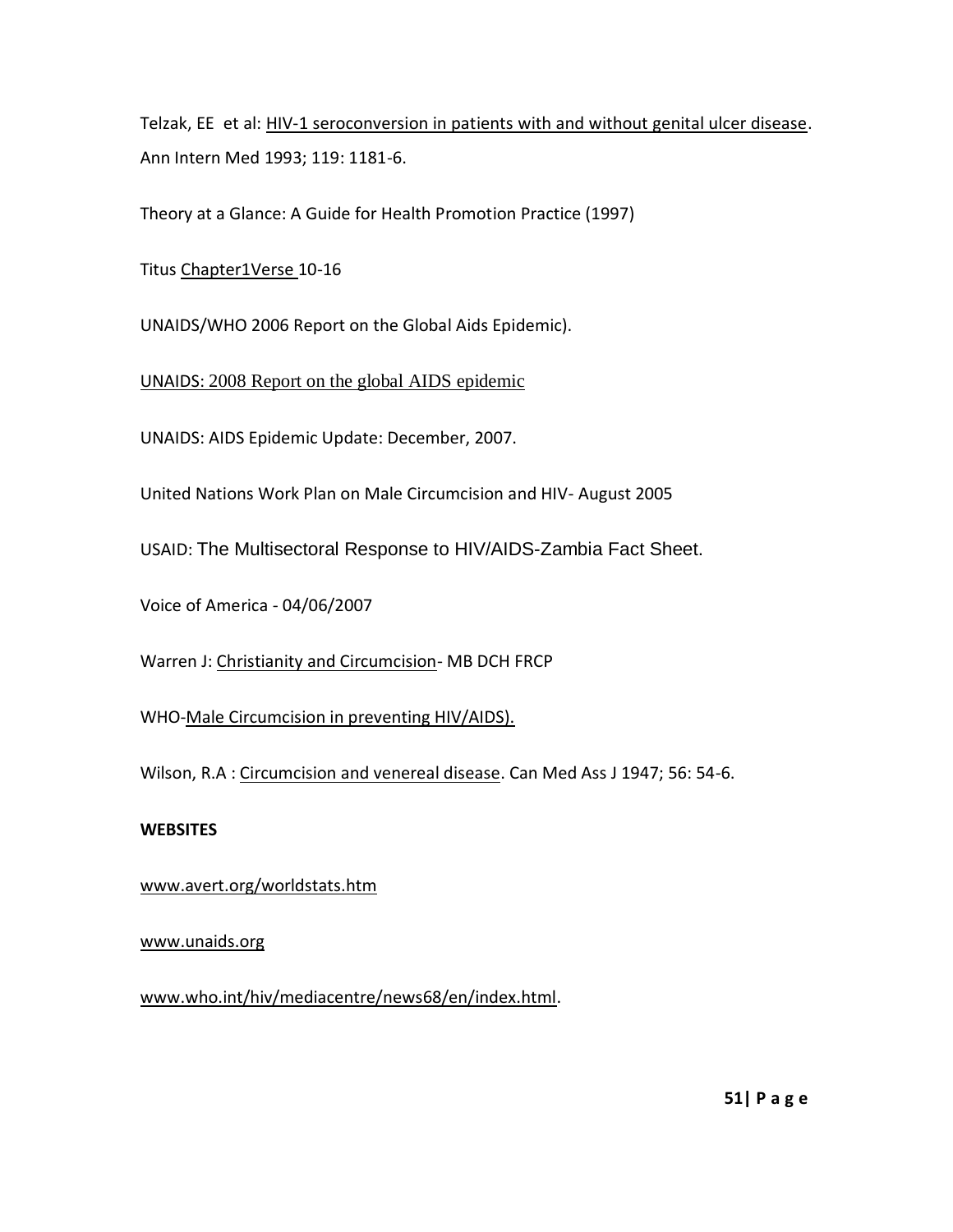Telzak, EE et al: HIV-1 seroconversion in patients with and without genital ulcer disease. Ann Intern Med 1993; 119: 1181-6.

Theory at a Glance: A Guide for Health Promotion Practice (1997)

Titus Chapter1Verse 10-16

UNAIDS/WHO 2006 Report on the Global Aids Epidemic).

UNAIDS: 2008 Report on the global AIDS epidemic

UNAIDS: AIDS Epidemic Update: December, 2007.

United Nations Work Plan on Male Circumcision and HIV- August 2005

USAID: The Multisectoral Response to HIV/AIDS-Zambia Fact Sheet.

Voice of America - 04/06/2007

Warren J: Christianity and Circumcision- MB DCH FRCP

WHO-Male Circumcision in preventing HIV/AIDS).

Wilson, R.A : Circumcision and venereal disease. Can Med Ass J 1947; 56: 54-6.

**WEBSITES**

www.avert.org/worldstats.htm

www.unaids.org

www.who.int/hiv/mediacentre/news68/en/index.html.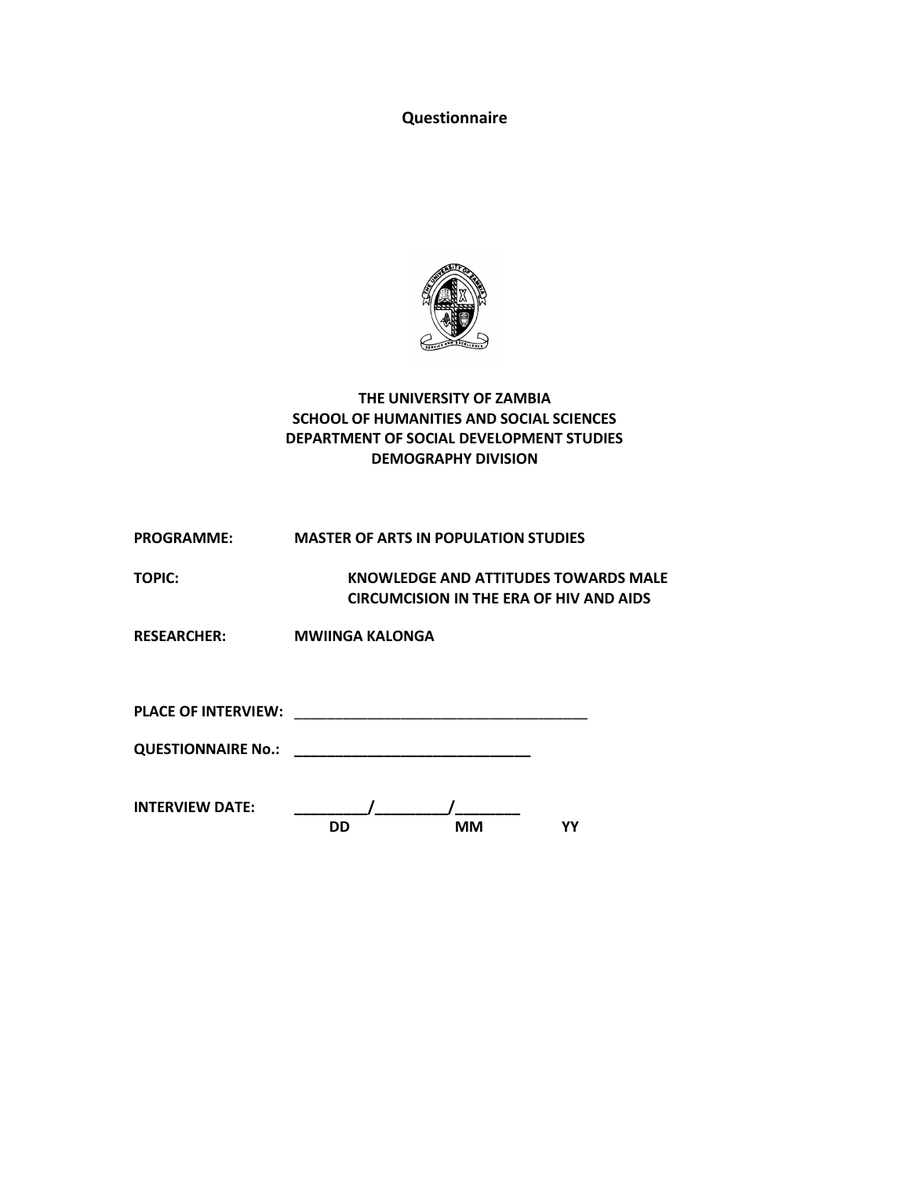# Questionnaire

**THE UNIVERSITY OF ZAMBIA**
**SCHOOL OF HUMANITIES AND SOCIAL SCIENCES**
**DEPARTMENT OF SOCIAL DEVELOPMENT STUDIES**
**DEMOGRAPHY DIVISION**

**PROGRAMME:** **MASTER OF ARTS IN POPULATION STUDIES**

**TOPIC:** **KNOWLEDGE AND ATTITUDES TOWARDS MALE CIRCUMCISION IN THE ERA OF HIV AND AIDS**

**RESEARCHER:** **MWIINGA KALONGA**

**PLACE OF INTERVIEW:** ______________________________________

**QUESTIONNAIRE No.:** ______________________________

**INTERVIEW DATE:** _________/_________/________
DD MM YY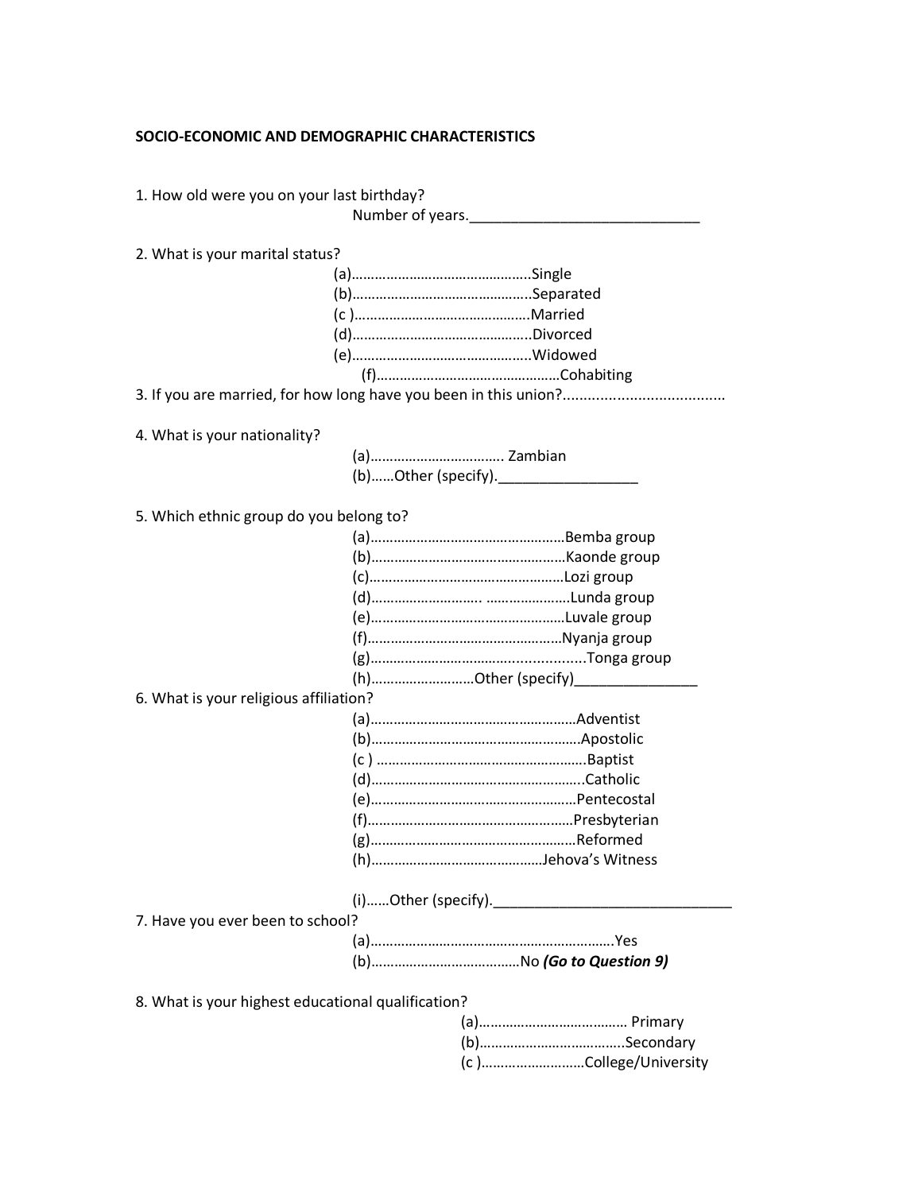**SOCIO-ECONOMIC AND DEMOGRAPHIC CHARACTERISTICS**

1. How old were you on your last birthday?

Number of years.\_\_\_\_\_\_\_\_\_\_\_\_\_\_\_\_\_\_\_\_\_\_\_\_\_\_\_\_\_

2. What is your marital status?

(a)……………………………………….Single
(b)………………………………………..Separated
(c )……………………………………….Married
(d)………………………………………..Divorced
(e)………………………………………..Widowed
(f)…………………………………………Cohabiting

3. If you are married, for how long have you been in this union?......................................

4. What is your nationality?

(a)……………………………. Zambian
(b)……Other (specify).\_\_\_\_\_\_\_\_\_\_\_\_\_\_\_\_\_

5. Which ethnic group do you belong to?

(a)……………………………………………Bemba group
(b)……………………………………………Kaonde group
(c)……………………………………………Lozi group
(d)………………………. …………………Lunda group
(e)……………………………………………Luvale group
(f)……………………………………………Nyanja group
(g)…………………………………..............Tonga group
(h)……………………Other (specify)\_\_\_\_\_\_\_\_\_\_\_\_\_\_\_

6. What is your religious affiliation?

(a)………………………………………………Adventist
(b)……………………………………………….Apostolic
(c ) ……………………………………………….Baptist
(d)………………………………………………..Catholic
(e)………………………………………………Pentecostal
(f)………………………………………………Presbyterian
(g)………………………………………………Reformed
(h)……………………………………Jehova's Witness

(i)……Other (specify).\_\_\_\_\_\_\_\_\_\_\_\_\_\_\_\_\_\_\_\_\_\_\_\_\_\_\_\_\_\_

7. Have you ever been to school?

(a)……………………………………………………….Yes
(b)…………………………………No ***(Go to Question 9)***

8. What is your highest educational qualification?

(a)………………………………… Primary
(b)……………………………….Secondary
(c )……………………College/University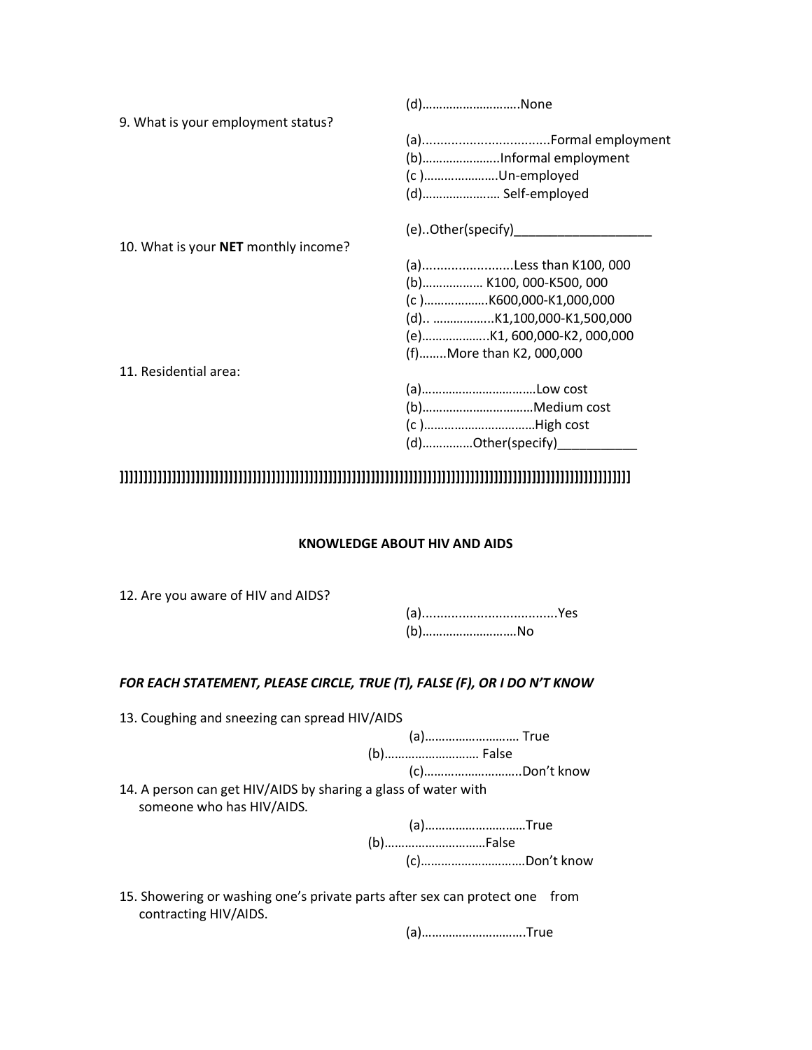(d)……………………….None

9. What is your employment status?

(a)..................................Formal employment
(b)…………………..Informal employment
(c )………………….Un-employed
(d)…………………… Self-employed

(e)..Other(specify)___________________

10. What is your **NET** monthly income?

(a).........................Less than K100, 000
(b)……………… K100, 000-K500, 000
(c )……………….K600,000-K1,000,000
(d).. ……………..K1,100,000-K1,500,000
(e)………………..K1, 600,000-K2, 000,000
(f)……..More than K2, 000,000

11. Residential area:

(a)……………………………Low cost
(b)……………………………Medium cost
(c )……………………………High cost
(d)……………Other(specify)___________

]]]]]]]]]]]]]]]]]]]]]]]]]]]]]]]]]]]]]]]]]]]]]]]]]]]]]]]]]]]]]]]]]]]]]]]]]]]]]]]]]]]]]]]]]]]]]]]]]]]]]]]]]]]]]]]]]]]]]]]]]]]]

**KNOWLEDGE ABOUT HIV AND AIDS**

12. Are you aware of HIV and AIDS?

(a)....................................Yes
(b)………………………No

***FOR EACH STATEMENT, PLEASE CIRCLE, TRUE (T), FALSE (F), OR I DO N'T KNOW***

13. Coughing and sneezing can spread HIV/AIDS

(a)……………………… True
(b)……………………… False
(c)………………………..Don't know

14. A person can get HIV/AIDS by sharing a glass of water with someone who has HIV/AIDS.

(a)…………………………True
(b)…………………………False
(c)…………………………Don't know

15. Showering or washing one's private parts after sex can protect one from contracting HIV/AIDS.

(a)…………………………True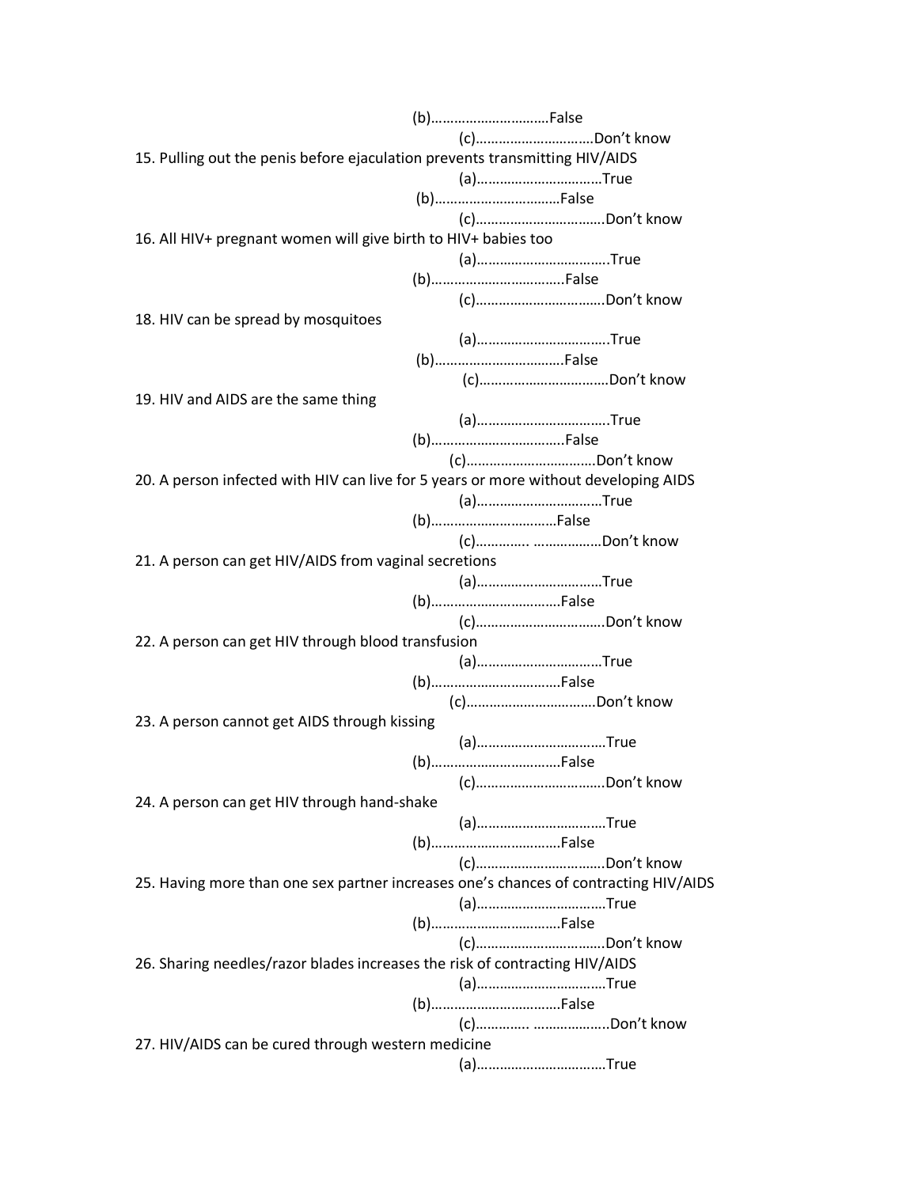(b)…………………………False

(c)…………………………Don't know

15. Pulling out the penis before ejaculation prevents transmitting HIV/AIDS

(a)……………………………True

(b)……………………………False

(c)…………………………….Don't know

16. All HIV+ pregnant women will give birth to HIV+ babies too

(a)…………………………….True

(b)…………………………….False

(c)…………………………….Don't know

18. HIV can be spread by mosquitoes

(a)…………………………….True

(b)…………………………….False

(c)…………………………….Don't know

19. HIV and AIDS are the same thing

(a)…………………………….True

(b)…………………………….False

(c)…………………………….Don't know

20. A person infected with HIV can live for 5 years or more without developing AIDS

(a)……………………………True

(b)……………………………False

(c)………….. ………………Don't know

21. A person can get HIV/AIDS from vaginal secretions

(a)……………………………True

(b)……………………………False

(c)…………………………….Don't know

22. A person can get HIV through blood transfusion

(a)……………………………True

(b)……………………………False

(c)…………………………….Don't know

23. A person cannot get AIDS through kissing

(a)……………………………True

(b)……………………………False

(c)…………………………….Don't know

24. A person can get HIV through hand-shake

(a)……………………………True

(b)……………………………False

(c)…………………………….Don't know

25. Having more than one sex partner increases one's chances of contracting HIV/AIDS

(a)……………………………True

(b)……………………………False

(c)…………………………….Don't know

26. Sharing needles/razor blades increases the risk of contracting HIV/AIDS

(a)……………………………True

(b)……………………………False

(c)………….. ………………..Don't know

27. HIV/AIDS can be cured through western medicine

(a)……………………………True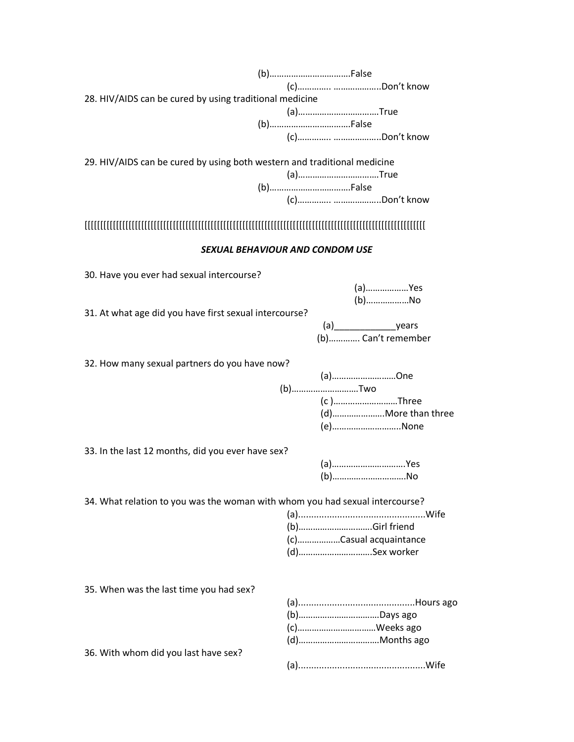(b)……………………………False

(c)………….. ………………..Don't know

28. HIV/AIDS can be cured by using traditional medicine

(a)……………………………True

(b)……………………………False

(c)………….. ………………..Don't know

29. HIV/AIDS can be cured by using both western and traditional medicine

(a)……………………………True

(b)……………………………False

(c)………….. ………………..Don't know

[[[[[[[[[[[[[[[[[[[[[[[[[[[[[[[[[[[[[[[[[[[[[[[[[[[[[[[[[[[[[[[[[[[[[[[[[[[[[[[[[[[[[[[[[[[[[[[[[[[[[[[[[[[[[[[[

***SEXUAL BEHAVIOUR AND CONDOM USE***

30. Have you ever had sexual intercourse?

(a)………………Yes

(b)………………No

31. At what age did you have first sexual intercourse?

(a)____________years

(b)………… Can't remember

32. How many sexual partners do you have now?

(a)………………………One

(b)………………………Two

(c )………………………Three

(d)………………….More than three

(e)……………………….None

33. In the last 12 months, did you ever have sex?

(a)…………………………Yes

(b)…………………………No

34. What relation to you was the woman with whom you had sexual intercourse?

(a)................................................Wife

(b)…………………………Girl friend

(c)………………Casual acquaintance

(d)…………………………Sex worker

35. When was the last time you had sex?

(a)............................................Hours ago

(b)……………………………Days ago

(c)……………………………Weeks ago

(d)……………………………Months ago

36. With whom did you last have sex?

(a)................................................Wife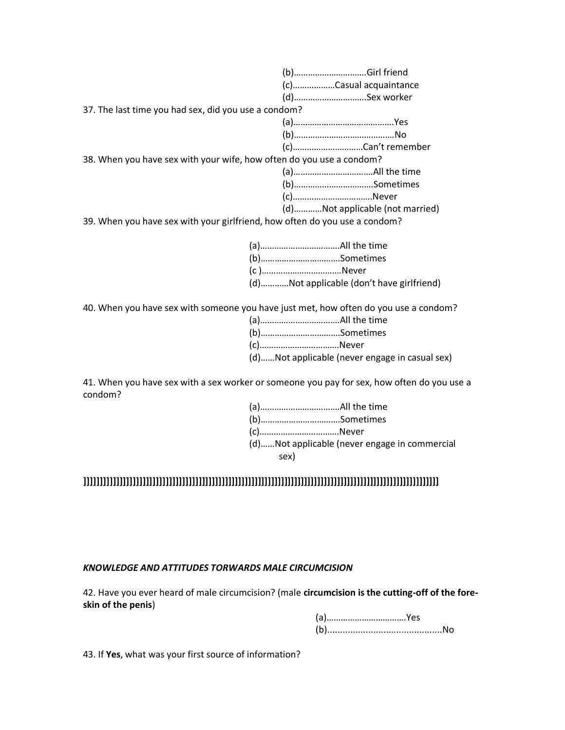(b)………………………….Girl friend

(c)………………Casual acquaintance

(d)………………………….Sex worker

37. The last time you had sex, did you use a condom?

(a)……………………………………Yes

(b)……………………………………No

(c)…………………………Can't remember

38. When you have sex with your wife, how often do you use a condom?

(a)……………………………All the time

(b)……………………………Sometimes

(c)…………………………….Never

(d)…………Not applicable (not married)

39. When you have sex with your girlfriend, how often do you use a condom?

(a)……………………………All the time

(b)……………………………Sometimes

(c )……………………………Never

(d)…………Not applicable (don't have girlfriend)

40. When you have sex with someone you have just met, how often do you use a condom?

(a)……………………………All the time

(b)……………………………Sometimes

(c)…………………………….Never

(d)……Not applicable (never engage in casual sex)

41. When you have sex with a sex worker or someone you pay for sex, how often do you use a condom?

(a)……………………………All the time

(b)……………………………Sometimes

(c)……………………………Never

(d)……Not applicable (never engage in commercial sex)

]]]]]]]]]]]]]]]]]]]]]]]]]]]]]]]]]]]]]]]]]]]]]]]]]]]]]]]]]]]]]]]]]]]]]]]]]]]]]]]]]]]]]]]]]]]]]]]]]]]]]]]]]]]]

***KNOWLEDGE AND ATTITUDES TORWARDS MALE CIRCUMCISION***

42. Have you ever heard of male circumcision? (male **circumcision is the cutting-off of the fore-skin of the penis**)

(a)……………………………Yes

(b)...........................................No

43. If **Yes**, what was your first source of information?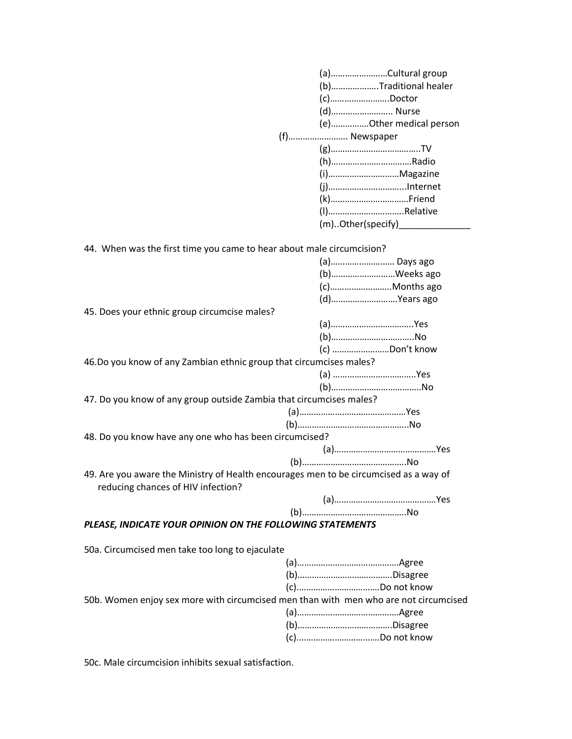(a)……………………Cultural group
(b)………………..Traditional healer
(c)…………………….Doctor
(d)……………………. Nurse
(e)…………….Other medical person
(f)……………………. Newspaper
(g)………………………………..TV
(h)…………………………….Radio
(i)…………………………Magazine
(j)…………………………..Internet
(k)…………………………..Friend
(l)…………………………..Relative
(m)..Other(specify)______________

44. When was the first time you came to hear about male circumcision?

(a)……………………… Days ago
(b)………………………Weeks ago
(c)……………………..Months ago
(d)………………………Years ago

45. Does your ethnic group circumcise males?

(a)……………………………..Yes
(b)……………………………..No
(c) ……………………Don't know

46. Do you know of any Zambian ethnic group that circumcises males?

(a) ……………………………..Yes
(b)……………………………….No

47. Do you know of any group outside Zambia that circumcises males?

(a)………………………………………Yes
(b)………………………………………..No

48. Do you know have any one who has been circumcised?

(a)……………………………………Yes
(b)…………………………………….No

49. Are you aware the Ministry of Health encourages men to be circumcised as a way of reducing chances of HIV infection?

(a)……………………………………Yes
(b)…………………………………….No

***PLEASE, INDICATE YOUR OPINION ON THE FOLLOWING STATEMENTS***

50a. Circumcised men take too long to ejaculate

(a)……………………………………Agree
(b)…………………………………Disagree
(c)……………………………Do not know

50b. Women enjoy sex more with circumcised men than with men who are not circumcised

(a)……………………………………Agree
(b)…………………………………Disagree
(c)……………………………Do not know

50c. Male circumcision inhibits sexual satisfaction.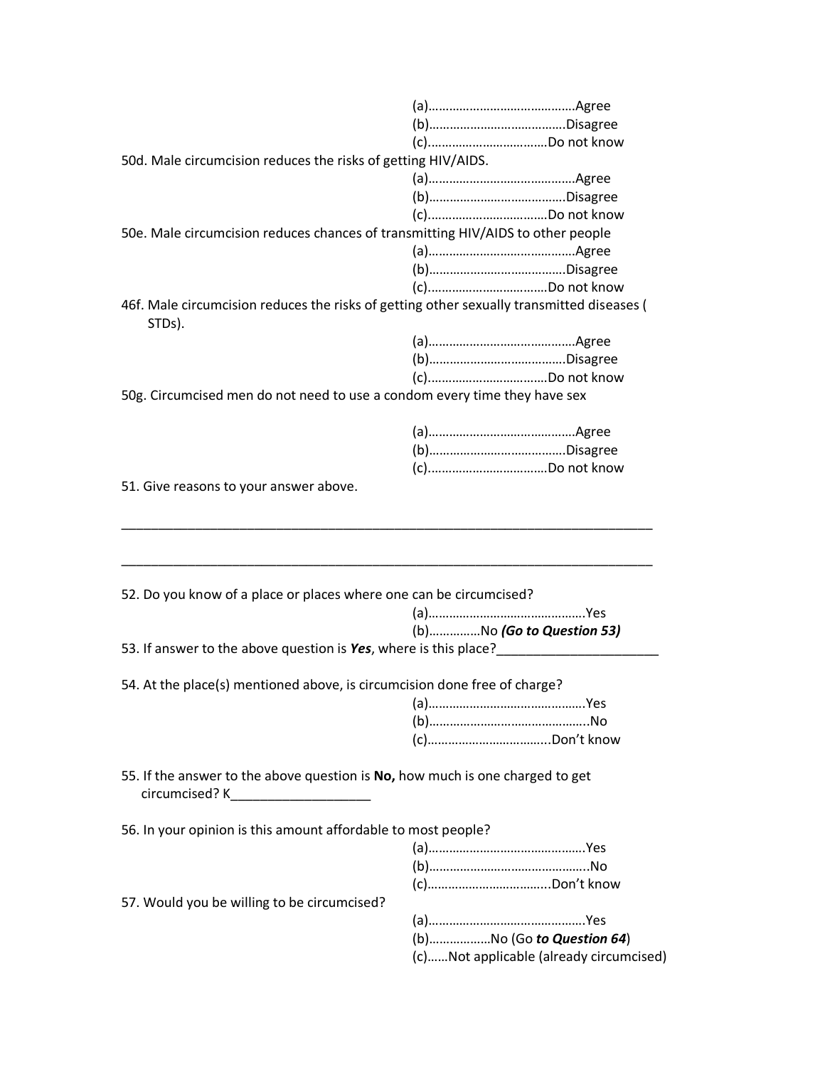(a)……………………………………Agree
(b)…………………………………Disagree
(c)……………………………Do not know

50d. Male circumcision reduces the risks of getting HIV/AIDS.

(a)……………………………………Agree
(b)…………………………………Disagree
(c)……………………………Do not know

50e. Male circumcision reduces chances of transmitting HIV/AIDS to other people

(a)……………………………………Agree
(b)…………………………………Disagree
(c)……………………………Do not know

46f. Male circumcision reduces the risks of getting other sexually transmitted diseases ( STDs).

(a)……………………………………Agree
(b)…………………………………Disagree
(c)……………………………Do not know

50g. Circumcised men do not need to use a condom every time they have sex

(a)……………………………………Agree
(b)…………………………………Disagree
(c)……………………………Do not know

51. Give reasons to your answer above.

___________________________________________________________________________

___________________________________________________________________________

52. Do you know of a place or places where one can be circumcised?

(a)………………………………………Yes
(b)……………No ***(Go to Question 53)***

53. If answer to the above question is ***Yes***, where is this place?______________________

54. At the place(s) mentioned above, is circumcision done free of charge?

(a)………………………………………Yes
(b)………………………………………..No
(c)……………………………...Don't know

55. If the answer to the above question is **No,** how much is one charged to get circumcised? K___________________

56. In your opinion is this amount affordable to most people?

(a)………………………………………Yes
(b)………………………………………..No
(c)……………………………...Don't know

57. Would you be willing to be circumcised?

(a)………………………………………Yes
(b)………………No (Go ***to Question 64***)
(c)……Not applicable (already circumcised)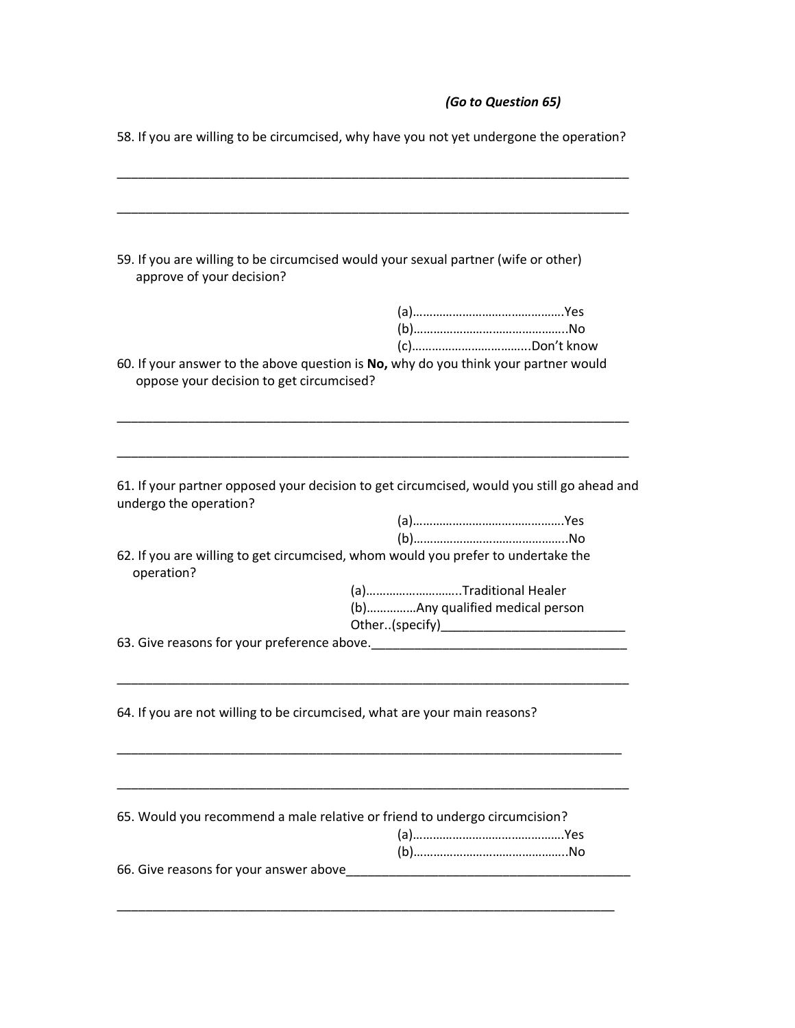*(Go to Question 65)*

58. If you are willing to be circumcised, why have you not yet undergone the operation?

_____________________________________________________________________________

_____________________________________________________________________________

59. If you are willing to be circumcised would your sexual partner (wife or other) approve of your decision?

(a)……………………………………….Yes
(b)………………………………………..No
(c)……………………………...Don't know

60. If your answer to the above question is **No,** why do you think your partner would oppose your decision to get circumcised?

_____________________________________________________________________________

_____________________________________________________________________________

61. If your partner opposed your decision to get circumcised, would you still go ahead and undergo the operation?

(a)……………………………………….Yes
(b)………………………………………..No

62. If you are willing to get circumcised, whom would you prefer to undertake the operation?

(a)………………………..Traditional Healer
(b)……………Any qualified medical person
Other..(specify)__________________________

63. Give reasons for your preference above.____________________________________

_____________________________________________________________________________

64. If you are not willing to be circumcised, what are your main reasons?

_____________________________________________________________________________

_____________________________________________________________________________

65. Would you recommend a male relative or friend to undergo circumcision?

(a)……………………………………….Yes
(b)………………………………………..No

66. Give reasons for your answer above________________________________________

_____________________________________________________________________________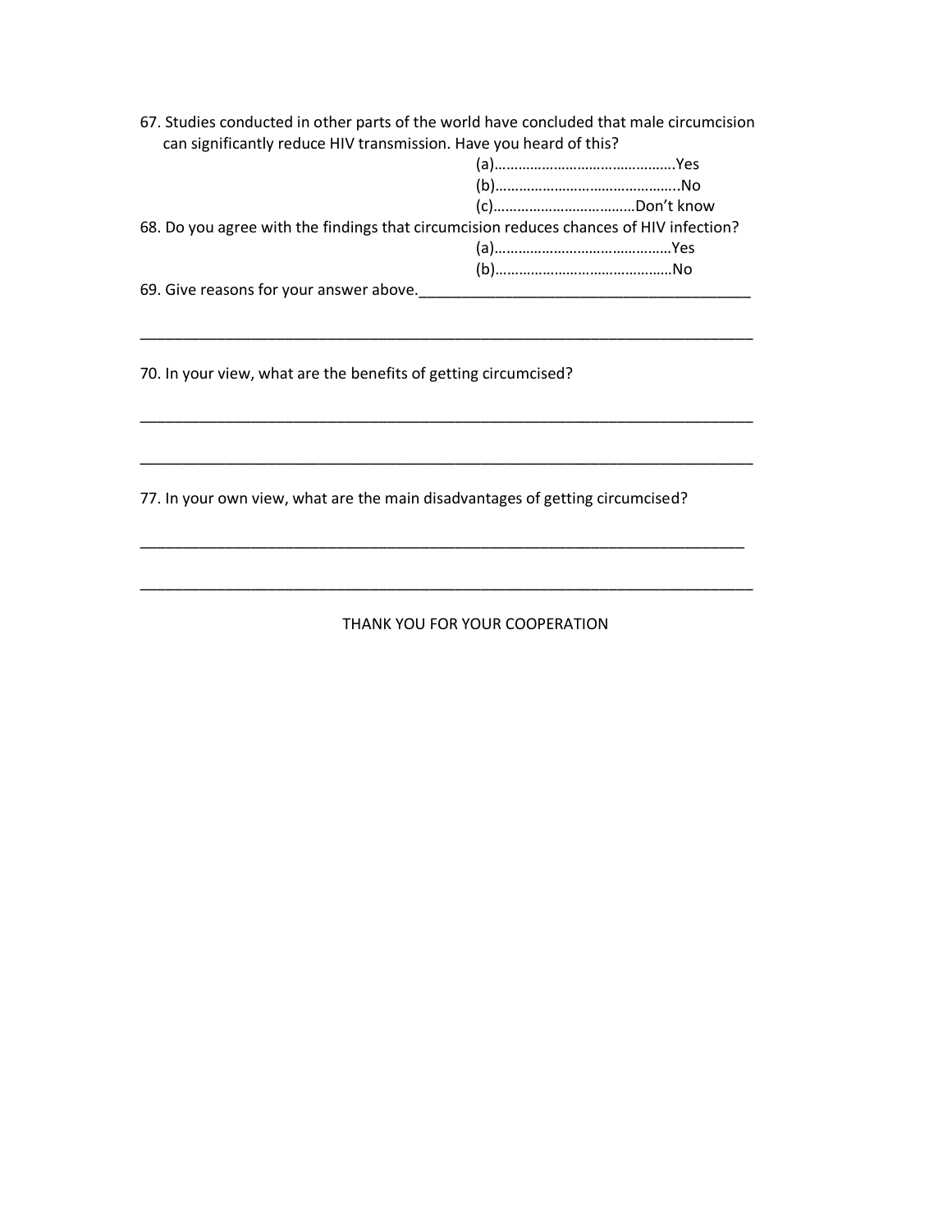67. Studies conducted in other parts of the world have concluded that male circumcision can significantly reduce HIV transmission. Have you heard of this?

(a)……………………………………….Yes
(b)………………………………………..No
(c)………………………………Don't know

68. Do you agree with the findings that circumcision reduces chances of HIV infection?

(a)………………………………………Yes
(b)………………………………………No

69. Give reasons for your answer above.________________________________________

___________________________________________________________________________

70. In your view, what are the benefits of getting circumcised?

___________________________________________________________________________

___________________________________________________________________________

77. In your own view, what are the main disadvantages of getting circumcised?

___________________________________________________________________________

___________________________________________________________________________

THANK YOU FOR YOUR COOPERATION